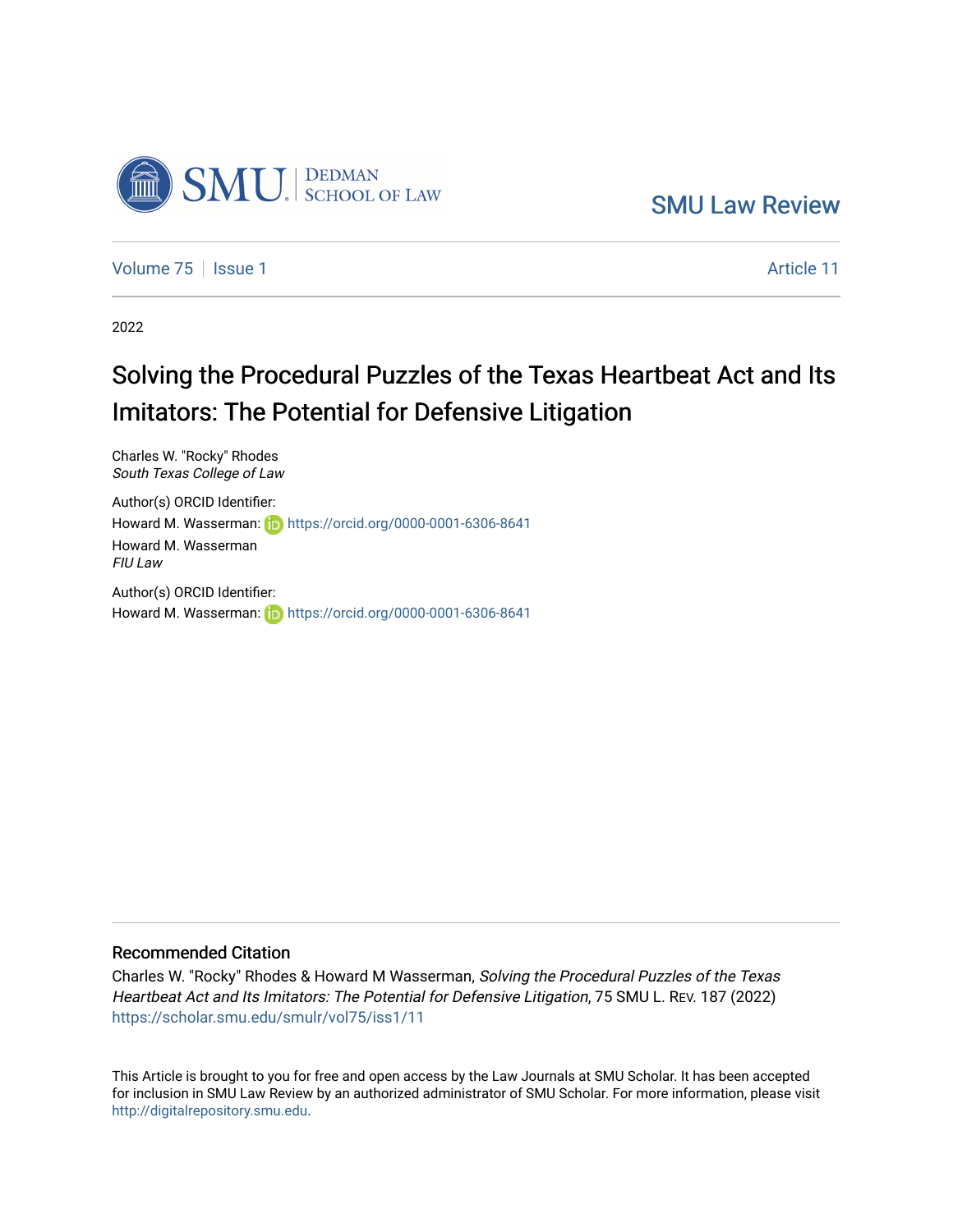SMU | DEDMAN SCHOOL OF LAW

SMU Law Review

Volume 75 | Issue 1 | Article 11

2022

# Solving the Procedural Puzzles of the Texas Heartbeat Act and Its Imitators: The Potential for Defensive Litigation

Charles W. "Rocky" Rhodes
*South Texas College of Law*

Author(s) ORCID Identifier:
Howard M. Wasserman: https://orcid.org/0000-0001-6306-8641

Howard M. Wasserman
*FIU Law*

Author(s) ORCID Identifier:
Howard M. Wasserman: https://orcid.org/0000-0001-6306-8641

## Recommended Citation

Charles W. "Rocky" Rhodes & Howard M Wasserman, *Solving the Procedural Puzzles of the Texas Heartbeat Act and Its Imitators: The Potential for Defensive Litigation*, 75 SMU L. Rev. 187 (2022)
https://scholar.smu.edu/smulr/vol75/iss1/11

This Article is brought to you for free and open access by the Law Journals at SMU Scholar. It has been accepted for inclusion in SMU Law Review by an authorized administrator of SMU Scholar. For more information, please visit http://digitalrepository.smu.edu.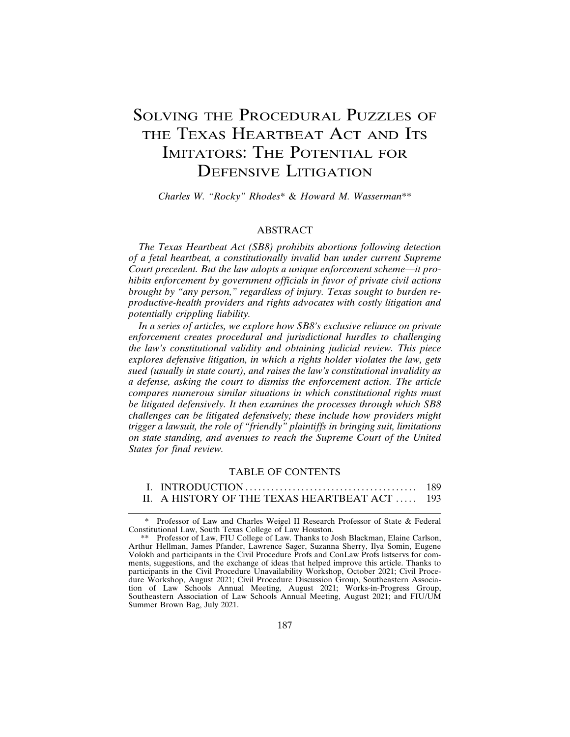# Solving the Procedural Puzzles of the Texas Heartbeat Act and Its Imitators: The Potential for Defensive Litigation

*Charles W. "Rocky" Rhodes\* & Howard M. Wasserman\*\**

## ABSTRACT

*The Texas Heartbeat Act (SB8) prohibits abortions following detection of a fetal heartbeat, a constitutionally invalid ban under current Supreme Court precedent. But the law adopts a unique enforcement scheme—it prohibits enforcement by government officials in favor of private civil actions brought by "any person," regardless of injury. Texas sought to burden reproductive-health providers and rights advocates with costly litigation and potentially crippling liability.*

*In a series of articles, we explore how SB8's exclusive reliance on private enforcement creates procedural and jurisdictional hurdles to challenging the law's constitutional validity and obtaining judicial review. This piece explores defensive litigation, in which a rights holder violates the law, gets sued (usually in state court), and raises the law's constitutional invalidity as a defense, asking the court to dismiss the enforcement action. The article compares numerous similar situations in which constitutional rights must be litigated defensively. It then examines the processes through which SB8 challenges can be litigated defensively; these include how providers might trigger a lawsuit, the role of "friendly" plaintiffs in bringing suit, limitations on state standing, and avenues to reach the Supreme Court of the United States for final review.*

## TABLE OF CONTENTS

| | |
|---|---|
| I. INTRODUCTION | 189 |
| II. A HISTORY OF THE TEXAS HEARTBEAT ACT | 193 |

\* Professor of Law and Charles Weigel II Research Professor of State & Federal Constitutional Law, South Texas College of Law Houston.

\*\* Professor of Law, FIU College of Law. Thanks to Josh Blackman, Elaine Carlson, Arthur Hellman, James Pfander, Lawrence Sager, Suzanna Sherry, Ilya Somin, Eugene Volokh and participants in the Civil Procedure Profs and ConLaw Profs listservs for comments, suggestions, and the exchange of ideas that helped improve this article. Thanks to participants in the Civil Procedure Unavailability Workshop, October 2021; Civil Procedure Workshop, August 2021; Civil Procedure Discussion Group, Southeastern Association of Law Schools Annual Meeting, August 2021; Works-in-Progress Group, Southeastern Association of Law Schools Annual Meeting, August 2021; and FIU/UM Summer Brown Bag, July 2021.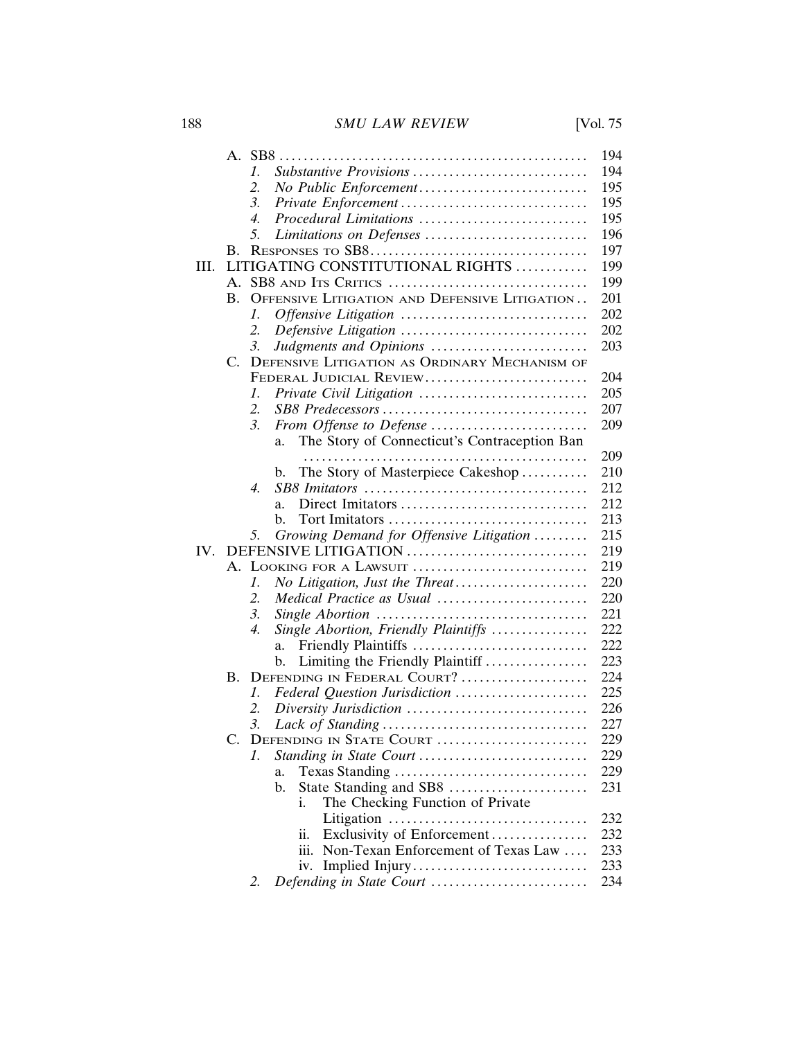- A. SB8 ........ 194
  - 1. *Substantive Provisions* ........ 194
  - 2. *No Public Enforcement* ........ 195
  - 3. *Private Enforcement* ........ 195
  - 4. *Procedural Limitations* ........ 195
  - 5. *Limitations on Defenses* ........ 196
- B. Responses to SB8 ........ 197

III. LITIGATING CONSTITUTIONAL RIGHTS ........ 199

- A. SB8 and Its Critics ........ 199
- B. Offensive Litigation and Defensive Litigation ........ 201
  - 1. *Offensive Litigation* ........ 202
  - 2. *Defensive Litigation* ........ 202
  - 3. *Judgments and Opinions* ........ 203
- C. Defensive Litigation as Ordinary Mechanism of Federal Judicial Review ........ 204
  - 1. *Private Civil Litigation* ........ 205
  - 2. *SB8 Predecessors* ........ 207
  - 3. *From Offense to Defense* ........ 209
    - a. The Story of Connecticut's Contraception Ban ........ 209
    - b. The Story of Masterpiece Cakeshop ........ 210
  - 4. *SB8 Imitators* ........ 212
    - a. Direct Imitators ........ 212
    - b. Tort Imitators ........ 213
  - 5. *Growing Demand for Offensive Litigation* ........ 215

IV. DEFENSIVE LITIGATION ........ 219

- A. Looking for a Lawsuit ........ 219
  - 1. *No Litigation, Just the Threat* ........ 220
  - 2. *Medical Practice as Usual* ........ 220
  - 3. *Single Abortion* ........ 221
  - 4. *Single Abortion, Friendly Plaintiffs* ........ 222
    - a. Friendly Plaintiffs ........ 222
    - b. Limiting the Friendly Plaintiff ........ 223
- B. Defending in Federal Court? ........ 224
  - 1. *Federal Question Jurisdiction* ........ 225
  - 2. *Diversity Jurisdiction* ........ 226
  - 3. *Lack of Standing* ........ 227
- C. Defending in State Court ........ 229
  - 1. *Standing in State Court* ........ 229
    - a. Texas Standing ........ 229
    - b. State Standing and SB8 ........ 231
      - i. The Checking Function of Private Litigation ........ 232
      - ii. Exclusivity of Enforcement ........ 232
      - iii. Non-Texan Enforcement of Texas Law ........ 233
      - iv. Implied Injury ........ 233
  - 2. *Defending in State Court* ........ 234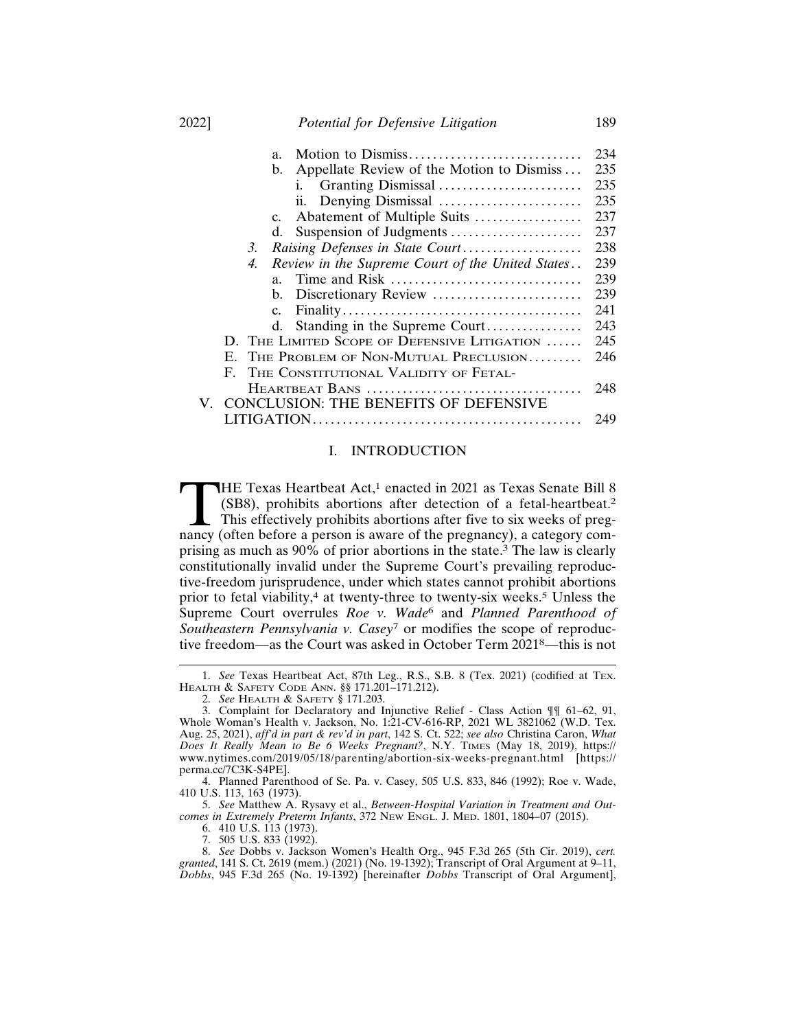a. Motion to Dismiss ............................ 234
b. Appellate Review of the Motion to Dismiss ... 235
i. Granting Dismissal ........................ 235
ii. Denying Dismissal ........................ 235
c. Abatement of Multiple Suits .................. 237
d. Suspension of Judgments ...................... 237
3. *Raising Defenses in State Court* .................... 238
4. *Review in the Supreme Court of the United States* .. 239
a. Time and Risk ................................ 239
b. Discretionary Review ......................... 239
c. Finality ........................................ 241
d. Standing in the Supreme Court ................ 243
D. The Limited Scope of Defensive Litigation ...... 245
E. The Problem of Non-Mutual Preclusion ......... 246
F. The Constitutional Validity of Fetal-Heartbeat Bans .................................... 248
V. CONCLUSION: THE BENEFITS OF DEFENSIVE LITIGATION ............................................. 249

## I. INTRODUCTION

THE Texas Heartbeat Act,[1] enacted in 2021 as Texas Senate Bill 8 (SB8), prohibits abortions after detection of a fetal-heartbeat.[2] This effectively prohibits abortions after five to six weeks of pregnancy (often before a person is aware of the pregnancy), a category comprising as much as 90% of prior abortions in the state.[3] The law is clearly constitutionally invalid under the Supreme Court's prevailing reproductive-freedom jurisprudence, under which states cannot prohibit abortions prior to fetal viability,[4] at twenty-three to twenty-six weeks.[5] Unless the Supreme Court overrules *Roe v. Wade*[6] and *Planned Parenthood of Southeastern Pennsylvania v. Casey*[7] or modifies the scope of reproductive freedom—as the Court was asked in October Term 2021[8]—this is not

---

1. *See* Texas Heartbeat Act, 87th Leg., R.S., S.B. 8 (Tex. 2021) (codified at Tex. Health & Safety Code Ann. §§ 171.201–171.212).

2. *See* Health & Safety § 171.203.

3. Complaint for Declaratory and Injunctive Relief - Class Action ¶¶ 61–62, 91, Whole Woman's Health v. Jackson, No. 1:21-CV-616-RP, 2021 WL 3821062 (W.D. Tex. Aug. 25, 2021), *aff'd in part & rev'd in part*, 142 S. Ct. 522; *see also* Christina Caron, *What Does It Really Mean to Be 6 Weeks Pregnant?*, N.Y. Times (May 18, 2019), https://www.nytimes.com/2019/05/18/parenting/abortion-six-weeks-pregnant.html [https://perma.cc/7C3K-S4PE].

4. Planned Parenthood of Se. Pa. v. Casey, 505 U.S. 833, 846 (1992); Roe v. Wade, 410 U.S. 113, 163 (1973).

5. *See* Matthew A. Rysavy et al., *Between-Hospital Variation in Treatment and Outcomes in Extremely Preterm Infants*, 372 New Engl. J. Med. 1801, 1804–07 (2015).

6. 410 U.S. 113 (1973).

7. 505 U.S. 833 (1992).

8. *See* Dobbs v. Jackson Women's Health Org., 945 F.3d 265 (5th Cir. 2019), *cert. granted*, 141 S. Ct. 2619 (mem.) (2021) (No. 19-1392); Transcript of Oral Argument at 9–11, *Dobbs*, 945 F.3d 265 (No. 19-1392) [hereinafter *Dobbs* Transcript of Oral Argument],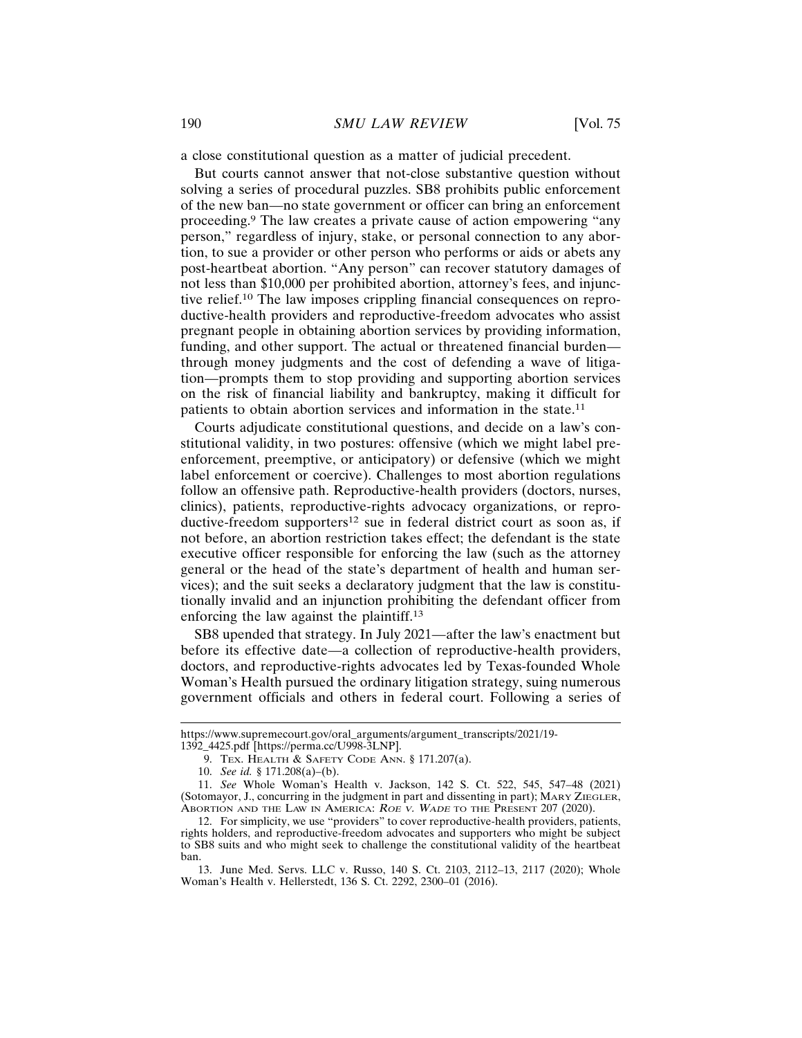a close constitutional question as a matter of judicial precedent.

But courts cannot answer that not-close substantive question without solving a series of procedural puzzles. SB8 prohibits public enforcement of the new ban—no state government or officer can bring an enforcement proceeding.[9] The law creates a private cause of action empowering "any person," regardless of injury, stake, or personal connection to any abortion, to sue a provider or other person who performs or aids or abets any post-heartbeat abortion. "Any person" can recover statutory damages of not less than $10,000 per prohibited abortion, attorney's fees, and injunctive relief.[10] The law imposes crippling financial consequences on reproductive-health providers and reproductive-freedom advocates who assist pregnant people in obtaining abortion services by providing information, funding, and other support. The actual or threatened financial burden—through money judgments and the cost of defending a wave of litigation—prompts them to stop providing and supporting abortion services on the risk of financial liability and bankruptcy, making it difficult for patients to obtain abortion services and information in the state.[11]

Courts adjudicate constitutional questions, and decide on a law's constitutional validity, in two postures: offensive (which we might label preenforcement, preemptive, or anticipatory) or defensive (which we might label enforcement or coercive). Challenges to most abortion regulations follow an offensive path. Reproductive-health providers (doctors, nurses, clinics), patients, reproductive-rights advocacy organizations, or reproductive-freedom supporters[12] sue in federal district court as soon as, if not before, an abortion restriction takes effect; the defendant is the state executive officer responsible for enforcing the law (such as the attorney general or the head of the state's department of health and human services); and the suit seeks a declaratory judgment that the law is constitutionally invalid and an injunction prohibiting the defendant officer from enforcing the law against the plaintiff.[13]

SB8 upended that strategy. In July 2021—after the law's enactment but before its effective date—a collection of reproductive-health providers, doctors, and reproductive-rights advocates led by Texas-founded Whole Woman's Health pursued the ordinary litigation strategy, suing numerous government officials and others in federal court. Following a series of

https://www.supremecourt.gov/oral_arguments/argument_transcripts/2021/19-1392_4425.pdf [https://perma.cc/U998-3LNP].

9. TEX. HEALTH & SAFETY CODE ANN. § 171.207(a).

10. *See id.* § 171.208(a)–(b).

11. *See* Whole Woman's Health v. Jackson, 142 S. Ct. 522, 545, 547–48 (2021) (Sotomayor, J., concurring in the judgment in part and dissenting in part); MARY ZIEGLER, ABORTION AND THE LAW IN AMERICA: *ROE V. WADE* TO THE PRESENT 207 (2020).

12. For simplicity, we use "providers" to cover reproductive-health providers, patients, rights holders, and reproductive-freedom advocates and supporters who might be subject to SB8 suits and who might seek to challenge the constitutional validity of the heartbeat ban.

13. June Med. Servs. LLC v. Russo, 140 S. Ct. 2103, 2112–13, 2117 (2020); Whole Woman's Health v. Hellerstedt, 136 S. Ct. 2292, 2300–01 (2016).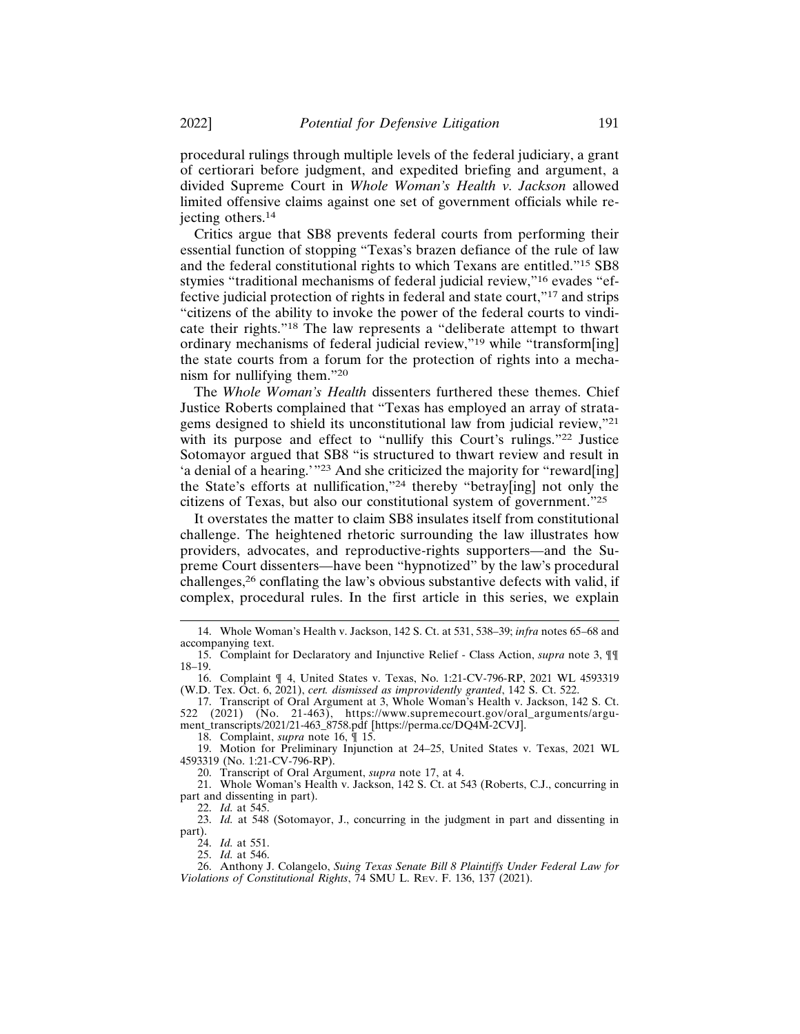procedural rulings through multiple levels of the federal judiciary, a grant of certiorari before judgment, and expedited briefing and argument, a divided Supreme Court in *Whole Woman's Health v. Jackson* allowed limited offensive claims against one set of government officials while rejecting others.[14]

Critics argue that SB8 prevents federal courts from performing their essential function of stopping "Texas's brazen defiance of the rule of law and the federal constitutional rights to which Texans are entitled."[15] SB8 stymies "traditional mechanisms of federal judicial review,"[16] evades "effective judicial protection of rights in federal and state court,"[17] and strips "citizens of the ability to invoke the power of the federal courts to vindicate their rights."[18] The law represents a "deliberate attempt to thwart ordinary mechanisms of federal judicial review,"[19] while "transform[ing] the state courts from a forum for the protection of rights into a mechanism for nullifying them."[20]

The *Whole Woman's Health* dissenters furthered these themes. Chief Justice Roberts complained that "Texas has employed an array of stratagems designed to shield its unconstitutional law from judicial review,"[21] with its purpose and effect to "nullify this Court's rulings."[22] Justice Sotomayor argued that SB8 "is structured to thwart review and result in 'a denial of a hearing.'"[23] And she criticized the majority for "reward[ing] the State's efforts at nullification,"[24] thereby "betray[ing] not only the citizens of Texas, but also our constitutional system of government."[25]

It overstates the matter to claim SB8 insulates itself from constitutional challenge. The heightened rhetoric surrounding the law illustrates how providers, advocates, and reproductive-rights supporters—and the Supreme Court dissenters—have been "hypnotized" by the law's procedural challenges,[26] conflating the law's obvious substantive defects with valid, if complex, procedural rules. In the first article in this series, we explain

---

14. Whole Woman's Health v. Jackson, 142 S. Ct. at 531, 538–39; *infra* notes 65–68 and accompanying text.

15. Complaint for Declaratory and Injunctive Relief - Class Action, *supra* note 3, ¶¶ 18–19.

16. Complaint ¶ 4, United States v. Texas, No. 1:21-CV-796-RP, 2021 WL 4593319 (W.D. Tex. Oct. 6, 2021), *cert. dismissed as improvidently granted*, 142 S. Ct. 522.

17. Transcript of Oral Argument at 3, Whole Woman's Health v. Jackson, 142 S. Ct. 522 (2021) (No. 21-463), https://www.supremecourt.gov/oral_arguments/argument_transcripts/2021/21-463_8758.pdf [https://perma.cc/DQ4M-2CVJ].

18. Complaint, *supra* note 16, ¶ 15.

19. Motion for Preliminary Injunction at 24–25, United States v. Texas, 2021 WL 4593319 (No. 1:21-CV-796-RP).

20. Transcript of Oral Argument, *supra* note 17, at 4.

21. Whole Woman's Health v. Jackson, 142 S. Ct. at 543 (Roberts, C.J., concurring in part and dissenting in part).

22. *Id.* at 545.

23. *Id.* at 548 (Sotomayor, J., concurring in the judgment in part and dissenting in part).

24. *Id.* at 551.

25. *Id.* at 546.

26. Anthony J. Colangelo, *Suing Texas Senate Bill 8 Plaintiffs Under Federal Law for Violations of Constitutional Rights*, 74 SMU L. Rev. F. 136, 137 (2021).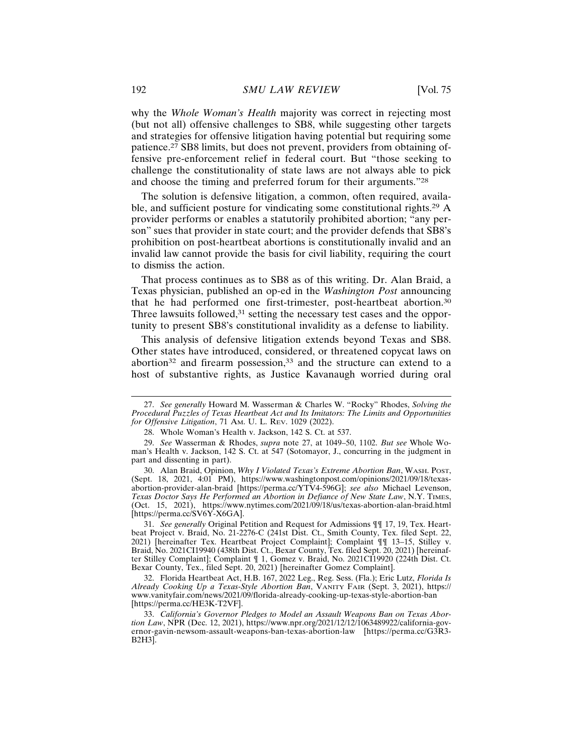why the *Whole Woman's Health* majority was correct in rejecting most (but not all) offensive challenges to SB8, while suggesting other targets and strategies for offensive litigation having potential but requiring some patience.[27] SB8 limits, but does not prevent, providers from obtaining offensive pre-enforcement relief in federal court. But "those seeking to challenge the constitutionality of state laws are not always able to pick and choose the timing and preferred forum for their arguments."[28]

The solution is defensive litigation, a common, often required, available, and sufficient posture for vindicating some constitutional rights.[29] A provider performs or enables a statutorily prohibited abortion; "any person" sues that provider in state court; and the provider defends that SB8's prohibition on post-heartbeat abortions is constitutionally invalid and an invalid law cannot provide the basis for civil liability, requiring the court to dismiss the action.

That process continues as to SB8 as of this writing. Dr. Alan Braid, a Texas physician, published an op-ed in the *Washington Post* announcing that he had performed one first-trimester, post-heartbeat abortion.[30] Three lawsuits followed,[31] setting the necessary test cases and the opportunity to present SB8's constitutional invalidity as a defense to liability.

This analysis of defensive litigation extends beyond Texas and SB8. Other states have introduced, considered, or threatened copycat laws on abortion[32] and firearm possession,[33] and the structure can extend to a host of substantive rights, as Justice Kavanaugh worried during oral

---

27. *See generally* Howard M. Wasserman & Charles W. "Rocky" Rhodes, *Solving the Procedural Puzzles of Texas Heartbeat Act and Its Imitators: The Limits and Opportunities for Offensive Litigation*, 71 AM. U. L. REV. 1029 (2022).

28. Whole Woman's Health v. Jackson, 142 S. Ct. at 537.

29. *See* Wasserman & Rhodes, *supra* note 27, at 1049–50, 1102. *But see* Whole Woman's Health v. Jackson, 142 S. Ct. at 547 (Sotomayor, J., concurring in the judgment in part and dissenting in part).

30. Alan Braid, Opinion, *Why I Violated Texas's Extreme Abortion Ban*, WASH. POST, (Sept. 18, 2021, 4:01 PM), https://www.washingtonpost.com/opinions/2021/09/18/texas-abortion-provider-alan-braid [https://perma.cc/YTV4-596G]; *see also* Michael Levenson, *Texas Doctor Says He Performed an Abortion in Defiance of New State Law*, N.Y. TIMES, (Oct. 15, 2021), https://www.nytimes.com/2021/09/18/us/texas-abortion-alan-braid.html [https://perma.cc/SV6Y-X6GA].

31. *See generally* Original Petition and Request for Admissions ¶¶ 17, 19, Tex. Heartbeat Project v. Braid, No. 21-2276-C (241st Dist. Ct., Smith County, Tex. filed Sept. 22, 2021) [hereinafter Tex. Heartbeat Project Complaint]; Complaint ¶¶ 13–15, Stilley v. Braid, No. 2021CI19940 (438th Dist. Ct., Bexar County, Tex. filed Sept. 20, 2021) [hereinafter Stilley Complaint]; Complaint ¶ 1, Gomez v. Braid, No. 2021CI19920 (224th Dist. Ct. Bexar County, Tex., filed Sept. 20, 2021) [hereinafter Gomez Complaint].

32. Florida Heartbeat Act, H.B. 167, 2022 Leg., Reg. Sess. (Fla.); Eric Lutz, *Florida Is Already Cooking Up a Texas-Style Abortion Ban*, VANITY FAIR (Sept. 3, 2021), https://www.vanityfair.com/news/2021/09/florida-already-cooking-up-texas-style-abortion-ban [https://perma.cc/HE3K-T2VF].

33. *California's Governor Pledges to Model an Assault Weapons Ban on Texas Abortion Law*, NPR (Dec. 12, 2021), https://www.npr.org/2021/12/12/1063489922/california-governor-gavin-newsom-assault-weapons-ban-texas-abortion-law [https://perma.cc/G3R3-B2H3].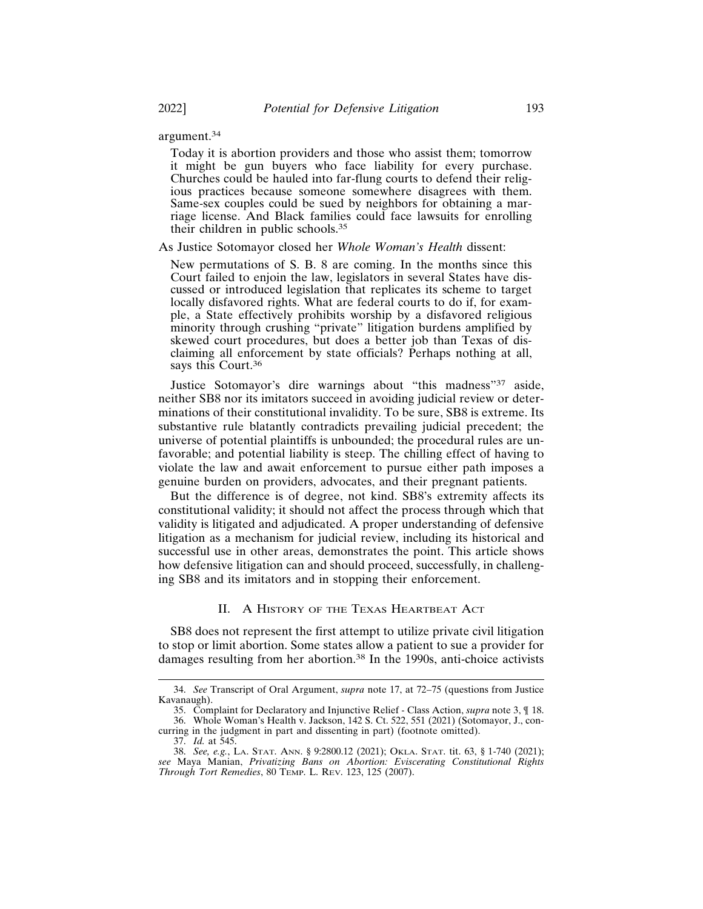argument.[34]

> Today it is abortion providers and those who assist them; tomorrow it might be gun buyers who face liability for every purchase. Churches could be hauled into far-flung courts to defend their religious practices because someone somewhere disagrees with them. Same-sex couples could be sued by neighbors for obtaining a marriage license. And Black families could face lawsuits for enrolling their children in public schools.[35]

As Justice Sotomayor closed her *Whole Woman's Health* dissent:

> New permutations of S. B. 8 are coming. In the months since this Court failed to enjoin the law, legislators in several States have discussed or introduced legislation that replicates its scheme to target locally disfavored rights. What are federal courts to do if, for example, a State effectively prohibits worship by a disfavored religious minority through crushing "private" litigation burdens amplified by skewed court procedures, but does a better job than Texas of disclaiming all enforcement by state officials? Perhaps nothing at all, says this Court.[36]

Justice Sotomayor's dire warnings about "this madness"[37] aside, neither SB8 nor its imitators succeed in avoiding judicial review or determinations of their constitutional invalidity. To be sure, SB8 is extreme. Its substantive rule blatantly contradicts prevailing judicial precedent; the universe of potential plaintiffs is unbounded; the procedural rules are unfavorable; and potential liability is steep. The chilling effect of having to violate the law and await enforcement to pursue either path imposes a genuine burden on providers, advocates, and their pregnant patients.

But the difference is of degree, not kind. SB8's extremity affects its constitutional validity; it should not affect the process through which that validity is litigated and adjudicated. A proper understanding of defensive litigation as a mechanism for judicial review, including its historical and successful use in other areas, demonstrates the point. This article shows how defensive litigation can and should proceed, successfully, in challenging SB8 and its imitators and in stopping their enforcement.

## II. A History of the Texas Heartbeat Act

SB8 does not represent the first attempt to utilize private civil litigation to stop or limit abortion. Some states allow a patient to sue a provider for damages resulting from her abortion.[38] In the 1990s, anti-choice activists

---

34. *See* Transcript of Oral Argument, *supra* note 17, at 72–75 (questions from Justice Kavanaugh).

35. Complaint for Declaratory and Injunctive Relief - Class Action, *supra* note 3, ¶ 18.

36. Whole Woman's Health v. Jackson, 142 S. Ct. 522, 551 (2021) (Sotomayor, J., concurring in the judgment in part and dissenting in part) (footnote omitted).

37. *Id.* at 545.

38. *See, e.g.*, LA. STAT. ANN. § 9:2800.12 (2021); OKLA. STAT. tit. 63, § 1-740 (2021); *see* Maya Manian, *Privatizing Bans on Abortion: Eviscerating Constitutional Rights Through Tort Remedies*, 80 TEMP. L. REV. 123, 125 (2007).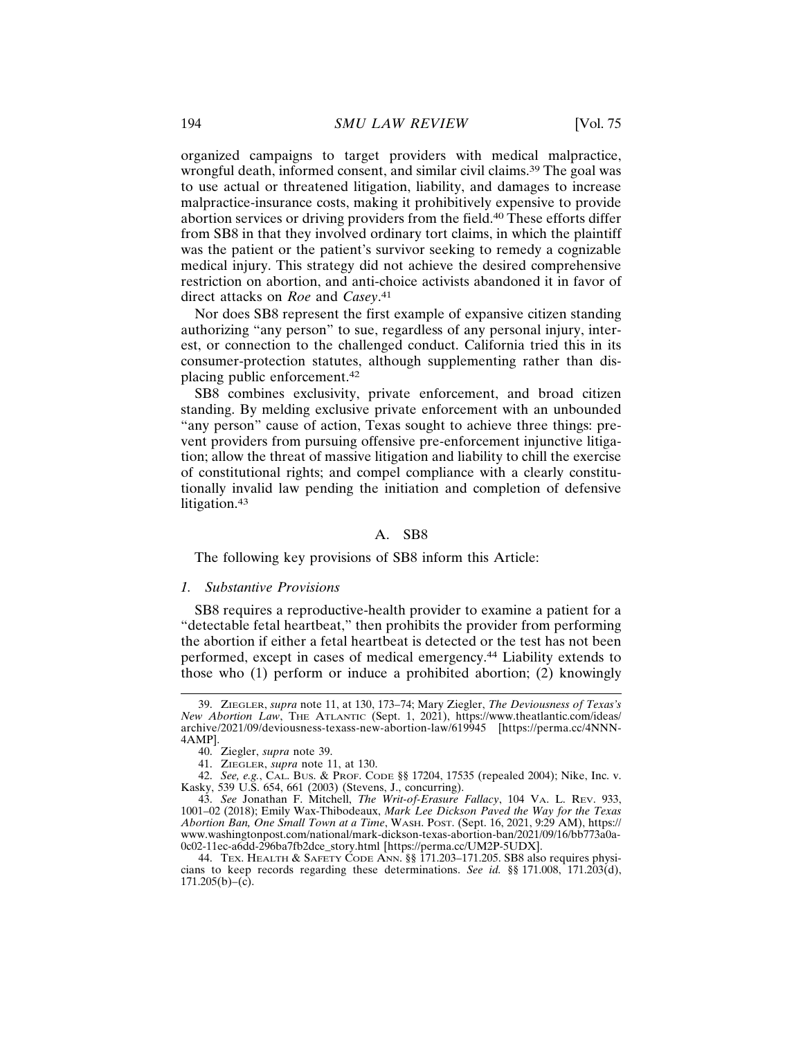organized campaigns to target providers with medical malpractice, wrongful death, informed consent, and similar civil claims.[39] The goal was to use actual or threatened litigation, liability, and damages to increase malpractice-insurance costs, making it prohibitively expensive to provide abortion services or driving providers from the field.[40] These efforts differ from SB8 in that they involved ordinary tort claims, in which the plaintiff was the patient or the patient's survivor seeking to remedy a cognizable medical injury. This strategy did not achieve the desired comprehensive restriction on abortion, and anti-choice activists abandoned it in favor of direct attacks on *Roe* and *Casey*.[41]

Nor does SB8 represent the first example of expansive citizen standing authorizing "any person" to sue, regardless of any personal injury, interest, or connection to the challenged conduct. California tried this in its consumer-protection statutes, although supplementing rather than displacing public enforcement.[42]

SB8 combines exclusivity, private enforcement, and broad citizen standing. By melding exclusive private enforcement with an unbounded "any person" cause of action, Texas sought to achieve three things: prevent providers from pursuing offensive pre-enforcement injunctive litigation; allow the threat of massive litigation and liability to chill the exercise of constitutional rights; and compel compliance with a clearly constitutionally invalid law pending the initiation and completion of defensive litigation.[43]

## A. SB8

The following key provisions of SB8 inform this Article:

### *1. Substantive Provisions*

SB8 requires a reproductive-health provider to examine a patient for a "detectable fetal heartbeat," then prohibits the provider from performing the abortion if either a fetal heartbeat is detected or the test has not been performed, except in cases of medical emergency.[44] Liability extends to those who (1) perform or induce a prohibited abortion; (2) knowingly

---

39. Ziegler, *supra* note 11, at 130, 173–74; Mary Ziegler, *The Deviousness of Texas's New Abortion Law*, The Atlantic (Sept. 1, 2021), https://www.theatlantic.com/ideas/archive/2021/09/deviousness-texass-new-abortion-law/619945 [https://perma.cc/4NNN-4AMP].

40. Ziegler, *supra* note 39.

41. Ziegler, *supra* note 11, at 130.

42. *See, e.g.*, Cal. Bus. & Prof. Code §§ 17204, 17535 (repealed 2004); Nike, Inc. v. Kasky, 539 U.S. 654, 661 (2003) (Stevens, J., concurring).

43. *See* Jonathan F. Mitchell, *The Writ-of-Erasure Fallacy*, 104 Va. L. Rev. 933, 1001–02 (2018); Emily Wax-Thibodeaux, *Mark Lee Dickson Paved the Way for the Texas Abortion Ban, One Small Town at a Time*, Wash. Post. (Sept. 16, 2021, 9:29 AM), https://www.washingtonpost.com/national/mark-dickson-texas-abortion-ban/2021/09/16/bb773a0a-0c02-11ec-a6dd-296ba7fb2dce_story.html [https://perma.cc/UM2P-5UDX].

44. Tex. Health & Safety Code Ann. §§ 171.203–171.205. SB8 also requires physicians to keep records regarding these determinations. *See id.* §§ 171.008, 171.203(d), 171.205(b)–(c).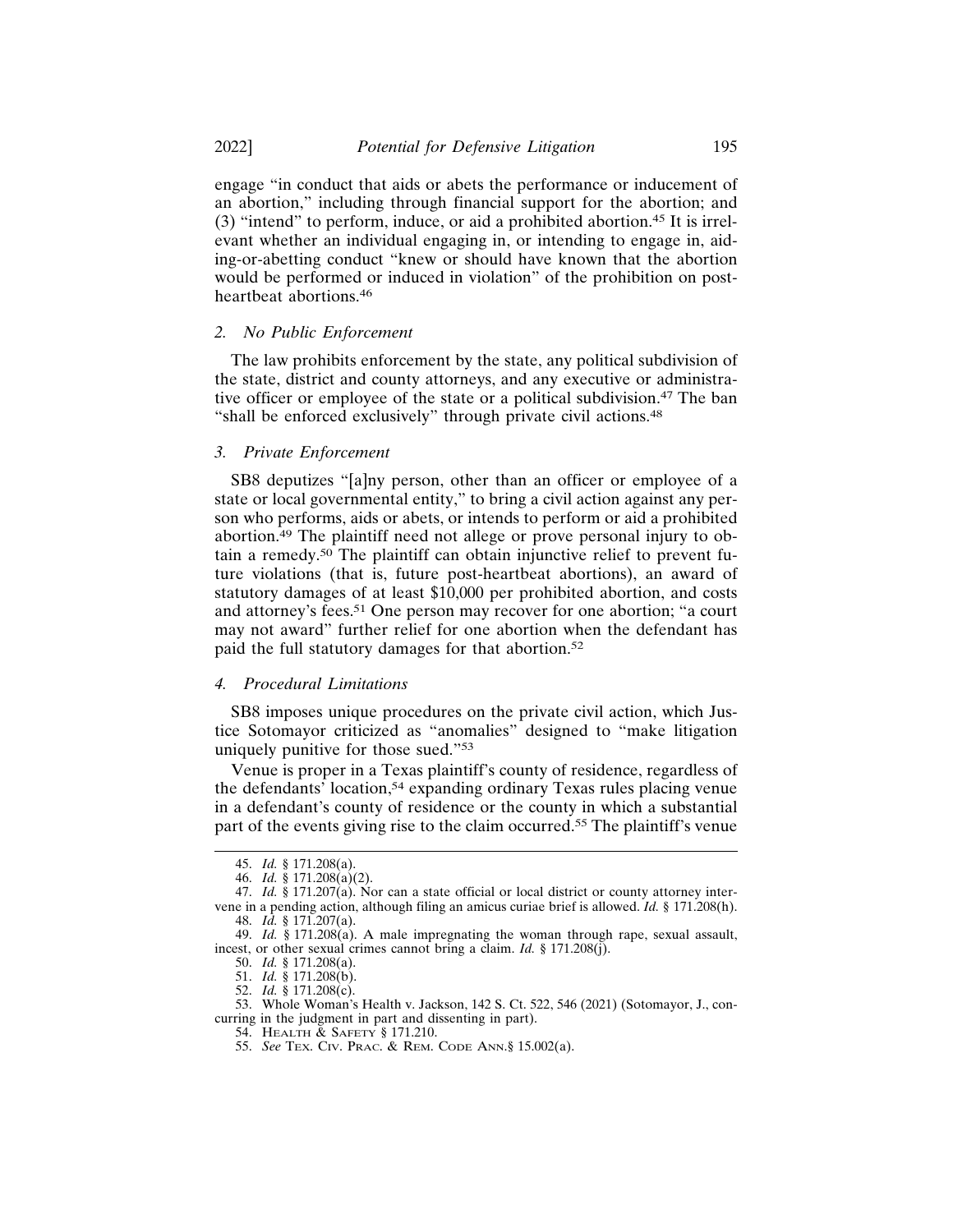engage "in conduct that aids or abets the performance or inducement of an abortion," including through financial support for the abortion; and (3) "intend" to perform, induce, or aid a prohibited abortion.[45] It is irrelevant whether an individual engaging in, or intending to engage in, aiding-or-abetting conduct "knew or should have known that the abortion would be performed or induced in violation" of the prohibition on post-heartbeat abortions.[46]

### *2. No Public Enforcement*

The law prohibits enforcement by the state, any political subdivision of the state, district and county attorneys, and any executive or administrative officer or employee of the state or a political subdivision.[47] The ban "shall be enforced exclusively" through private civil actions.[48]

### *3. Private Enforcement*

SB8 deputizes "[a]ny person, other than an officer or employee of a state or local governmental entity," to bring a civil action against any person who performs, aids or abets, or intends to perform or aid a prohibited abortion.[49] The plaintiff need not allege or prove personal injury to obtain a remedy.[50] The plaintiff can obtain injunctive relief to prevent future violations (that is, future post-heartbeat abortions), an award of statutory damages of at least $10,000 per prohibited abortion, and costs and attorney's fees.[51] One person may recover for one abortion; "a court may not award" further relief for one abortion when the defendant has paid the full statutory damages for that abortion.[52]

### *4. Procedural Limitations*

SB8 imposes unique procedures on the private civil action, which Justice Sotomayor criticized as "anomalies" designed to "make litigation uniquely punitive for those sued."[53]

Venue is proper in a Texas plaintiff's county of residence, regardless of the defendants' location,[54] expanding ordinary Texas rules placing venue in a defendant's county of residence or the county in which a substantial part of the events giving rise to the claim occurred.[55] The plaintiff's venue

---

45. *Id.* § 171.208(a).

46. *Id.* § 171.208(a)(2).

47. *Id.* § 171.207(a). Nor can a state official or local district or county attorney intervene in a pending action, although filing an amicus curiae brief is allowed. *Id.* § 171.208(h).

48. *Id.* § 171.207(a).

49. *Id.* § 171.208(a). A male impregnating the woman through rape, sexual assault, incest, or other sexual crimes cannot bring a claim. *Id.* § 171.208(j).

50. *Id.* § 171.208(a).

51. *Id.* § 171.208(b).

52. *Id.* § 171.208(c).

53. Whole Woman's Health v. Jackson, 142 S. Ct. 522, 546 (2021) (Sotomayor, J., concurring in the judgment in part and dissenting in part).

54. HEALTH & SAFETY § 171.210.

55. *See* TEX. CIV. PRAC. & REM. CODE ANN.§ 15.002(a).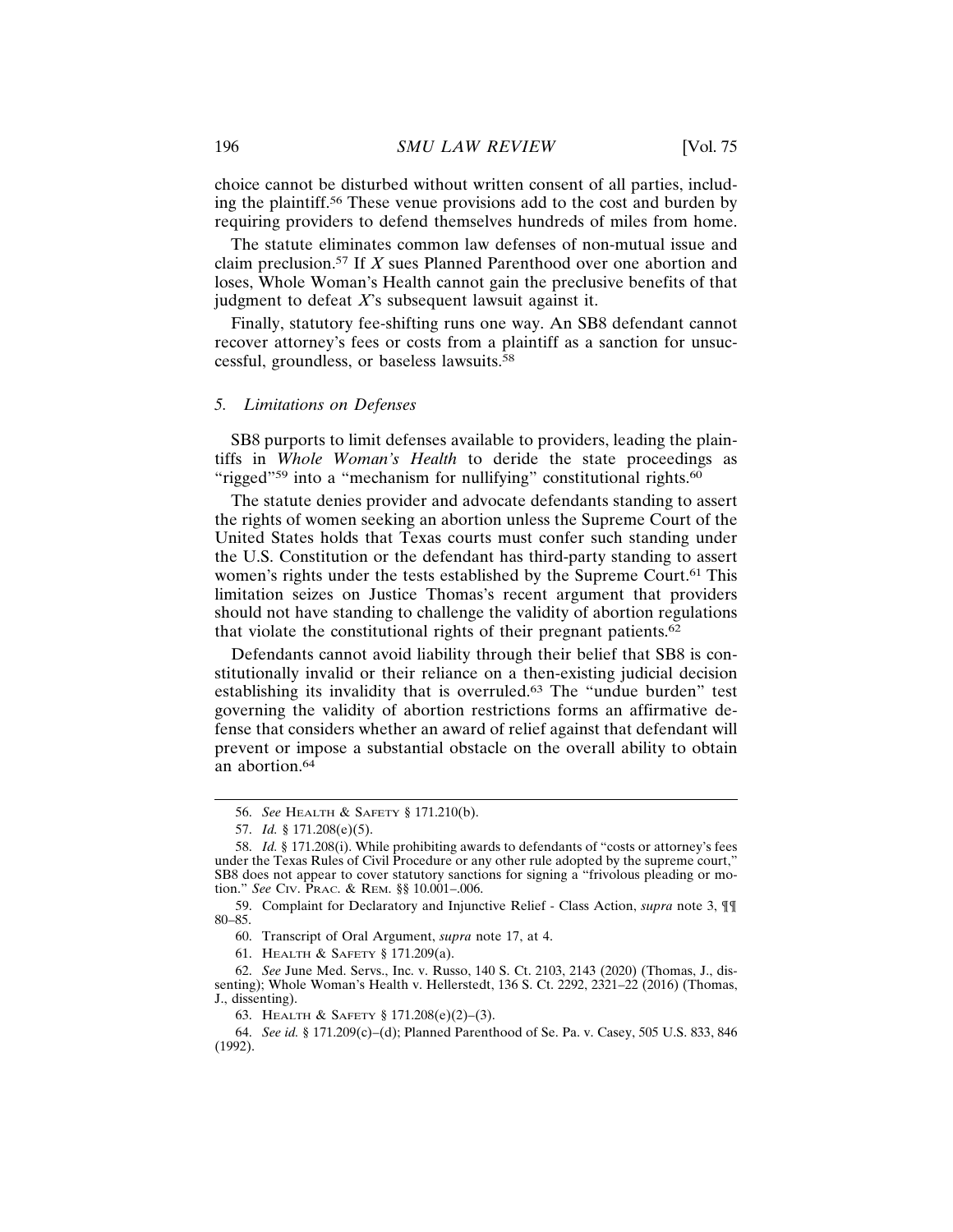choice cannot be disturbed without written consent of all parties, including the plaintiff.[56] These venue provisions add to the cost and burden by requiring providers to defend themselves hundreds of miles from home.

The statute eliminates common law defenses of non-mutual issue and claim preclusion.[57] If *X* sues Planned Parenthood over one abortion and loses, Whole Woman's Health cannot gain the preclusive benefits of that judgment to defeat *X*'s subsequent lawsuit against it.

Finally, statutory fee-shifting runs one way. An SB8 defendant cannot recover attorney's fees or costs from a plaintiff as a sanction for unsuccessful, groundless, or baseless lawsuits.[58]

### *5. Limitations on Defenses*

SB8 purports to limit defenses available to providers, leading the plaintiffs in *Whole Woman's Health* to deride the state proceedings as "rigged"[59] into a "mechanism for nullifying" constitutional rights.[60]

The statute denies provider and advocate defendants standing to assert the rights of women seeking an abortion unless the Supreme Court of the United States holds that Texas courts must confer such standing under the U.S. Constitution or the defendant has third-party standing to assert women's rights under the tests established by the Supreme Court.[61] This limitation seizes on Justice Thomas's recent argument that providers should not have standing to challenge the validity of abortion regulations that violate the constitutional rights of their pregnant patients.[62]

Defendants cannot avoid liability through their belief that SB8 is constitutionally invalid or their reliance on a then-existing judicial decision establishing its invalidity that is overruled.[63] The "undue burden" test governing the validity of abortion restrictions forms an affirmative defense that considers whether an award of relief against that defendant will prevent or impose a substantial obstacle on the overall ability to obtain an abortion.[64]

---

56. *See* HEALTH & SAFETY § 171.210(b).

57. *Id.* § 171.208(e)(5).

58. *Id.* § 171.208(i). While prohibiting awards to defendants of "costs or attorney's fees under the Texas Rules of Civil Procedure or any other rule adopted by the supreme court," SB8 does not appear to cover statutory sanctions for signing a "frivolous pleading or motion." *See* CIV. PRAC. & REM. §§ 10.001–.006.

59. Complaint for Declaratory and Injunctive Relief - Class Action, *supra* note 3, ¶¶ 80–85.

60. Transcript of Oral Argument, *supra* note 17, at 4.

61. HEALTH & SAFETY § 171.209(a).

62. *See* June Med. Servs., Inc. v. Russo, 140 S. Ct. 2103, 2143 (2020) (Thomas, J., dissenting); Whole Woman's Health v. Hellerstedt, 136 S. Ct. 2292, 2321–22 (2016) (Thomas, J., dissenting).

63. HEALTH & SAFETY § 171.208(e)(2)–(3).

64. *See id.* § 171.209(c)–(d); Planned Parenthood of Se. Pa. v. Casey, 505 U.S. 833, 846 (1992).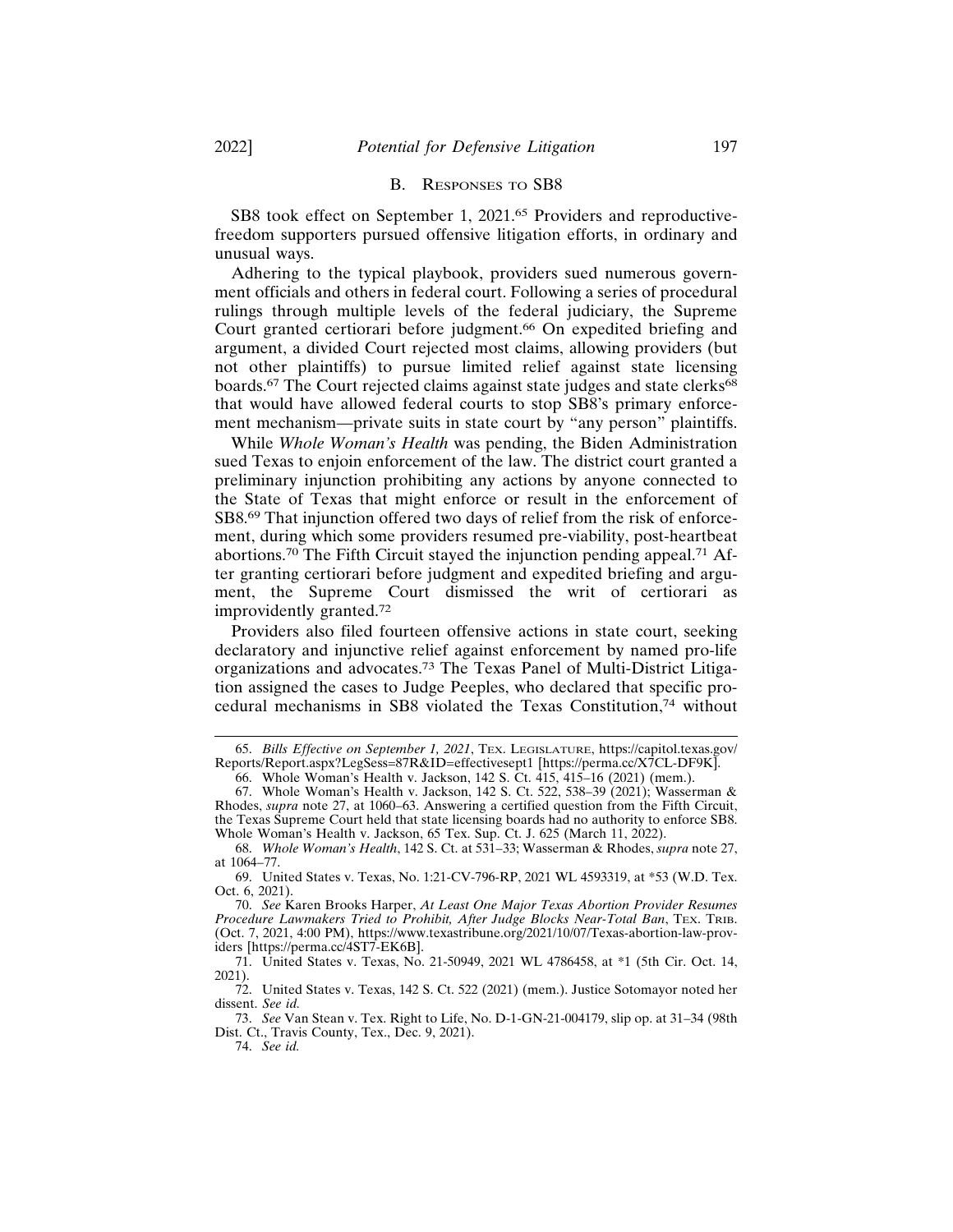### B. Responses to SB8

SB8 took effect on September 1, 2021.[65] Providers and reproductive-freedom supporters pursued offensive litigation efforts, in ordinary and unusual ways.

Adhering to the typical playbook, providers sued numerous government officials and others in federal court. Following a series of procedural rulings through multiple levels of the federal judiciary, the Supreme Court granted certiorari before judgment.[66] On expedited briefing and argument, a divided Court rejected most claims, allowing providers (but not other plaintiffs) to pursue limited relief against state licensing boards.[67] The Court rejected claims against state judges and state clerks[68] that would have allowed federal courts to stop SB8's primary enforcement mechanism—private suits in state court by "any person" plaintiffs.

While *Whole Woman's Health* was pending, the Biden Administration sued Texas to enjoin enforcement of the law. The district court granted a preliminary injunction prohibiting any actions by anyone connected to the State of Texas that might enforce or result in the enforcement of SB8.[69] That injunction offered two days of relief from the risk of enforcement, during which some providers resumed pre-viability, post-heartbeat abortions.[70] The Fifth Circuit stayed the injunction pending appeal.[71] After granting certiorari before judgment and expedited briefing and argument, the Supreme Court dismissed the writ of certiorari as improvidently granted.[72]

Providers also filed fourteen offensive actions in state court, seeking declaratory and injunctive relief against enforcement by named pro-life organizations and advocates.[73] The Texas Panel of Multi-District Litigation assigned the cases to Judge Peeples, who declared that specific procedural mechanisms in SB8 violated the Texas Constitution,[74] without

---

65. *Bills Effective on September 1, 2021*, Tex. Legislature, https://capitol.texas.gov/Reports/Report.aspx?LegSess=87R&ID=effectivesept1 [https://perma.cc/X7CL-DF9K].

66. Whole Woman's Health v. Jackson, 142 S. Ct. 415, 415–16 (2021) (mem.).

67. Whole Woman's Health v. Jackson, 142 S. Ct. 522, 538–39 (2021); Wasserman & Rhodes, *supra* note 27, at 1060–63. Answering a certified question from the Fifth Circuit, the Texas Supreme Court held that state licensing boards had no authority to enforce SB8. Whole Woman's Health v. Jackson, 65 Tex. Sup. Ct. J. 625 (March 11, 2022).

68. *Whole Woman's Health*, 142 S. Ct. at 531–33; Wasserman & Rhodes, *supra* note 27, at 1064–77.

69. United States v. Texas, No. 1:21-CV-796-RP, 2021 WL 4593319, at *53 (W.D. Tex. Oct. 6, 2021).

70. *See* Karen Brooks Harper, *At Least One Major Texas Abortion Provider Resumes Procedure Lawmakers Tried to Prohibit, After Judge Blocks Near-Total Ban*, Tex. Trib. (Oct. 7, 2021, 4:00 PM), https://www.texastribune.org/2021/10/07/Texas-abortion-law-providers [https://perma.cc/4ST7-EK6B].

71. United States v. Texas, No. 21-50949, 2021 WL 4786458, at *1 (5th Cir. Oct. 14, 2021).

72. United States v. Texas, 142 S. Ct. 522 (2021) (mem.). Justice Sotomayor noted her dissent. *See id.*

73. *See* Van Stean v. Tex. Right to Life, No. D-1-GN-21-004179, slip op. at 31–34 (98th Dist. Ct., Travis County, Tex., Dec. 9, 2021).

74. *See id.*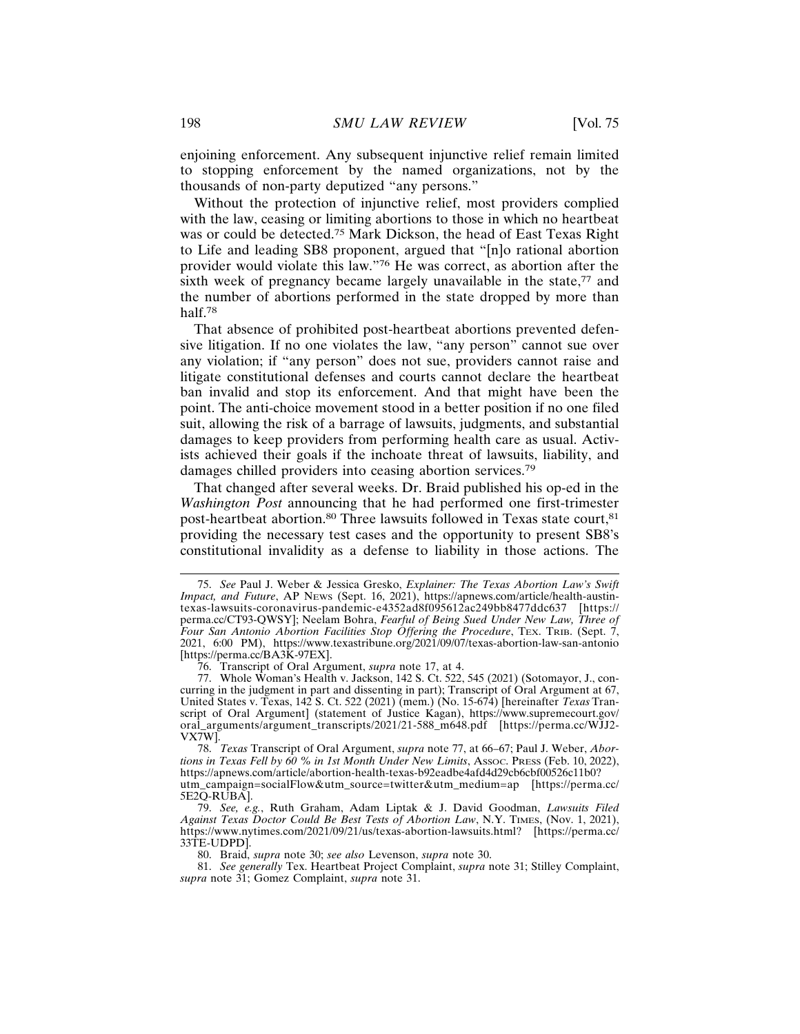enjoining enforcement. Any subsequent injunctive relief remain limited to stopping enforcement by the named organizations, not by the thousands of non-party deputized "any persons."

Without the protection of injunctive relief, most providers complied with the law, ceasing or limiting abortions to those in which no heartbeat was or could be detected.[75] Mark Dickson, the head of East Texas Right to Life and leading SB8 proponent, argued that "[n]o rational abortion provider would violate this law."[76] He was correct, as abortion after the sixth week of pregnancy became largely unavailable in the state,[77] and the number of abortions performed in the state dropped by more than half.[78]

That absence of prohibited post-heartbeat abortions prevented defensive litigation. If no one violates the law, "any person" cannot sue over any violation; if "any person" does not sue, providers cannot raise and litigate constitutional defenses and courts cannot declare the heartbeat ban invalid and stop its enforcement. And that might have been the point. The anti-choice movement stood in a better position if no one filed suit, allowing the risk of a barrage of lawsuits, judgments, and substantial damages to keep providers from performing health care as usual. Activists achieved their goals if the inchoate threat of lawsuits, liability, and damages chilled providers into ceasing abortion services.[79]

That changed after several weeks. Dr. Braid published his op-ed in the *Washington Post* announcing that he had performed one first-trimester post-heartbeat abortion.[80] Three lawsuits followed in Texas state court,[81] providing the necessary test cases and the opportunity to present SB8's constitutional invalidity as a defense to liability in those actions. The

75. *See* Paul J. Weber & Jessica Gresko, *Explainer: The Texas Abortion Law's Swift Impact, and Future*, AP NEWS (Sept. 16, 2021), https://apnews.com/article/health-austin-texas-lawsuits-coronavirus-pandemic-e4352ad8f095612ac249bb8477ddc637 [https://perma.cc/CT93-QWSY]; Neelam Bohra, *Fearful of Being Sued Under New Law, Three of Four San Antonio Abortion Facilities Stop Offering the Procedure*, TEX. TRIB. (Sept. 7, 2021, 6:00 PM), https://www.texastribune.org/2021/09/07/texas-abortion-law-san-antonio [https://perma.cc/BA3K-97EX].

76. Transcript of Oral Argument, *supra* note 17, at 4.

77. Whole Woman's Health v. Jackson, 142 S. Ct. 522, 545 (2021) (Sotomayor, J., concurring in the judgment in part and dissenting in part); Transcript of Oral Argument at 67, United States v. Texas, 142 S. Ct. 522 (2021) (mem.) (No. 15-674) [hereinafter *Texas* Transcript of Oral Argument] (statement of Justice Kagan), https://www.supremecourt.gov/oral_arguments/argument_transcripts/2021/21-588_m648.pdf [https://perma.cc/WJJ2-VX7W].

78. *Texas* Transcript of Oral Argument, *supra* note 77, at 66–67; Paul J. Weber, *Abortions in Texas Fell by 60 % in 1st Month Under New Limits*, ASSOC. PRESS (Feb. 10, 2022), https://apnews.com/article/abortion-health-texas-b92eadbe4afd4d29cb6cbf00526c11b0?utm_campaign=socialFlow&utm_source=twitter&utm_medium=ap [https://perma.cc/5E2Q-RUBA].

79. *See, e.g.*, Ruth Graham, Adam Liptak & J. David Goodman, *Lawsuits Filed Against Texas Doctor Could Be Best Tests of Abortion Law*, N.Y. TIMES, (Nov. 1, 2021), https://www.nytimes.com/2021/09/21/us/texas-abortion-lawsuits.html? [https://perma.cc/33TE-UDPD].

80. Braid, *supra* note 30; *see also* Levenson, *supra* note 30.

81. *See generally* Tex. Heartbeat Project Complaint, *supra* note 31; Stilley Complaint, *supra* note 31; Gomez Complaint, *supra* note 31.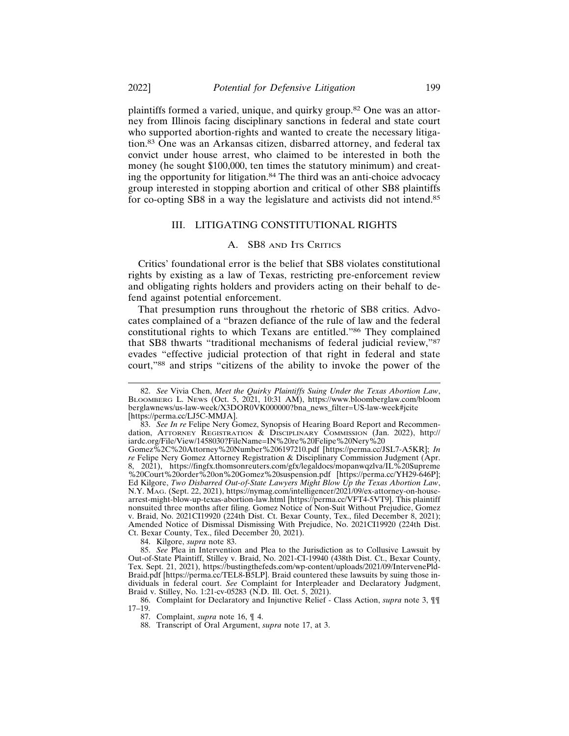plaintiffs formed a varied, unique, and quirky group.[82] One was an attorney from Illinois facing disciplinary sanctions in federal and state court who supported abortion-rights and wanted to create the necessary litigation.[83] One was an Arkansas citizen, disbarred attorney, and federal tax convict under house arrest, who claimed to be interested in both the money (he sought $100,000, ten times the statutory minimum) and creating the opportunity for litigation.[84] The third was an anti-choice advocacy group interested in stopping abortion and critical of other SB8 plaintiffs for co-opting SB8 in a way the legislature and activists did not intend.[85]

## III. LITIGATING CONSTITUTIONAL RIGHTS

### A. SB8 and Its Critics

Critics' foundational error is the belief that SB8 violates constitutional rights by existing as a law of Texas, restricting pre-enforcement review and obligating rights holders and providers acting on their behalf to defend against potential enforcement.

That presumption runs throughout the rhetoric of SB8 critics. Advocates complained of a "brazen defiance of the rule of law and the federal constitutional rights to which Texans are entitled."[86] They complained that SB8 thwarts "traditional mechanisms of federal judicial review,"[87] evades "effective judicial protection of that right in federal and state court,"[88] and strips "citizens of the ability to invoke the power of the

---

82. *See* Vivia Chen, *Meet the Quirky Plaintiffs Suing Under the Texas Abortion Law*, Bloomberg L. News (Oct. 5, 2021, 10:31 AM), https://www.bloomberglaw.com/bloomberglawnews/us-law-week/X3DOR0VK000000?bna_news_filter=US-law-week#jcite [https://perma.cc/LJ5C-MMJA].

83. *See In re* Felipe Nery Gomez, Synopsis of Hearing Board Report and Recommendation, Attorney Registration & Disciplinary Commission (Jan. 2022), http://iardc.org/File/View/1458030?FileName=IN%20re%20Felipe%20Nery%20Gomez%2C%20Attorney%20Number%206197210.pdf [https://perma.cc/JSL7-A5KR]; *In re* Felipe Nery Gomez Attorney Registration & Disciplinary Commission Judgment (Apr. 8, 2021), https://fingfx.thomsonreuters.com/gfx/legaldocs/mopanwqzlva/IL%20Supreme%20Court%20order%20on%20Gomez%20suspension.pdf [https://perma.cc/YH29-646P]; Ed Kilgore, *Two Disbarred Out-of-State Lawyers Might Blow Up the Texas Abortion Law*, N.Y. Mag. (Sept. 22, 2021), https://nymag.com/intelligencer/2021/09/ex-attorney-on-house-arrest-might-blow-up-texas-abortion-law.html [https://perma.cc/VFT4-5VT9]. This plaintiff nonsuited three months after filing. Gomez Notice of Non-Suit Without Prejudice, Gomez v. Braid, No. 2021CI19920 (224th Dist. Ct. Bexar County, Tex., filed December 8, 2021); Amended Notice of Dismissal Dismissing With Prejudice, No. 2021CI19920 (224th Dist. Ct. Bexar County, Tex., filed December 20, 2021).

84. Kilgore, *supra* note 83.

85. *See* Plea in Intervention and Plea to the Jurisdiction as to Collusive Lawsuit by Out-of-State Plaintiff, Stilley v. Braid, No. 2021-CI-19940 (438th Dist. Ct., Bexar County, Tex. Sept. 21, 2021), https://bustingthefeds.com/wp-content/uploads/2021/09/IntervenePld-Braid.pdf [https://perma.cc/TEL8-B5LP]. Braid countered these lawsuits by suing those individuals in federal court. *See* Complaint for Interpleader and Declaratory Judgment, Braid v. Stilley, No. 1:21-cv-05283 (N.D. Ill. Oct. 5, 2021).

86. Complaint for Declaratory and Injunctive Relief - Class Action, *supra* note 3, ¶¶ 17–19.

87. Complaint, *supra* note 16, ¶ 4.

88. Transcript of Oral Argument, *supra* note 17, at 3.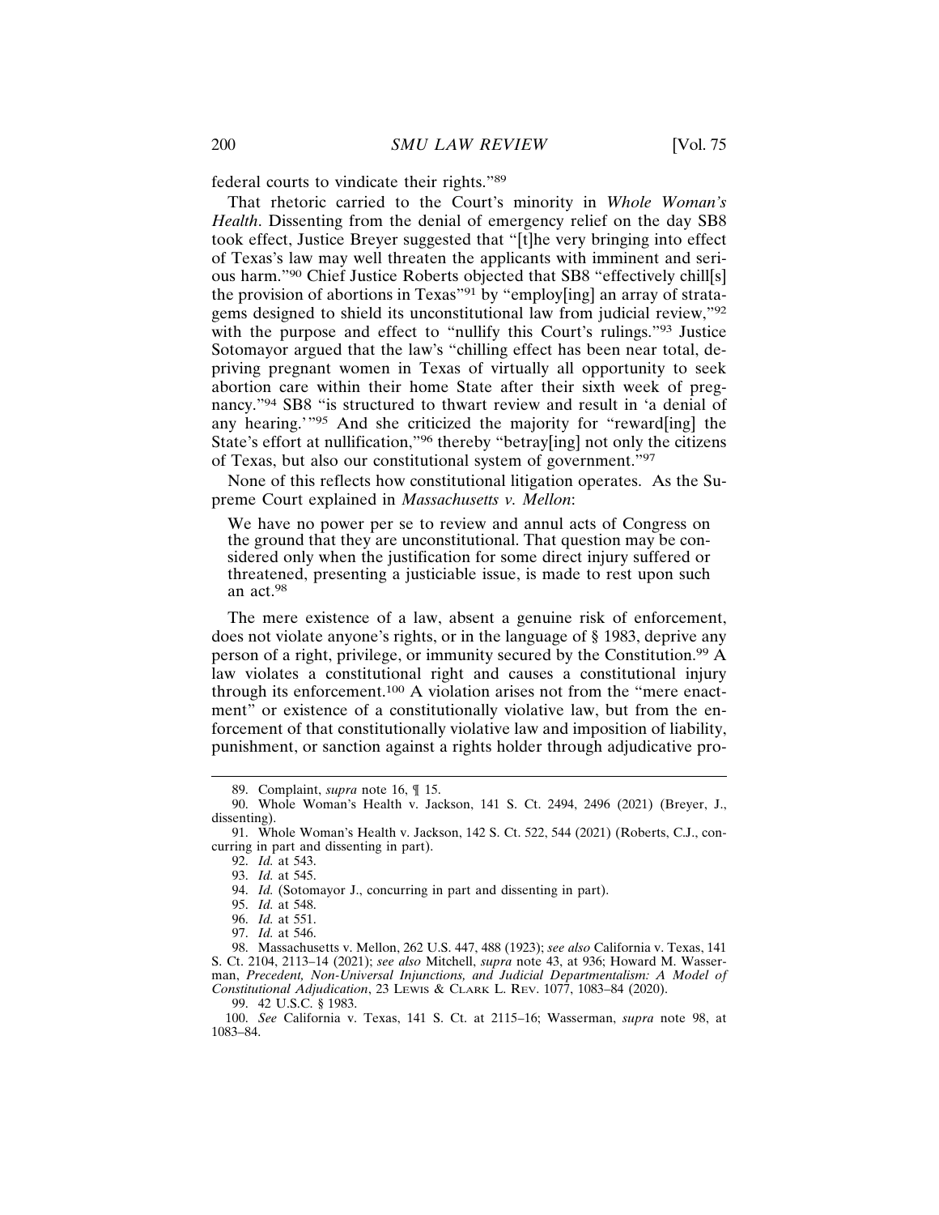federal courts to vindicate their rights."[89]

That rhetoric carried to the Court's minority in *Whole Woman's Health*. Dissenting from the denial of emergency relief on the day SB8 took effect, Justice Breyer suggested that "[t]he very bringing into effect of Texas's law may well threaten the applicants with imminent and serious harm."[90] Chief Justice Roberts objected that SB8 "effectively chill[s] the provision of abortions in Texas"[91] by "employ[ing] an array of stratagems designed to shield its unconstitutional law from judicial review,"[92] with the purpose and effect to "nullify this Court's rulings."[93] Justice Sotomayor argued that the law's "chilling effect has been near total, depriving pregnant women in Texas of virtually all opportunity to seek abortion care within their home State after their sixth week of pregnancy."[94] SB8 "is structured to thwart review and result in 'a denial of any hearing.'"[95] And she criticized the majority for "reward[ing] the State's effort at nullification,"[96] thereby "betray[ing] not only the citizens of Texas, but also our constitutional system of government."[97]

None of this reflects how constitutional litigation operates. As the Supreme Court explained in *Massachusetts v. Mellon*:

> We have no power per se to review and annul acts of Congress on the ground that they are unconstitutional. That question may be considered only when the justification for some direct injury suffered or threatened, presenting a justiciable issue, is made to rest upon such an act.[98]

The mere existence of a law, absent a genuine risk of enforcement, does not violate anyone's rights, or in the language of § 1983, deprive any person of a right, privilege, or immunity secured by the Constitution.[99] A law violates a constitutional right and causes a constitutional injury through its enforcement.[100] A violation arises not from the "mere enactment" or existence of a constitutionally violative law, but from the enforcement of that constitutionally violative law and imposition of liability, punishment, or sanction against a rights holder through adjudicative pro-

---

89. Complaint, *supra* note 16, ¶ 15.

90. Whole Woman's Health v. Jackson, 141 S. Ct. 2494, 2496 (2021) (Breyer, J., dissenting).

91. Whole Woman's Health v. Jackson, 142 S. Ct. 522, 544 (2021) (Roberts, C.J., concurring in part and dissenting in part).

92. *Id.* at 543.

93. *Id.* at 545.

94. *Id.* (Sotomayor J., concurring in part and dissenting in part).

95. *Id.* at 548.

96. *Id.* at 551.

97. *Id.* at 546.

98. Massachusetts v. Mellon, 262 U.S. 447, 488 (1923); *see also* California v. Texas, 141 S. Ct. 2104, 2113–14 (2021); *see also* Mitchell, *supra* note 43, at 936; Howard M. Wasserman, *Precedent, Non-Universal Injunctions, and Judicial Departmentalism: A Model of Constitutional Adjudication*, 23 LEWIS & CLARK L. REV. 1077, 1083–84 (2020).

99. 42 U.S.C. § 1983.

100. *See* California v. Texas, 141 S. Ct. at 2115–16; Wasserman, *supra* note 98, at 1083–84.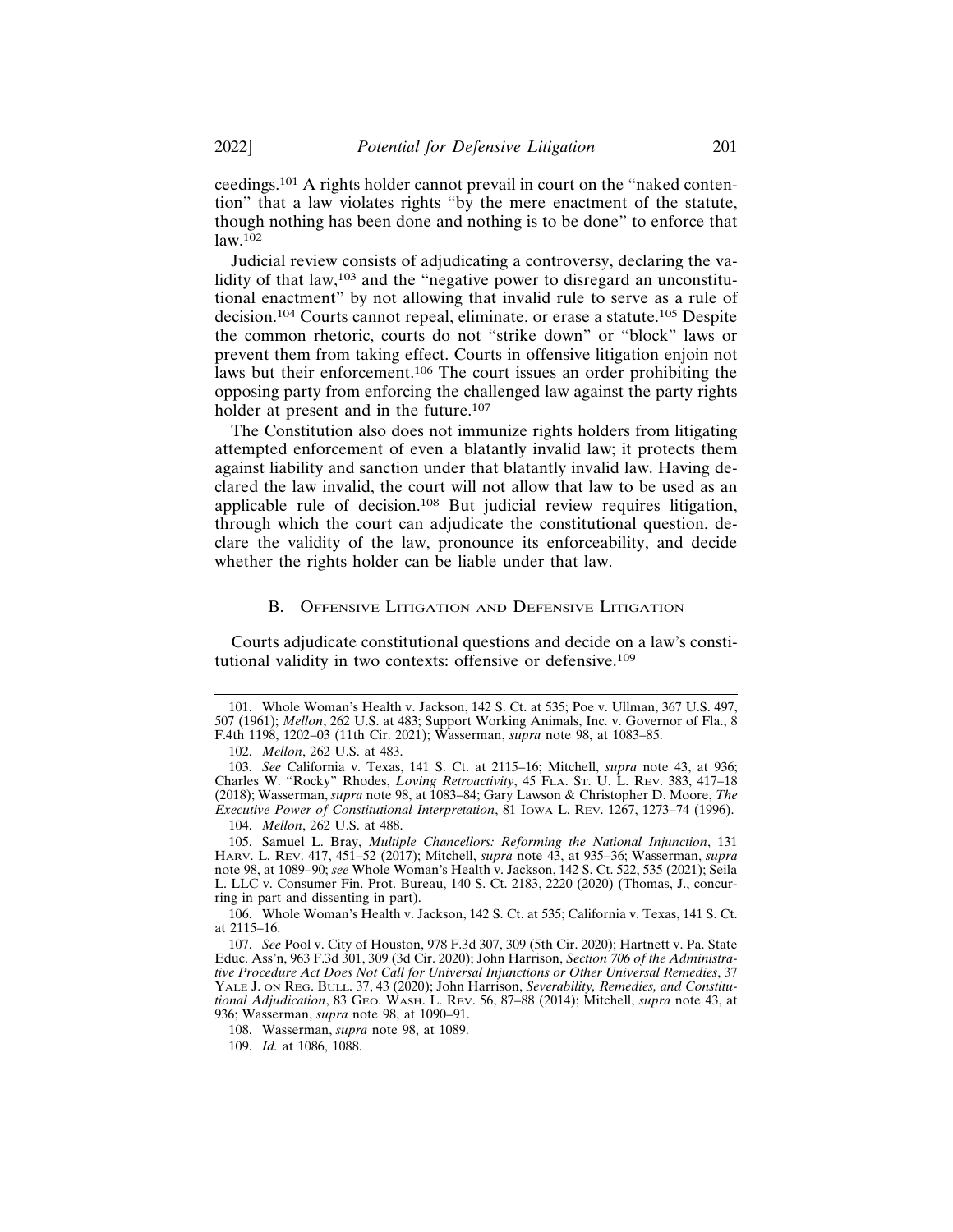ceedings.[101] A rights holder cannot prevail in court on the "naked contention" that a law violates rights "by the mere enactment of the statute, though nothing has been done and nothing is to be done" to enforce that law.[102]

Judicial review consists of adjudicating a controversy, declaring the validity of that law,[103] and the "negative power to disregard an unconstitutional enactment" by not allowing that invalid rule to serve as a rule of decision.[104] Courts cannot repeal, eliminate, or erase a statute.[105] Despite the common rhetoric, courts do not "strike down" or "block" laws or prevent them from taking effect. Courts in offensive litigation enjoin not laws but their enforcement.[106] The court issues an order prohibiting the opposing party from enforcing the challenged law against the party rights holder at present and in the future.[107]

The Constitution also does not immunize rights holders from litigating attempted enforcement of even a blatantly invalid law; it protects them against liability and sanction under that blatantly invalid law. Having declared the law invalid, the court will not allow that law to be used as an applicable rule of decision.[108] But judicial review requires litigation, through which the court can adjudicate the constitutional question, declare the validity of the law, pronounce its enforceability, and decide whether the rights holder can be liable under that law.

### B. Offensive Litigation and Defensive Litigation

Courts adjudicate constitutional questions and decide on a law's constitutional validity in two contexts: offensive or defensive.[109]

---

101. Whole Woman's Health v. Jackson, 142 S. Ct. at 535; Poe v. Ullman, 367 U.S. 497, 507 (1961); *Mellon*, 262 U.S. at 483; Support Working Animals, Inc. v. Governor of Fla., 8 F.4th 1198, 1202–03 (11th Cir. 2021); Wasserman, *supra* note 98, at 1083–85.

102. *Mellon*, 262 U.S. at 483.

103. *See* California v. Texas, 141 S. Ct. at 2115–16; Mitchell, *supra* note 43, at 936; Charles W. "Rocky" Rhodes, *Loving Retroactivity*, 45 Fla. St. U. L. Rev. 383, 417–18 (2018); Wasserman, *supra* note 98, at 1083–84; Gary Lawson & Christopher D. Moore, *The Executive Power of Constitutional Interpretation*, 81 Iowa L. Rev. 1267, 1273–74 (1996).

104. *Mellon*, 262 U.S. at 488.

105. Samuel L. Bray, *Multiple Chancellors: Reforming the National Injunction*, 131 Harv. L. Rev. 417, 451–52 (2017); Mitchell, *supra* note 43, at 935–36; Wasserman, *supra* note 98, at 1089–90; *see* Whole Woman's Health v. Jackson, 142 S. Ct. 522, 535 (2021); Seila L. LLC v. Consumer Fin. Prot. Bureau, 140 S. Ct. 2183, 2220 (2020) (Thomas, J., concurring in part and dissenting in part).

106. Whole Woman's Health v. Jackson, 142 S. Ct. at 535; California v. Texas, 141 S. Ct. at 2115–16.

107. *See* Pool v. City of Houston, 978 F.3d 307, 309 (5th Cir. 2020); Hartnett v. Pa. State Educ. Ass'n, 963 F.3d 301, 309 (3d Cir. 2020); John Harrison, *Section 706 of the Administrative Procedure Act Does Not Call for Universal Injunctions or Other Universal Remedies*, 37 Yale J. on Reg. Bull. 37, 43 (2020); John Harrison, *Severability, Remedies, and Constitutional Adjudication*, 83 Geo. Wash. L. Rev. 56, 87–88 (2014); Mitchell, *supra* note 43, at 936; Wasserman, *supra* note 98, at 1090–91.

108. Wasserman, *supra* note 98, at 1089.

109. *Id.* at 1086, 1088.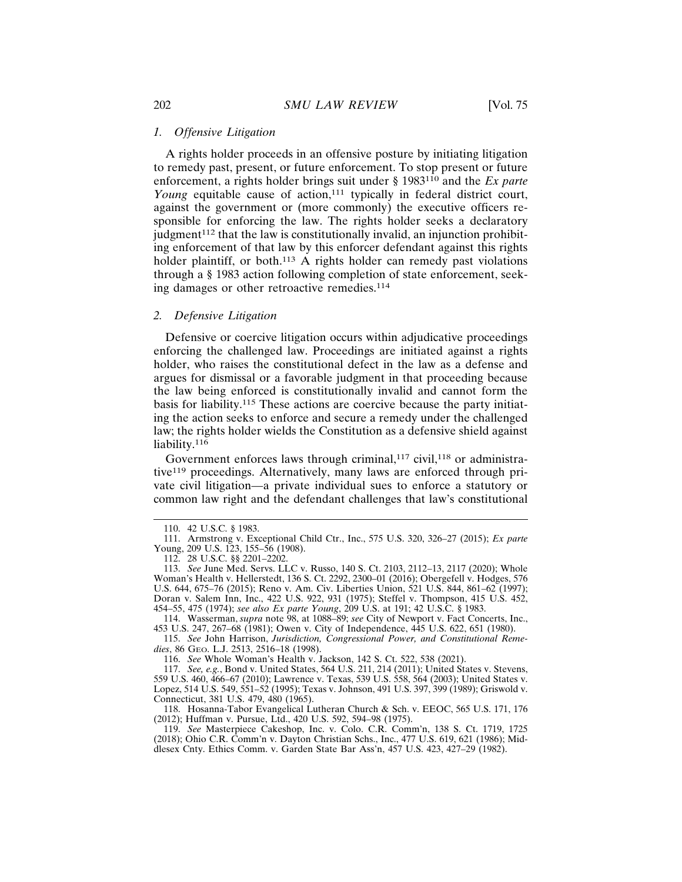### *1. Offensive Litigation*

A rights holder proceeds in an offensive posture by initiating litigation to remedy past, present, or future enforcement. To stop present or future enforcement, a rights holder brings suit under § 1983[110] and the *Ex parte Young* equitable cause of action,[111] typically in federal district court, against the government or (more commonly) the executive officers responsible for enforcing the law. The rights holder seeks a declaratory judgment[112] that the law is constitutionally invalid, an injunction prohibiting enforcement of that law by this enforcer defendant against this rights holder plaintiff, or both.[113] A rights holder can remedy past violations through a § 1983 action following completion of state enforcement, seeking damages or other retroactive remedies.[114]

### *2. Defensive Litigation*

Defensive or coercive litigation occurs within adjudicative proceedings enforcing the challenged law. Proceedings are initiated against a rights holder, who raises the constitutional defect in the law as a defense and argues for dismissal or a favorable judgment in that proceeding because the law being enforced is constitutionally invalid and cannot form the basis for liability.[115] These actions are coercive because the party initiating the action seeks to enforce and secure a remedy under the challenged law; the rights holder wields the Constitution as a defensive shield against liability.[116]

Government enforces laws through criminal,[117] civil,[118] or administrative[119] proceedings. Alternatively, many laws are enforced through private civil litigation—a private individual sues to enforce a statutory or common law right and the defendant challenges that law's constitutional

---

110. 42 U.S.C. § 1983.

111. Armstrong v. Exceptional Child Ctr., Inc., 575 U.S. 320, 326–27 (2015); *Ex parte* Young, 209 U.S. 123, 155–56 (1908).

112. 28 U.S.C. §§ 2201–2202.

113. *See* June Med. Servs. LLC v. Russo, 140 S. Ct. 2103, 2112–13, 2117 (2020); Whole Woman's Health v. Hellerstedt, 136 S. Ct. 2292, 2300–01 (2016); Obergefell v. Hodges, 576 U.S. 644, 675–76 (2015); Reno v. Am. Civ. Liberties Union, 521 U.S. 844, 861–62 (1997); Doran v. Salem Inn, Inc., 422 U.S. 922, 931 (1975); Steffel v. Thompson, 415 U.S. 452, 454–55, 475 (1974); *see also Ex parte Young*, 209 U.S. at 191; 42 U.S.C. § 1983.

114. Wasserman, *supra* note 98, at 1088–89; *see* City of Newport v. Fact Concerts, Inc., 453 U.S. 247, 267–68 (1981); Owen v. City of Independence, 445 U.S. 622, 651 (1980).

115. *See* John Harrison, *Jurisdiction, Congressional Power, and Constitutional Remedies*, 86 GEO. L.J. 2513, 2516–18 (1998).

116. *See* Whole Woman's Health v. Jackson, 142 S. Ct. 522, 538 (2021).

117. *See, e.g.*, Bond v. United States, 564 U.S. 211, 214 (2011); United States v. Stevens, 559 U.S. 460, 466–67 (2010); Lawrence v. Texas, 539 U.S. 558, 564 (2003); United States v. Lopez, 514 U.S. 549, 551–52 (1995); Texas v. Johnson, 491 U.S. 397, 399 (1989); Griswold v. Connecticut, 381 U.S. 479, 480 (1965).

118. Hosanna-Tabor Evangelical Lutheran Church & Sch. v. EEOC, 565 U.S. 171, 176 (2012); Huffman v. Pursue, Ltd., 420 U.S. 592, 594–98 (1975).

119. *See* Masterpiece Cakeshop, Inc. v. Colo. C.R. Comm'n, 138 S. Ct. 1719, 1725 (2018); Ohio C.R. Comm'n v. Dayton Christian Schs., Inc., 477 U.S. 619, 621 (1986); Middlesex Cnty. Ethics Comm. v. Garden State Bar Ass'n, 457 U.S. 423, 427–29 (1982).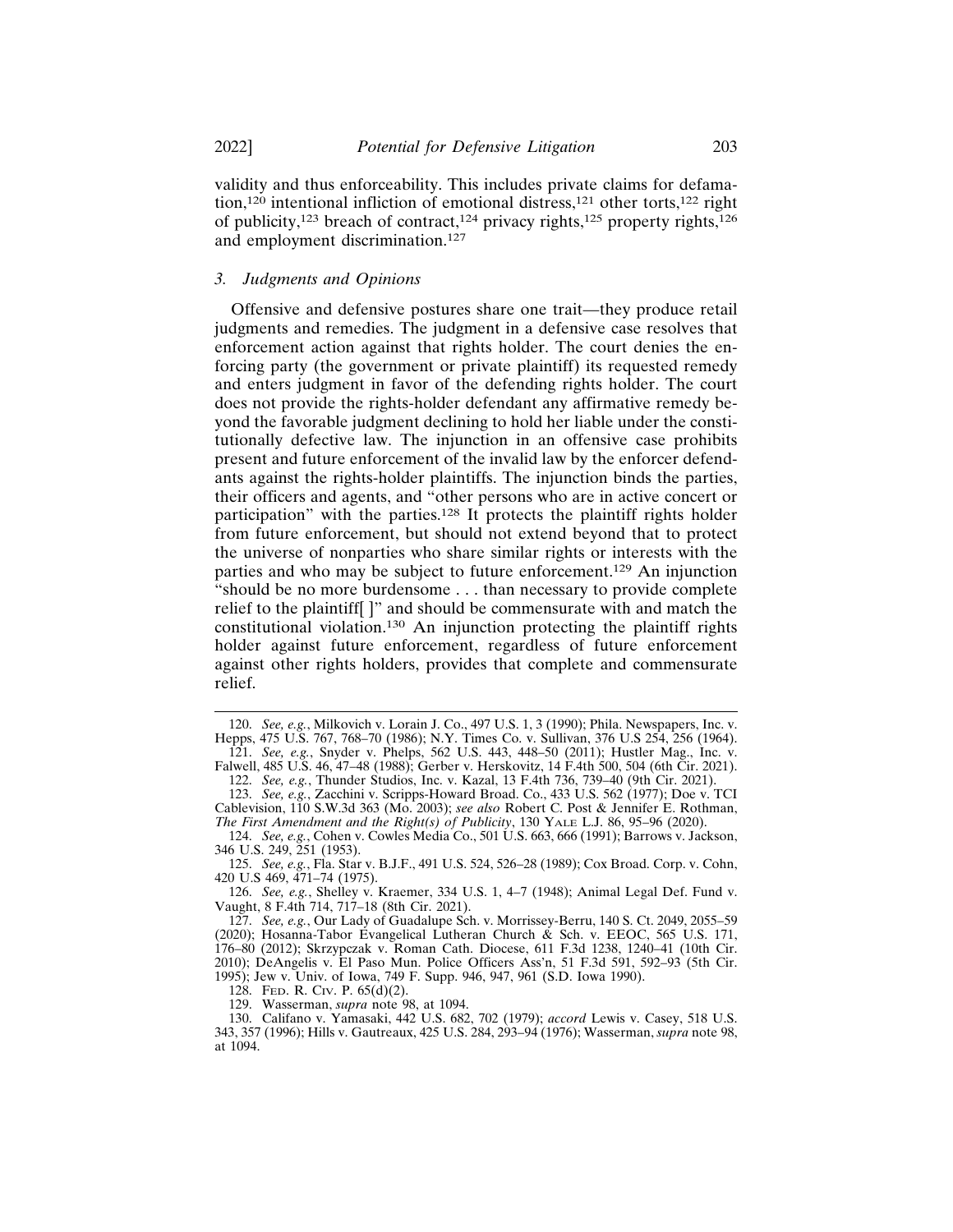validity and thus enforceability. This includes private claims for defamation,[120] intentional infliction of emotional distress,[121] other torts,[122] right of publicity,[123] breach of contract,[124] privacy rights,[125] property rights,[126] and employment discrimination.[127]

### *3. Judgments and Opinions*

Offensive and defensive postures share one trait—they produce retail judgments and remedies. The judgment in a defensive case resolves that enforcement action against that rights holder. The court denies the enforcing party (the government or private plaintiff) its requested remedy and enters judgment in favor of the defending rights holder. The court does not provide the rights-holder defendant any affirmative remedy beyond the favorable judgment declining to hold her liable under the constitutionally defective law. The injunction in an offensive case prohibits present and future enforcement of the invalid law by the enforcer defendants against the rights-holder plaintiffs. The injunction binds the parties, their officers and agents, and "other persons who are in active concert or participation" with the parties.[128] It protects the plaintiff rights holder from future enforcement, but should not extend beyond that to protect the universe of nonparties who share similar rights or interests with the parties and who may be subject to future enforcement.[129] An injunction "should be no more burdensome . . . than necessary to provide complete relief to the plaintiff[ ]" and should be commensurate with and match the constitutional violation.[130] An injunction protecting the plaintiff rights holder against future enforcement, regardless of future enforcement against other rights holders, provides that complete and commensurate relief.

---

120. *See, e.g.*, Milkovich v. Lorain J. Co., 497 U.S. 1, 3 (1990); Phila. Newspapers, Inc. v. Hepps, 475 U.S. 767, 768–70 (1986); N.Y. Times Co. v. Sullivan, 376 U.S 254, 256 (1964).

121. *See, e.g.*, Snyder v. Phelps, 562 U.S. 443, 448–50 (2011); Hustler Mag., Inc. v. Falwell, 485 U.S. 46, 47–48 (1988); Gerber v. Herskovitz, 14 F.4th 500, 504 (6th Cir. 2021).

122. *See, e.g.*, Thunder Studios, Inc. v. Kazal, 13 F.4th 736, 739–40 (9th Cir. 2021).

123. *See, e.g.*, Zacchini v. Scripps-Howard Broad. Co., 433 U.S. 562 (1977); Doe v. TCI Cablevision, 110 S.W.3d 363 (Mo. 2003); *see also* Robert C. Post & Jennifer E. Rothman, *The First Amendment and the Right(s) of Publicity*, 130 YALE L.J. 86, 95–96 (2020).

124. *See, e.g.*, Cohen v. Cowles Media Co., 501 U.S. 663, 666 (1991); Barrows v. Jackson, 346 U.S. 249, 251 (1953).

125. *See, e.g.*, Fla. Star v. B.J.F., 491 U.S. 524, 526–28 (1989); Cox Broad. Corp. v. Cohn, 420 U.S 469, 471–74 (1975).

126. *See, e.g.*, Shelley v. Kraemer, 334 U.S. 1, 4–7 (1948); Animal Legal Def. Fund v. Vaught, 8 F.4th 714, 717–18 (8th Cir. 2021).

127. *See, e.g.*, Our Lady of Guadalupe Sch. v. Morrissey-Berru, 140 S. Ct. 2049, 2055–59 (2020); Hosanna-Tabor Evangelical Lutheran Church & Sch. v. EEOC, 565 U.S. 171, 176–80 (2012); Skrzypczak v. Roman Cath. Diocese, 611 F.3d 1238, 1240–41 (10th Cir. 2010); DeAngelis v. El Paso Mun. Police Officers Ass'n, 51 F.3d 591, 592–93 (5th Cir. 1995); Jew v. Univ. of Iowa, 749 F. Supp. 946, 947, 961 (S.D. Iowa 1990).

128. FED. R. CIV. P. 65(d)(2).

129. Wasserman, *supra* note 98, at 1094.

130. Califano v. Yamasaki, 442 U.S. 682, 702 (1979); *accord* Lewis v. Casey, 518 U.S. 343, 357 (1996); Hills v. Gautreaux, 425 U.S. 284, 293–94 (1976); Wasserman, *supra* note 98, at 1094.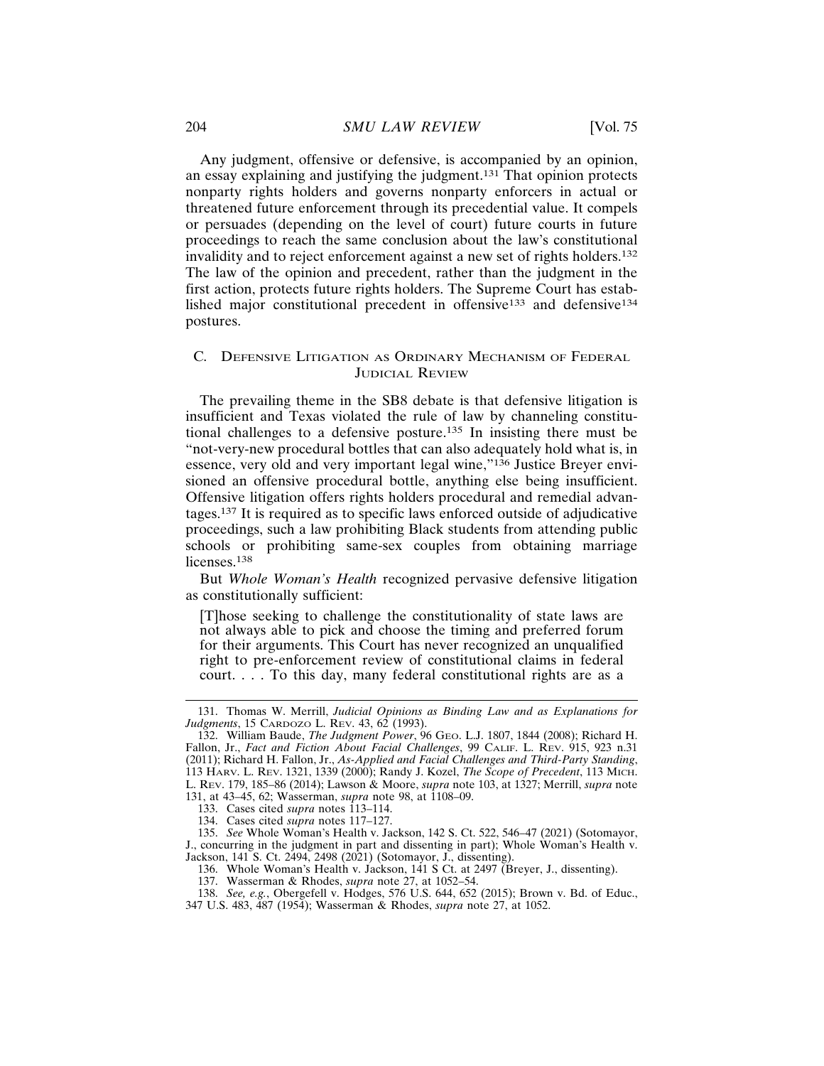Any judgment, offensive or defensive, is accompanied by an opinion, an essay explaining and justifying the judgment.[131] That opinion protects nonparty rights holders and governs nonparty enforcers in actual or threatened future enforcement through its precedential value. It compels or persuades (depending on the level of court) future courts in future proceedings to reach the same conclusion about the law's constitutional invalidity and to reject enforcement against a new set of rights holders.[132] The law of the opinion and precedent, rather than the judgment in the first action, protects future rights holders. The Supreme Court has established major constitutional precedent in offensive[133] and defensive[134] postures.

### C. Defensive Litigation as Ordinary Mechanism of Federal Judicial Review

The prevailing theme in the SB8 debate is that defensive litigation is insufficient and Texas violated the rule of law by channeling constitutional challenges to a defensive posture.[135] In insisting there must be "not-very-new procedural bottles that can also adequately hold what is, in essence, very old and very important legal wine,"[136] Justice Breyer envisioned an offensive procedural bottle, anything else being insufficient. Offensive litigation offers rights holders procedural and remedial advantages.[137] It is required as to specific laws enforced outside of adjudicative proceedings, such a law prohibiting Black students from attending public schools or prohibiting same-sex couples from obtaining marriage licenses.[138]

But *Whole Woman's Health* recognized pervasive defensive litigation as constitutionally sufficient:

> [T]hose seeking to challenge the constitutionality of state laws are not always able to pick and choose the timing and preferred forum for their arguments. This Court has never recognized an unqualified right to pre-enforcement review of constitutional claims in federal court. . . . To this day, many federal constitutional rights are as a

---

131. Thomas W. Merrill, *Judicial Opinions as Binding Law and as Explanations for Judgments*, 15 Cardozo L. Rev. 43, 62 (1993).

132. William Baude, *The Judgment Power*, 96 Geo. L.J. 1807, 1844 (2008); Richard H. Fallon, Jr., *Fact and Fiction About Facial Challenges*, 99 Calif. L. Rev. 915, 923 n.31 (2011); Richard H. Fallon, Jr., *As-Applied and Facial Challenges and Third-Party Standing*, 113 Harv. L. Rev. 1321, 1339 (2000); Randy J. Kozel, *The Scope of Precedent*, 113 Mich. L. Rev. 179, 185–86 (2014); Lawson & Moore, *supra* note 103, at 1327; Merrill, *supra* note 131, at 43–45, 62; Wasserman, *supra* note 98, at 1108–09.

133. Cases cited *supra* notes 113–114.

134. Cases cited *supra* notes 117–127.

135. *See* Whole Woman's Health v. Jackson, 142 S. Ct. 522, 546–47 (2021) (Sotomayor, J., concurring in the judgment in part and dissenting in part); Whole Woman's Health v. Jackson, 141 S. Ct. 2494, 2498 (2021) (Sotomayor, J., dissenting).

136. Whole Woman's Health v. Jackson, 141 S Ct. at 2497 (Breyer, J., dissenting).

137. Wasserman & Rhodes, *supra* note 27, at 1052–54.

138. *See, e.g.*, Obergefell v. Hodges, 576 U.S. 644, 652 (2015); Brown v. Bd. of Educ., 347 U.S. 483, 487 (1954); Wasserman & Rhodes, *supra* note 27, at 1052.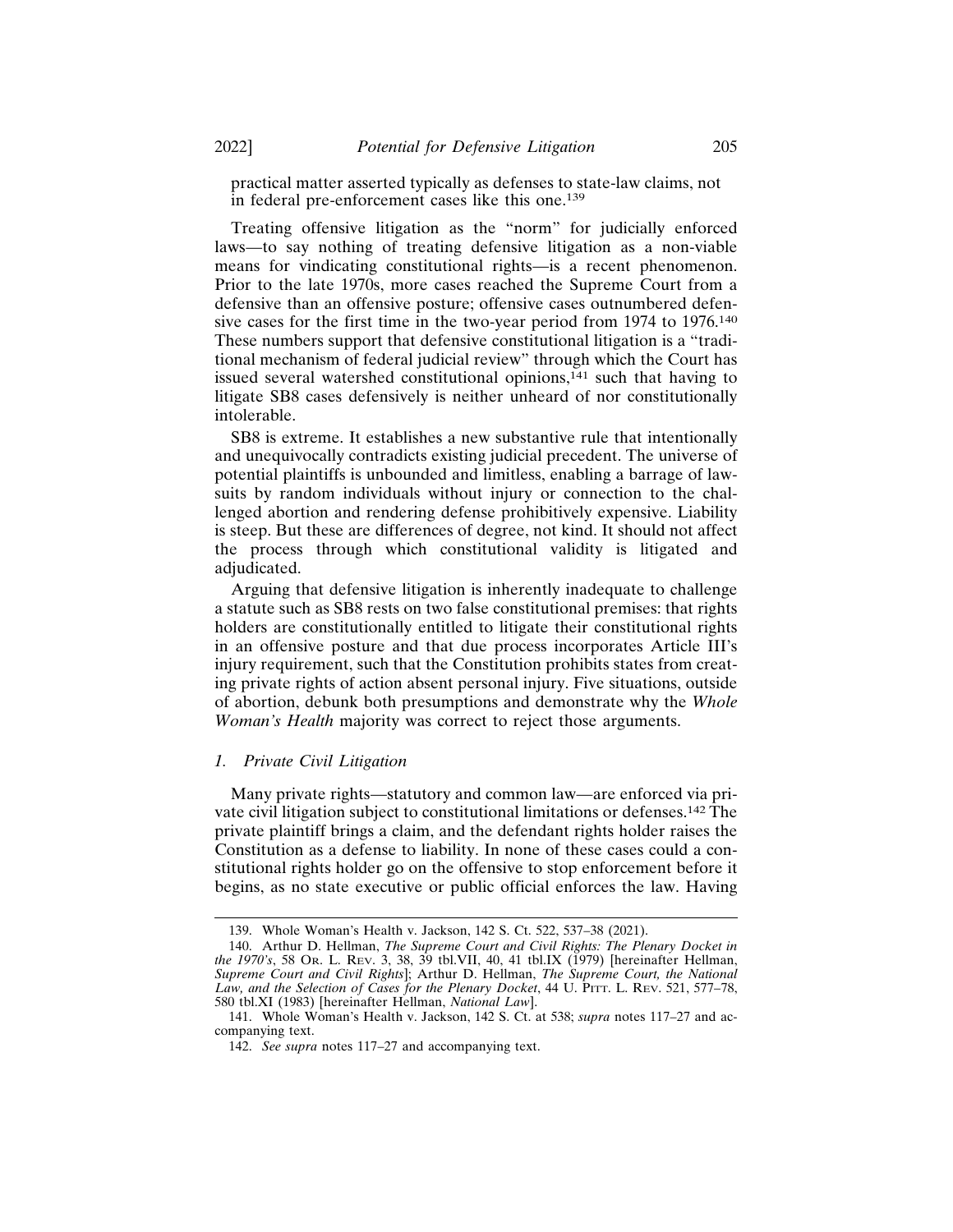practical matter asserted typically as defenses to state-law claims, not in federal pre-enforcement cases like this one.[139]

Treating offensive litigation as the "norm" for judicially enforced laws—to say nothing of treating defensive litigation as a non-viable means for vindicating constitutional rights—is a recent phenomenon. Prior to the late 1970s, more cases reached the Supreme Court from a defensive than an offensive posture; offensive cases outnumbered defensive cases for the first time in the two-year period from 1974 to 1976.[140] These numbers support that defensive constitutional litigation is a "traditional mechanism of federal judicial review" through which the Court has issued several watershed constitutional opinions,[141] such that having to litigate SB8 cases defensively is neither unheard of nor constitutionally intolerable.

SB8 is extreme. It establishes a new substantive rule that intentionally and unequivocally contradicts existing judicial precedent. The universe of potential plaintiffs is unbounded and limitless, enabling a barrage of lawsuits by random individuals without injury or connection to the challenged abortion and rendering defense prohibitively expensive. Liability is steep. But these are differences of degree, not kind. It should not affect the process through which constitutional validity is litigated and adjudicated.

Arguing that defensive litigation is inherently inadequate to challenge a statute such as SB8 rests on two false constitutional premises: that rights holders are constitutionally entitled to litigate their constitutional rights in an offensive posture and that due process incorporates Article III's injury requirement, such that the Constitution prohibits states from creating private rights of action absent personal injury. Five situations, outside of abortion, debunk both presumptions and demonstrate why the *Whole Woman's Health* majority was correct to reject those arguments.

### *1. Private Civil Litigation*

Many private rights—statutory and common law—are enforced via private civil litigation subject to constitutional limitations or defenses.[142] The private plaintiff brings a claim, and the defendant rights holder raises the Constitution as a defense to liability. In none of these cases could a constitutional rights holder go on the offensive to stop enforcement before it begins, as no state executive or public official enforces the law. Having

---

139. Whole Woman's Health v. Jackson, 142 S. Ct. 522, 537–38 (2021).

140. Arthur D. Hellman, *The Supreme Court and Civil Rights: The Plenary Docket in the 1970's*, 58 Or. L. Rev. 3, 38, 39 tbl.VII, 40, 41 tbl.IX (1979) [hereinafter Hellman, *Supreme Court and Civil Rights*]; Arthur D. Hellman, *The Supreme Court, the National Law, and the Selection of Cases for the Plenary Docket*, 44 U. Pitt. L. Rev. 521, 577–78, 580 tbl.XI (1983) [hereinafter Hellman, *National Law*].

141. Whole Woman's Health v. Jackson, 142 S. Ct. at 538; *supra* notes 117–27 and accompanying text.

142. *See supra* notes 117–27 and accompanying text.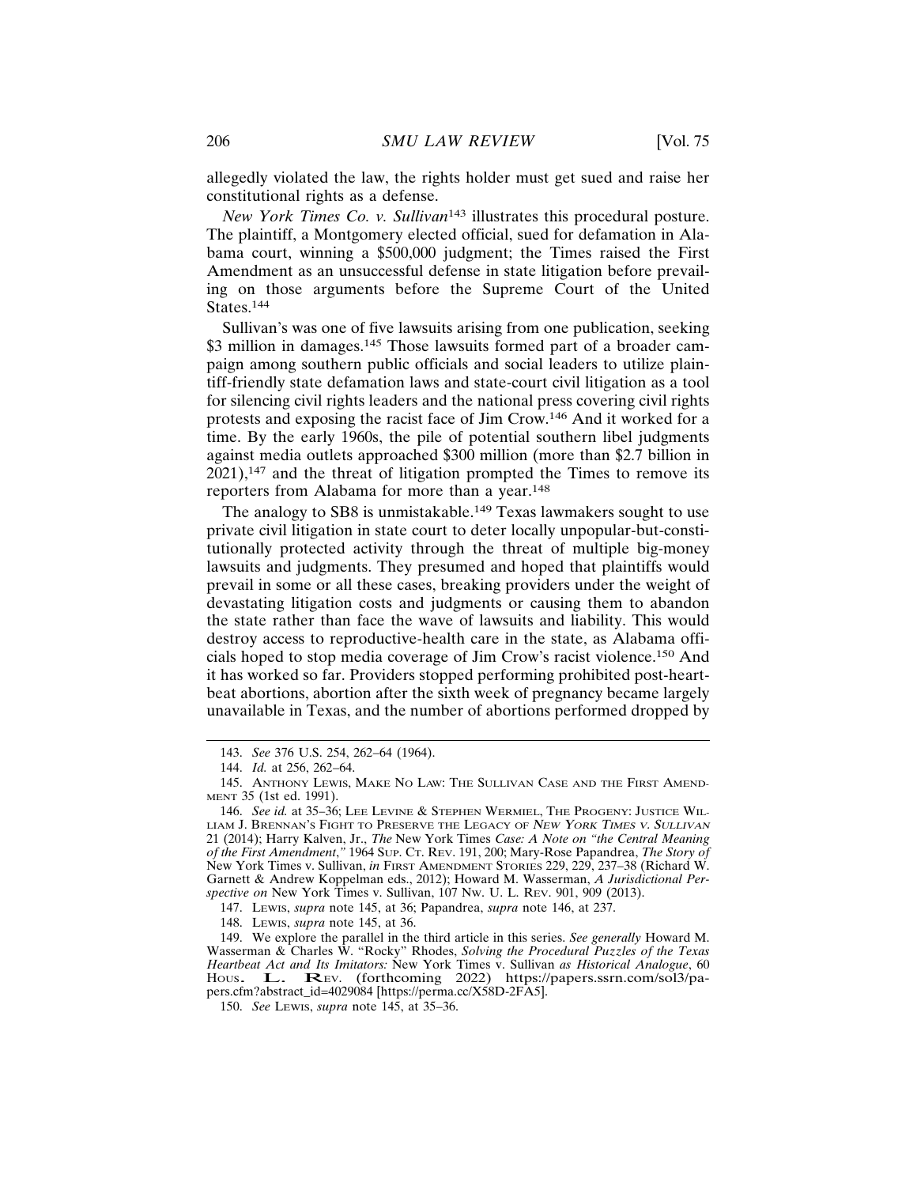allegedly violated the law, the rights holder must get sued and raise her constitutional rights as a defense.

*New York Times Co. v. Sullivan*[143] illustrates this procedural posture. The plaintiff, a Montgomery elected official, sued for defamation in Alabama court, winning a $500,000 judgment; the Times raised the First Amendment as an unsuccessful defense in state litigation before prevailing on those arguments before the Supreme Court of the United States.[144]

Sullivan's was one of five lawsuits arising from one publication, seeking $3 million in damages.[145] Those lawsuits formed part of a broader campaign among southern public officials and social leaders to utilize plaintiff-friendly state defamation laws and state-court civil litigation as a tool for silencing civil rights leaders and the national press covering civil rights protests and exposing the racist face of Jim Crow.[146] And it worked for a time. By the early 1960s, the pile of potential southern libel judgments against media outlets approached $300 million (more than $2.7 billion in 2021),[147] and the threat of litigation prompted the Times to remove its reporters from Alabama for more than a year.[148]

The analogy to SB8 is unmistakable.[149] Texas lawmakers sought to use private civil litigation in state court to deter locally unpopular-but-constitutionally protected activity through the threat of multiple big-money lawsuits and judgments. They presumed and hoped that plaintiffs would prevail in some or all these cases, breaking providers under the weight of devastating litigation costs and judgments or causing them to abandon the state rather than face the wave of lawsuits and liability. This would destroy access to reproductive-health care in the state, as Alabama officials hoped to stop media coverage of Jim Crow's racist violence.[150] And it has worked so far. Providers stopped performing prohibited post-heartbeat abortions, abortion after the sixth week of pregnancy became largely unavailable in Texas, and the number of abortions performed dropped by

---

143. *See* 376 U.S. 254, 262–64 (1964).

144. *Id.* at 256, 262–64.

145. Anthony Lewis, Make No Law: The Sullivan Case and the First Amendment 35 (1st ed. 1991).

146. *See id.* at 35–36; Lee Levine & Stephen Wermiel, The Progeny: Justice William J. Brennan's Fight to Preserve the Legacy of *New York Times v. Sullivan* 21 (2014); Harry Kalven, Jr., *The* New York Times *Case: A Note on "the Central Meaning of the First Amendment,"* 1964 Sup. Ct. Rev. 191, 200; Mary-Rose Papandrea, *The Story of* New York Times v. Sullivan, *in* First Amendment Stories 229, 229, 237–38 (Richard W. Garnett & Andrew Koppelman eds., 2012); Howard M. Wasserman, *A Jurisdictional Perspective on* New York Times v. Sullivan, 107 Nw. U. L. Rev. 901, 909 (2013).

147. Lewis, *supra* note 145, at 36; Papandrea, *supra* note 146, at 237.

148. Lewis, *supra* note 145, at 36.

149. We explore the parallel in the third article in this series. *See generally* Howard M. Wasserman & Charles W. "Rocky" Rhodes, *Solving the Procedural Puzzles of the Texas Heartbeat Act and Its Imitators:* New York Times v. Sullivan *as Historical Analogue*, 60 Hous. L. Rev. (forthcoming 2022) https://papers.ssrn.com/sol3/papers.cfm?abstract_id=4029084 [https://perma.cc/X58D-2FA5].

150. *See* Lewis, *supra* note 145, at 35–36.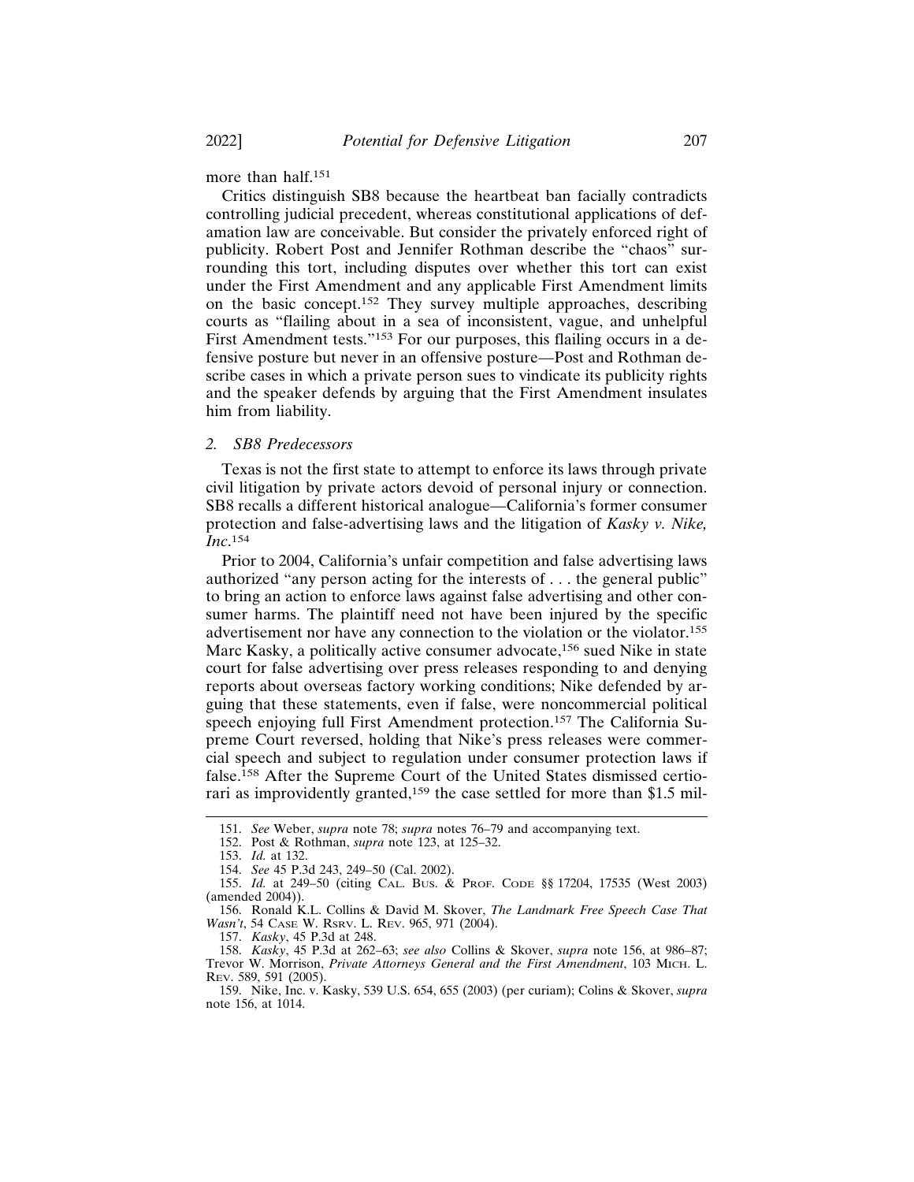more than half.[151]

Critics distinguish SB8 because the heartbeat ban facially contradicts controlling judicial precedent, whereas constitutional applications of defamation law are conceivable. But consider the privately enforced right of publicity. Robert Post and Jennifer Rothman describe the "chaos" surrounding this tort, including disputes over whether this tort can exist under the First Amendment and any applicable First Amendment limits on the basic concept.[152] They survey multiple approaches, describing courts as "flailing about in a sea of inconsistent, vague, and unhelpful First Amendment tests."[153] For our purposes, this flailing occurs in a defensive posture but never in an offensive posture—Post and Rothman describe cases in which a private person sues to vindicate its publicity rights and the speaker defends by arguing that the First Amendment insulates him from liability.

### 2. SB8 Predecessors

Texas is not the first state to attempt to enforce its laws through private civil litigation by private actors devoid of personal injury or connection. SB8 recalls a different historical analogue—California's former consumer protection and false-advertising laws and the litigation of *Kasky v. Nike, Inc.*[154]

Prior to 2004, California's unfair competition and false advertising laws authorized "any person acting for the interests of . . . the general public" to bring an action to enforce laws against false advertising and other consumer harms. The plaintiff need not have been injured by the specific advertisement nor have any connection to the violation or the violator.[155] Marc Kasky, a politically active consumer advocate,[156] sued Nike in state court for false advertising over press releases responding to and denying reports about overseas factory working conditions; Nike defended by arguing that these statements, even if false, were noncommercial political speech enjoying full First Amendment protection.[157] The California Supreme Court reversed, holding that Nike's press releases were commercial speech and subject to regulation under consumer protection laws if false.[158] After the Supreme Court of the United States dismissed certiorari as improvidently granted,[159] the case settled for more than $1.5 mil-

---

151. *See* Weber, *supra* note 78; *supra* notes 76–79 and accompanying text.

152. Post & Rothman, *supra* note 123, at 125–32.

153. *Id.* at 132.

154. *See* 45 P.3d 243, 249–50 (Cal. 2002).

155. *Id.* at 249–50 (citing CAL. BUS. & PROF. CODE §§ 17204, 17535 (West 2003) (amended 2004)).

156. Ronald K.L. Collins & David M. Skover, *The Landmark Free Speech Case That Wasn't*, 54 CASE W. RSRV. L. REV. 965, 971 (2004).

157. *Kasky*, 45 P.3d at 248.

158. *Kasky*, 45 P.3d at 262–63; *see also* Collins & Skover, *supra* note 156, at 986–87; Trevor W. Morrison, *Private Attorneys General and the First Amendment*, 103 MICH. L. REV. 589, 591 (2005).

159. Nike, Inc. v. Kasky, 539 U.S. 654, 655 (2003) (per curiam); Colins & Skover, *supra* note 156, at 1014.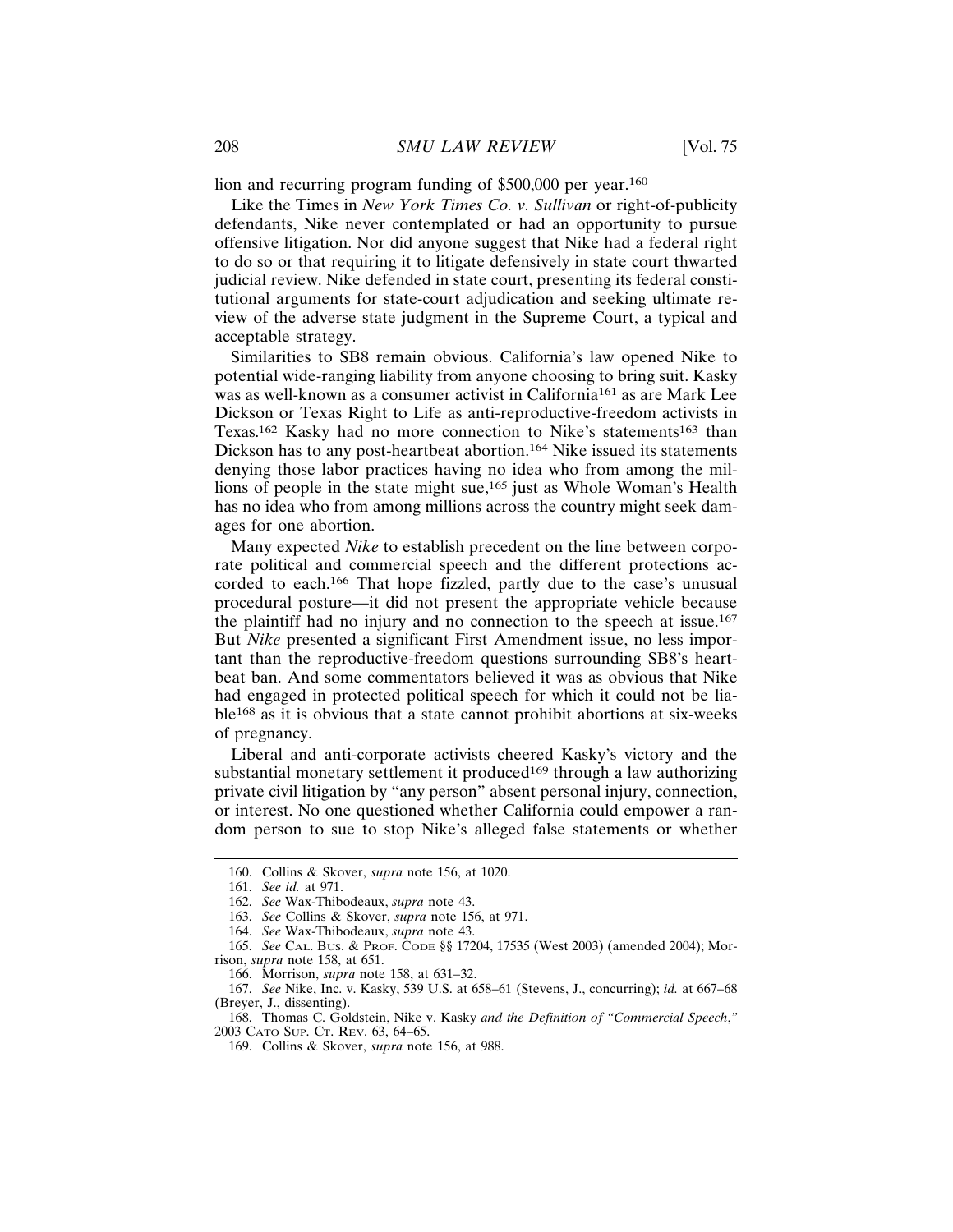lion and recurring program funding of $500,000 per year.[160]

Like the Times in *New York Times Co. v. Sullivan* or right-of-publicity defendants, Nike never contemplated or had an opportunity to pursue offensive litigation. Nor did anyone suggest that Nike had a federal right to do so or that requiring it to litigate defensively in state court thwarted judicial review. Nike defended in state court, presenting its federal constitutional arguments for state-court adjudication and seeking ultimate review of the adverse state judgment in the Supreme Court, a typical and acceptable strategy.

Similarities to SB8 remain obvious. California's law opened Nike to potential wide-ranging liability from anyone choosing to bring suit. Kasky was as well-known as a consumer activist in California[161] as are Mark Lee Dickson or Texas Right to Life as anti-reproductive-freedom activists in Texas.[162] Kasky had no more connection to Nike's statements[163] than Dickson has to any post-heartbeat abortion.[164] Nike issued its statements denying those labor practices having no idea who from among the millions of people in the state might sue,[165] just as Whole Woman's Health has no idea who from among millions across the country might seek damages for one abortion.

Many expected *Nike* to establish precedent on the line between corporate political and commercial speech and the different protections accorded to each.[166] That hope fizzled, partly due to the case's unusual procedural posture—it did not present the appropriate vehicle because the plaintiff had no injury and no connection to the speech at issue.[167] But *Nike* presented a significant First Amendment issue, no less important than the reproductive-freedom questions surrounding SB8's heartbeat ban. And some commentators believed it was as obvious that Nike had engaged in protected political speech for which it could not be liable[168] as it is obvious that a state cannot prohibit abortions at six-weeks of pregnancy.

Liberal and anti-corporate activists cheered Kasky's victory and the substantial monetary settlement it produced[169] through a law authorizing private civil litigation by "any person" absent personal injury, connection, or interest. No one questioned whether California could empower a random person to sue to stop Nike's alleged false statements or whether

---

160. Collins & Skover, *supra* note 156, at 1020.

161. *See id.* at 971.

162. *See* Wax-Thibodeaux, *supra* note 43.

163. *See* Collins & Skover, *supra* note 156, at 971.

164. *See* Wax-Thibodeaux, *supra* note 43.

165. *See* CAL. BUS. & PROF. CODE §§ 17204, 17535 (West 2003) (amended 2004); Morrison, *supra* note 158, at 651.

166. Morrison, *supra* note 158, at 631–32.

167. *See* Nike, Inc. v. Kasky, 539 U.S. at 658–61 (Stevens, J., concurring); *id.* at 667–68 (Breyer, J., dissenting).

168. Thomas C. Goldstein, Nike v. Kasky *and the Definition of "Commercial Speech*,*"* 2003 CATO SUP. CT. REV. 63, 64–65.

169. Collins & Skover, *supra* note 156, at 988.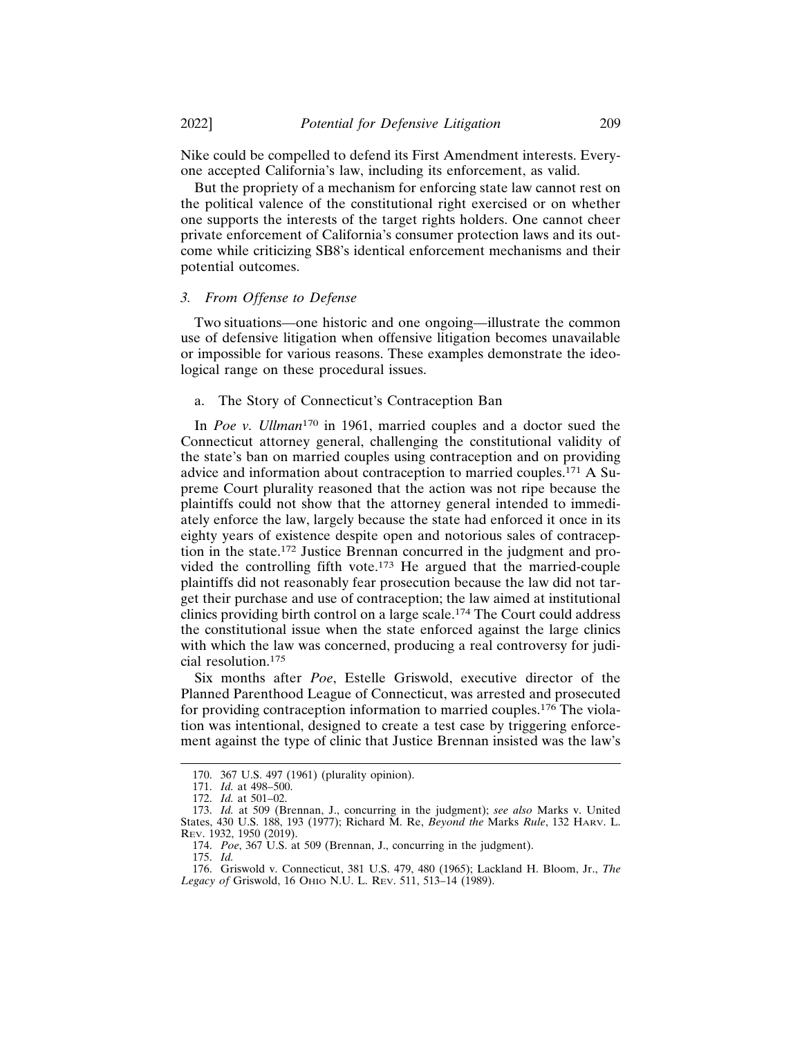Nike could be compelled to defend its First Amendment interests. Everyone accepted California's law, including its enforcement, as valid.

But the propriety of a mechanism for enforcing state law cannot rest on the political valence of the constitutional right exercised or on whether one supports the interests of the target rights holders. One cannot cheer private enforcement of California's consumer protection laws and its outcome while criticizing SB8's identical enforcement mechanisms and their potential outcomes.

### 3. *From Offense to Defense*

Two situations—one historic and one ongoing—illustrate the common use of defensive litigation when offensive litigation becomes unavailable or impossible for various reasons. These examples demonstrate the ideological range on these procedural issues.

#### a. The Story of Connecticut's Contraception Ban

In *Poe v. Ullman*[170] in 1961, married couples and a doctor sued the Connecticut attorney general, challenging the constitutional validity of the state's ban on married couples using contraception and on providing advice and information about contraception to married couples.[171] A Supreme Court plurality reasoned that the action was not ripe because the plaintiffs could not show that the attorney general intended to immediately enforce the law, largely because the state had enforced it once in its eighty years of existence despite open and notorious sales of contraception in the state.[172] Justice Brennan concurred in the judgment and provided the controlling fifth vote.[173] He argued that the married-couple plaintiffs did not reasonably fear prosecution because the law did not target their purchase and use of contraception; the law aimed at institutional clinics providing birth control on a large scale.[174] The Court could address the constitutional issue when the state enforced against the large clinics with which the law was concerned, producing a real controversy for judicial resolution.[175]

Six months after *Poe*, Estelle Griswold, executive director of the Planned Parenthood League of Connecticut, was arrested and prosecuted for providing contraception information to married couples.[176] The violation was intentional, designed to create a test case by triggering enforcement against the type of clinic that Justice Brennan insisted was the law's

---

170. 367 U.S. 497 (1961) (plurality opinion).

171. *Id.* at 498–500.

172. *Id.* at 501–02.

173. *Id.* at 509 (Brennan, J., concurring in the judgment); *see also* Marks v. United States, 430 U.S. 188, 193 (1977); Richard M. Re, *Beyond the* Marks *Rule*, 132 HARV. L. REV. 1932, 1950 (2019).

174. *Poe*, 367 U.S. at 509 (Brennan, J., concurring in the judgment).

175. *Id.*

176. Griswold v. Connecticut, 381 U.S. 479, 480 (1965); Lackland H. Bloom, Jr., *The Legacy of* Griswold, 16 OHIO N.U. L. REV. 511, 513–14 (1989).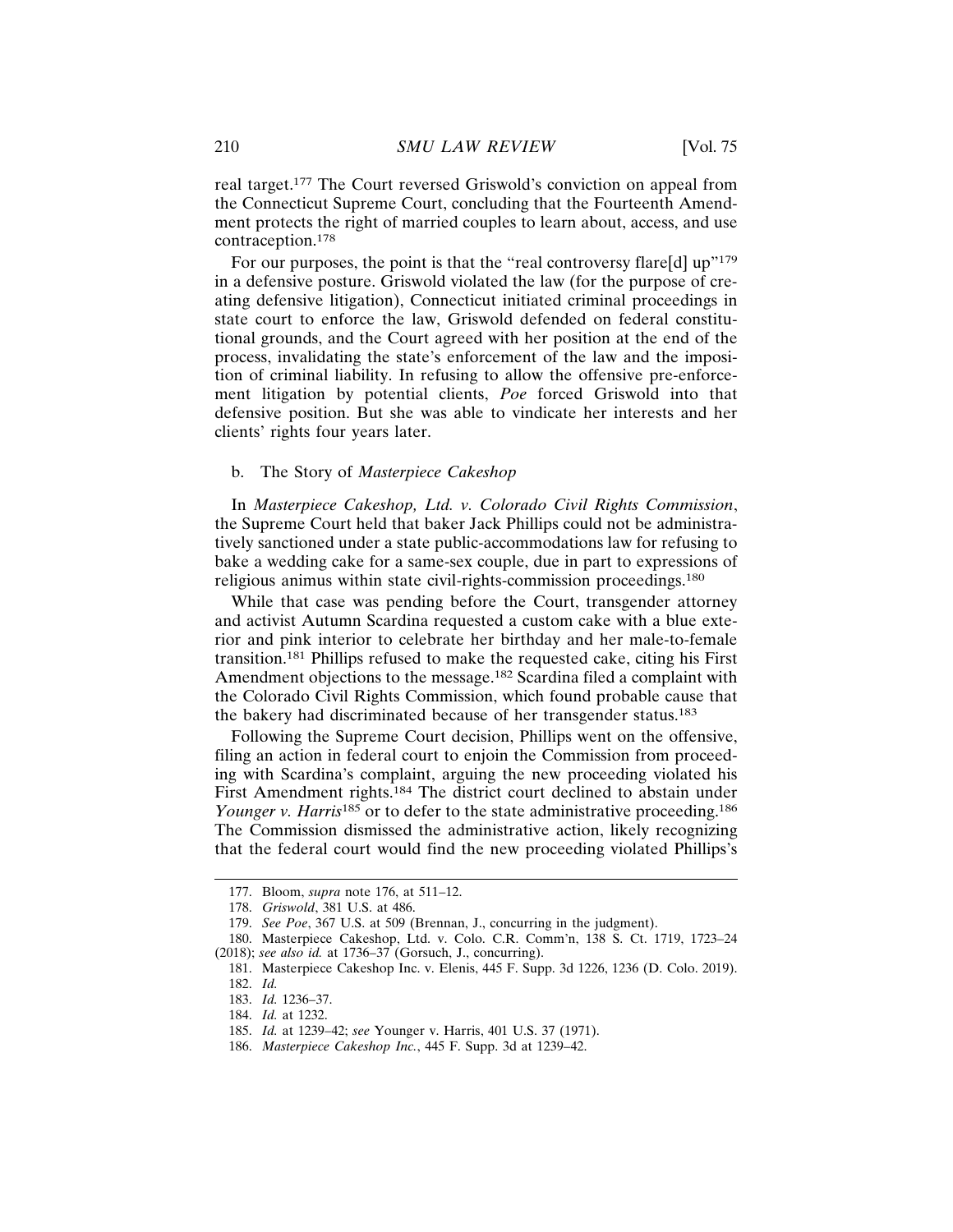real target.[177] The Court reversed Griswold's conviction on appeal from the Connecticut Supreme Court, concluding that the Fourteenth Amendment protects the right of married couples to learn about, access, and use contraception.[178]

For our purposes, the point is that the "real controversy flare[d] up"[179] in a defensive posture. Griswold violated the law (for the purpose of creating defensive litigation), Connecticut initiated criminal proceedings in state court to enforce the law, Griswold defended on federal constitutional grounds, and the Court agreed with her position at the end of the process, invalidating the state's enforcement of the law and the imposition of criminal liability. In refusing to allow the offensive pre-enforcement litigation by potential clients, *Poe* forced Griswold into that defensive position. But she was able to vindicate her interests and her clients' rights four years later.

### b. The Story of *Masterpiece Cakeshop*

In *Masterpiece Cakeshop, Ltd. v. Colorado Civil Rights Commission*, the Supreme Court held that baker Jack Phillips could not be administratively sanctioned under a state public-accommodations law for refusing to bake a wedding cake for a same-sex couple, due in part to expressions of religious animus within state civil-rights-commission proceedings.[180]

While that case was pending before the Court, transgender attorney and activist Autumn Scardina requested a custom cake with a blue exterior and pink interior to celebrate her birthday and her male-to-female transition.[181] Phillips refused to make the requested cake, citing his First Amendment objections to the message.[182] Scardina filed a complaint with the Colorado Civil Rights Commission, which found probable cause that the bakery had discriminated because of her transgender status.[183]

Following the Supreme Court decision, Phillips went on the offensive, filing an action in federal court to enjoin the Commission from proceeding with Scardina's complaint, arguing the new proceeding violated his First Amendment rights.[184] The district court declined to abstain under *Younger v. Harris*[185] or to defer to the state administrative proceeding.[186] The Commission dismissed the administrative action, likely recognizing that the federal court would find the new proceeding violated Phillips's

---

177. Bloom, *supra* note 176, at 511–12.

178. *Griswold*, 381 U.S. at 486.

179. *See Poe*, 367 U.S. at 509 (Brennan, J., concurring in the judgment).

180. Masterpiece Cakeshop, Ltd. v. Colo. C.R. Comm'n, 138 S. Ct. 1719, 1723–24 (2018); *see also id.* at 1736–37 (Gorsuch, J., concurring).

181. Masterpiece Cakeshop Inc. v. Elenis, 445 F. Supp. 3d 1226, 1236 (D. Colo. 2019).

182. *Id.*

183. *Id.* 1236–37.

184. *Id.* at 1232.

185. *Id.* at 1239–42; *see* Younger v. Harris, 401 U.S. 37 (1971).

186. *Masterpiece Cakeshop Inc.*, 445 F. Supp. 3d at 1239–42.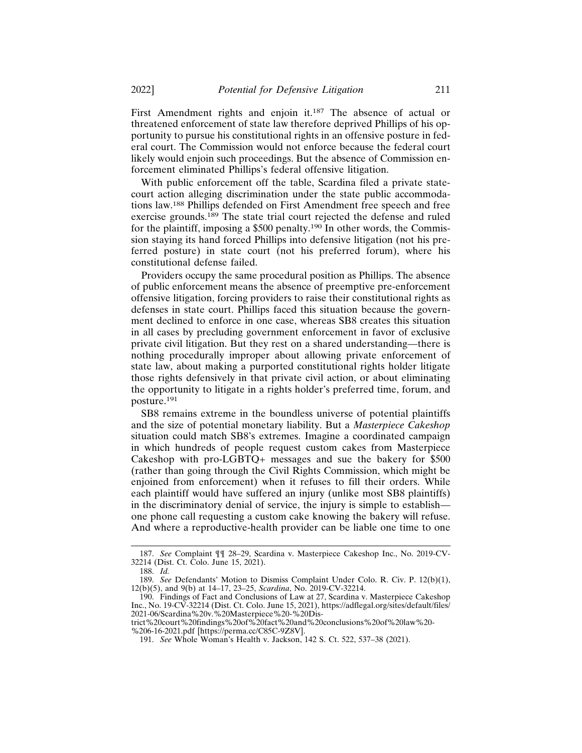First Amendment rights and enjoin it.[187] The absence of actual or threatened enforcement of state law therefore deprived Phillips of his opportunity to pursue his constitutional rights in an offensive posture in federal court. The Commission would not enforce because the federal court likely would enjoin such proceedings. But the absence of Commission enforcement eliminated Phillips's federal offensive litigation.

With public enforcement off the table, Scardina filed a private state-court action alleging discrimination under the state public accommodations law.[188] Phillips defended on First Amendment free speech and free exercise grounds.[189] The state trial court rejected the defense and ruled for the plaintiff, imposing a $500 penalty.[190] In other words, the Commission staying its hand forced Phillips into defensive litigation (not his preferred posture) in state court (not his preferred forum), where his constitutional defense failed.

Providers occupy the same procedural position as Phillips. The absence of public enforcement means the absence of preemptive pre-enforcement offensive litigation, forcing providers to raise their constitutional rights as defenses in state court. Phillips faced this situation because the government declined to enforce in one case, whereas SB8 creates this situation in all cases by precluding government enforcement in favor of exclusive private civil litigation. But they rest on a shared understanding—there is nothing procedurally improper about allowing private enforcement of state law, about making a purported constitutional rights holder litigate those rights defensively in that private civil action, or about eliminating the opportunity to litigate in a rights holder's preferred time, forum, and posture.[191]

SB8 remains extreme in the boundless universe of potential plaintiffs and the size of potential monetary liability. But a *Masterpiece Cakeshop* situation could match SB8's extremes. Imagine a coordinated campaign in which hundreds of people request custom cakes from Masterpiece Cakeshop with pro-LGBTQ+ messages and sue the bakery for $500 (rather than going through the Civil Rights Commission, which might be enjoined from enforcement) when it refuses to fill their orders. While each plaintiff would have suffered an injury (unlike most SB8 plaintiffs) in the discriminatory denial of service, the injury is simple to establish—one phone call requesting a custom cake knowing the bakery will refuse. And where a reproductive-health provider can be liable one time to one

---

187. *See* Complaint ¶¶ 28–29, Scardina v. Masterpiece Cakeshop Inc., No. 2019-CV-32214 (Dist. Ct. Colo. June 15, 2021).

188. *Id.*

189. *See* Defendants' Motion to Dismiss Complaint Under Colo. R. Civ. P. 12(b)(1), 12(b)(5), and 9(b) at 14–17, 23–25, *Scardina*, No. 2019-CV-32214.

190. Findings of Fact and Conclusions of Law at 27, Scardina v. Masterpiece Cakeshop Inc., No. 19-CV-32214 (Dist. Ct. Colo. June 15, 2021), https://adflegal.org/sites/default/files/2021-06/Scardina%20v.%20Masterpiece%20-%20District%20court%20findings%20of%20fact%20and%20conclusions%20of%20law%20-%206-16-2021.pdf [https://perma.cc/C85C-9Z8V].

191. *See* Whole Woman's Health v. Jackson, 142 S. Ct. 522, 537–38 (2021).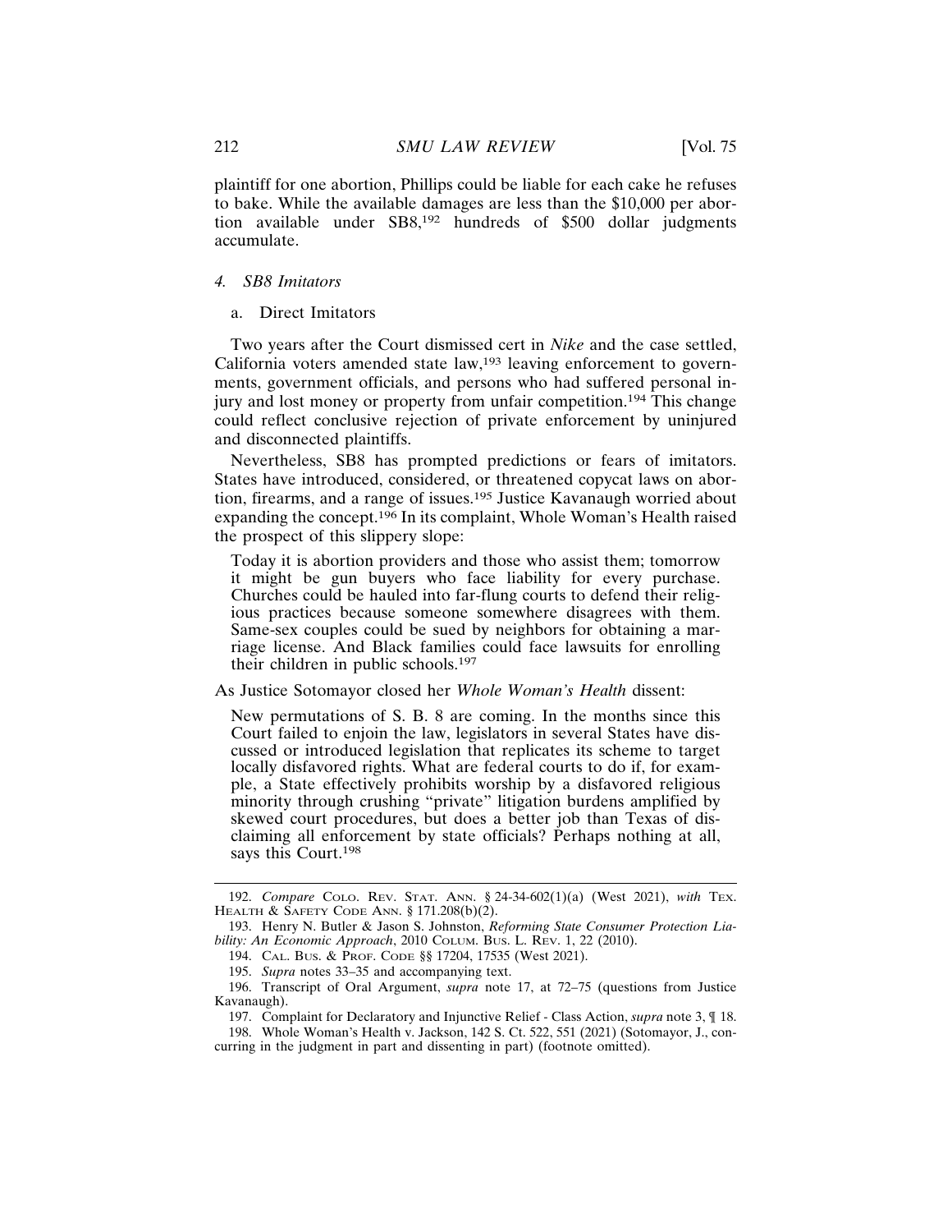plaintiff for one abortion, Phillips could be liable for each cake he refuses to bake. While the available damages are less than the $10,000 per abortion available under SB8,[192] hundreds of $500 dollar judgments accumulate.

#### *4. SB8 Imitators*

##### a. Direct Imitators

Two years after the Court dismissed cert in *Nike* and the case settled, California voters amended state law,[193] leaving enforcement to governments, government officials, and persons who had suffered personal injury and lost money or property from unfair competition.[194] This change could reflect conclusive rejection of private enforcement by uninjured and disconnected plaintiffs.

Nevertheless, SB8 has prompted predictions or fears of imitators. States have introduced, considered, or threatened copycat laws on abortion, firearms, and a range of issues.[195] Justice Kavanaugh worried about expanding the concept.[196] In its complaint, Whole Woman's Health raised the prospect of this slippery slope:

> Today it is abortion providers and those who assist them; tomorrow it might be gun buyers who face liability for every purchase. Churches could be hauled into far-flung courts to defend their religious practices because someone somewhere disagrees with them. Same-sex couples could be sued by neighbors for obtaining a marriage license. And Black families could face lawsuits for enrolling their children in public schools.[197]

As Justice Sotomayor closed her *Whole Woman's Health* dissent:

> New permutations of S. B. 8 are coming. In the months since this Court failed to enjoin the law, legislators in several States have discussed or introduced legislation that replicates its scheme to target locally disfavored rights. What are federal courts to do if, for example, a State effectively prohibits worship by a disfavored religious minority through crushing "private" litigation burdens amplified by skewed court procedures, but does a better job than Texas of disclaiming all enforcement by state officials? Perhaps nothing at all, says this Court.[198]

---

192. *Compare* COLO. REV. STAT. ANN. § 24-34-602(1)(a) (West 2021), *with* TEX. HEALTH & SAFETY CODE ANN. § 171.208(b)(2).

193. Henry N. Butler & Jason S. Johnston, *Reforming State Consumer Protection Liability: An Economic Approach*, 2010 COLUM. BUS. L. REV. 1, 22 (2010).

194. CAL. BUS. & PROF. CODE §§ 17204, 17535 (West 2021).

195. *Supra* notes 33–35 and accompanying text.

196. Transcript of Oral Argument, *supra* note 17, at 72–75 (questions from Justice Kavanaugh).

197. Complaint for Declaratory and Injunctive Relief - Class Action, *supra* note 3, ¶ 18.

198. Whole Woman's Health v. Jackson, 142 S. Ct. 522, 551 (2021) (Sotomayor, J., concurring in the judgment in part and dissenting in part) (footnote omitted).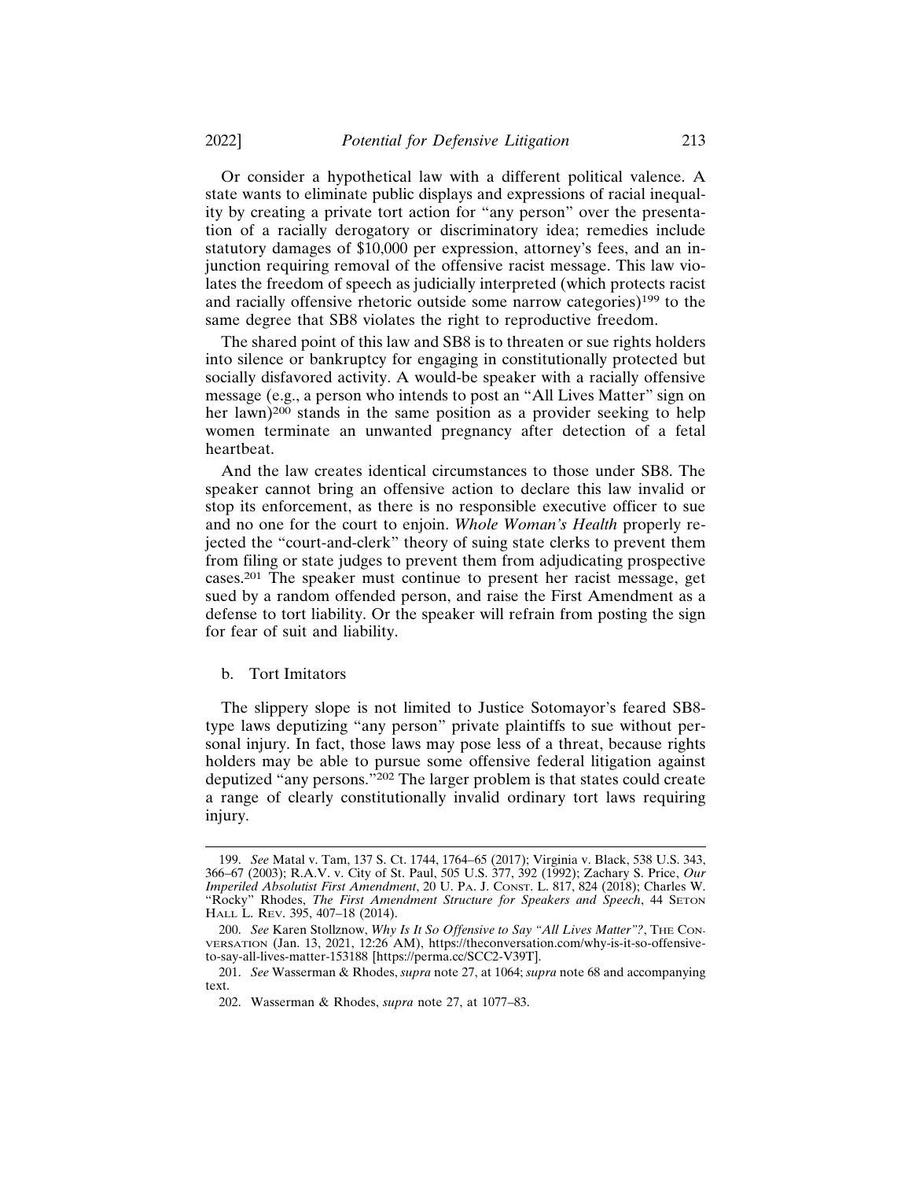Or consider a hypothetical law with a different political valence. A state wants to eliminate public displays and expressions of racial inequality by creating a private tort action for "any person" over the presentation of a racially derogatory or discriminatory idea; remedies include statutory damages of $10,000 per expression, attorney's fees, and an injunction requiring removal of the offensive racist message. This law violates the freedom of speech as judicially interpreted (which protects racist and racially offensive rhetoric outside some narrow categories)[199] to the same degree that SB8 violates the right to reproductive freedom.

The shared point of this law and SB8 is to threaten or sue rights holders into silence or bankruptcy for engaging in constitutionally protected but socially disfavored activity. A would-be speaker with a racially offensive message (e.g., a person who intends to post an "All Lives Matter" sign on her lawn)[200] stands in the same position as a provider seeking to help women terminate an unwanted pregnancy after detection of a fetal heartbeat.

And the law creates identical circumstances to those under SB8. The speaker cannot bring an offensive action to declare this law invalid or stop its enforcement, as there is no responsible executive officer to sue and no one for the court to enjoin. *Whole Woman's Health* properly rejected the "court-and-clerk" theory of suing state clerks to prevent them from filing or state judges to prevent them from adjudicating prospective cases.[201] The speaker must continue to present her racist message, get sued by a random offended person, and raise the First Amendment as a defense to tort liability. Or the speaker will refrain from posting the sign for fear of suit and liability.

b. Tort Imitators

The slippery slope is not limited to Justice Sotomayor's feared SB8-type laws deputizing "any person" private plaintiffs to sue without personal injury. In fact, those laws may pose less of a threat, because rights holders may be able to pursue some offensive federal litigation against deputized "any persons."[202] The larger problem is that states could create a range of clearly constitutionally invalid ordinary tort laws requiring injury.

---

199. *See* Matal v. Tam, 137 S. Ct. 1744, 1764–65 (2017); Virginia v. Black, 538 U.S. 343, 366–67 (2003); R.A.V. v. City of St. Paul, 505 U.S. 377, 392 (1992); Zachary S. Price, *Our Imperiled Absolutist First Amendment*, 20 U. PA. J. CONST. L. 817, 824 (2018); Charles W. "Rocky" Rhodes, *The First Amendment Structure for Speakers and Speech*, 44 SETON HALL L. REV. 395, 407–18 (2014).

200. *See* Karen Stollznow, *Why Is It So Offensive to Say "All Lives Matter"?*, THE CONVERSATION (Jan. 13, 2021, 12:26 AM), https://theconversation.com/why-is-it-so-offensive-to-say-all-lives-matter-153188 [https://perma.cc/SCC2-V39T].

201. *See* Wasserman & Rhodes, *supra* note 27, at 1064; *supra* note 68 and accompanying text.

202. Wasserman & Rhodes, *supra* note 27, at 1077–83.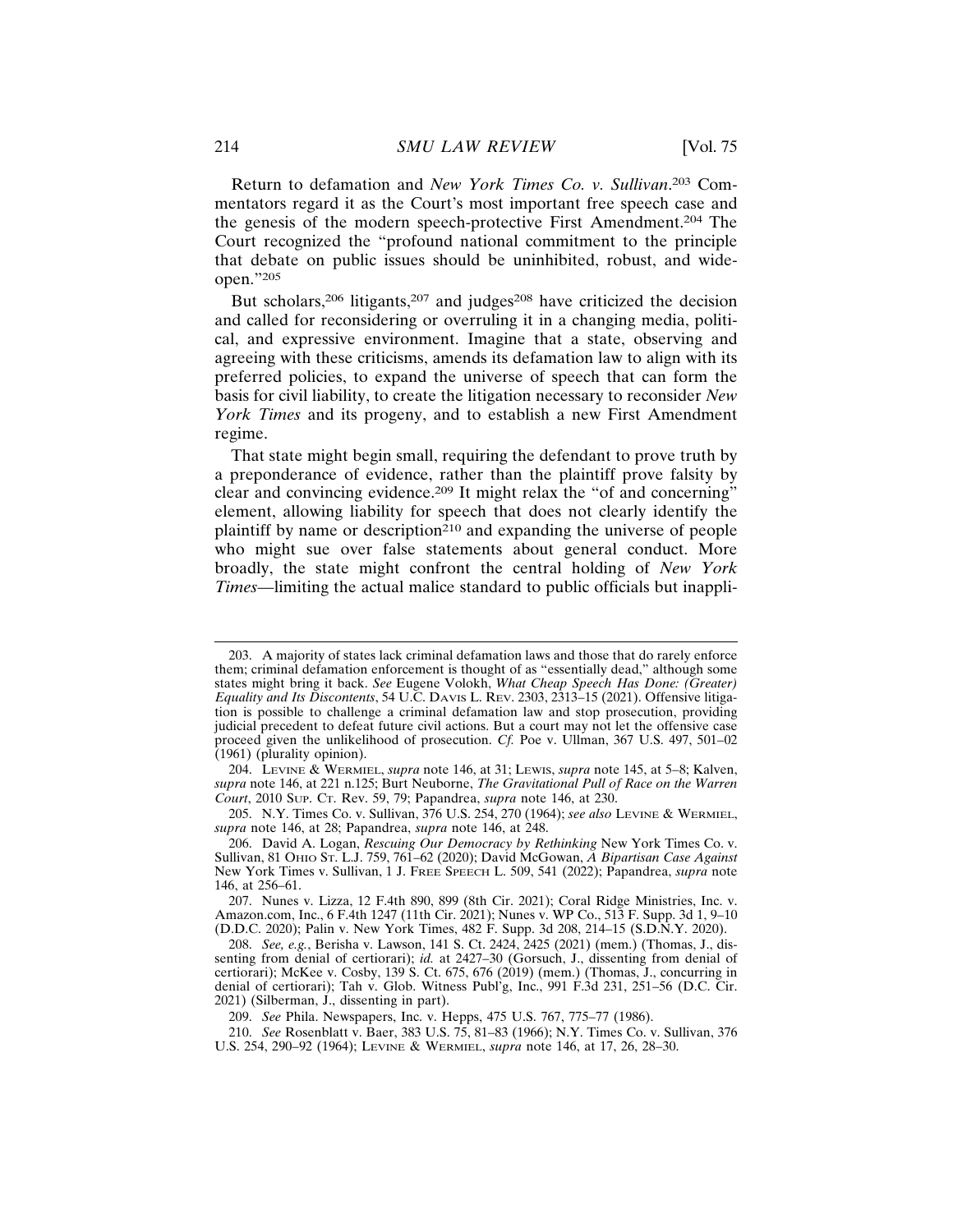Return to defamation and *New York Times Co. v. Sullivan*.[203] Commentators regard it as the Court's most important free speech case and the genesis of the modern speech-protective First Amendment.[204] The Court recognized the "profound national commitment to the principle that debate on public issues should be uninhibited, robust, and wide-open."[205]

But scholars,[206] litigants,[207] and judges[208] have criticized the decision and called for reconsidering or overruling it in a changing media, political, and expressive environment. Imagine that a state, observing and agreeing with these criticisms, amends its defamation law to align with its preferred policies, to expand the universe of speech that can form the basis for civil liability, to create the litigation necessary to reconsider *New York Times* and its progeny, and to establish a new First Amendment regime.

That state might begin small, requiring the defendant to prove truth by a preponderance of evidence, rather than the plaintiff prove falsity by clear and convincing evidence.[209] It might relax the "of and concerning" element, allowing liability for speech that does not clearly identify the plaintiff by name or description[210] and expanding the universe of people who might sue over false statements about general conduct. More broadly, the state might confront the central holding of *New York Times*—limiting the actual malice standard to public officials but inappli-

---

203. A majority of states lack criminal defamation laws and those that do rarely enforce them; criminal defamation enforcement is thought of as "essentially dead," although some states might bring it back. *See* Eugene Volokh, *What Cheap Speech Has Done: (Greater) Equality and Its Discontents*, 54 U.C. Davis L. Rev. 2303, 2313–15 (2021). Offensive litigation is possible to challenge a criminal defamation law and stop prosecution, providing judicial precedent to defeat future civil actions. But a court may not let the offensive case proceed given the unlikelihood of prosecution. *Cf.* Poe v. Ullman, 367 U.S. 497, 501–02 (1961) (plurality opinion).

204. Levine & Wermiel, *supra* note 146, at 31; Lewis, *supra* note 145, at 5–8; Kalven, *supra* note 146, at 221 n.125; Burt Neuborne, *The Gravitational Pull of Race on the Warren Court*, 2010 Sup. Ct. Rev. 59, 79; Papandrea, *supra* note 146, at 230.

205. N.Y. Times Co. v. Sullivan, 376 U.S. 254, 270 (1964); *see also* Levine & Wermiel, *supra* note 146, at 28; Papandrea, *supra* note 146, at 248.

206. David A. Logan, *Rescuing Our Democracy by Rethinking* New York Times Co. v. Sullivan, 81 Ohio St. L.J. 759, 761–62 (2020); David McGowan, *A Bipartisan Case Against* New York Times v. Sullivan, 1 J. Free Speech L. 509, 541 (2022); Papandrea, *supra* note 146, at 256–61.

207. Nunes v. Lizza, 12 F.4th 890, 899 (8th Cir. 2021); Coral Ridge Ministries, Inc. v. Amazon.com, Inc., 6 F.4th 1247 (11th Cir. 2021); Nunes v. WP Co., 513 F. Supp. 3d 1, 9–10 (D.D.C. 2020); Palin v. New York Times, 482 F. Supp. 3d 208, 214–15 (S.D.N.Y. 2020).

208. *See, e.g.*, Berisha v. Lawson, 141 S. Ct. 2424, 2425 (2021) (mem.) (Thomas, J., dissenting from denial of certiorari); *id.* at 2427–30 (Gorsuch, J., dissenting from denial of certiorari); McKee v. Cosby, 139 S. Ct. 675, 676 (2019) (mem.) (Thomas, J., concurring in denial of certiorari); Tah v. Glob. Witness Publ'g, Inc., 991 F.3d 231, 251–56 (D.C. Cir. 2021) (Silberman, J., dissenting in part).

209. *See* Phila. Newspapers, Inc. v. Hepps, 475 U.S. 767, 775–77 (1986).

210. *See* Rosenblatt v. Baer, 383 U.S. 75, 81–83 (1966); N.Y. Times Co. v. Sullivan, 376 U.S. 254, 290–92 (1964); Levine & Wermiel, *supra* note 146, at 17, 26, 28–30.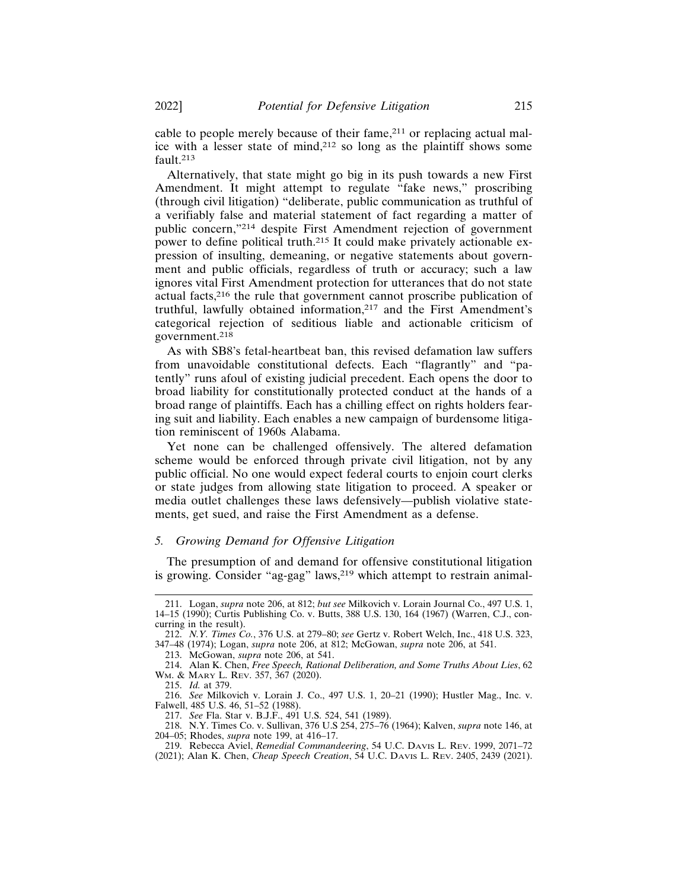cable to people merely because of their fame,[211] or replacing actual malice with a lesser state of mind,[212] so long as the plaintiff shows some fault.[213]

Alternatively, that state might go big in its push towards a new First Amendment. It might attempt to regulate "fake news," proscribing (through civil litigation) "deliberate, public communication as truthful of a verifiably false and material statement of fact regarding a matter of public concern,"[214] despite First Amendment rejection of government power to define political truth.[215] It could make privately actionable expression of insulting, demeaning, or negative statements about government and public officials, regardless of truth or accuracy; such a law ignores vital First Amendment protection for utterances that do not state actual facts,[216] the rule that government cannot proscribe publication of truthful, lawfully obtained information,[217] and the First Amendment's categorical rejection of seditious liable and actionable criticism of government.[218]

As with SB8's fetal-heartbeat ban, this revised defamation law suffers from unavoidable constitutional defects. Each "flagrantly" and "patently" runs afoul of existing judicial precedent. Each opens the door to broad liability for constitutionally protected conduct at the hands of a broad range of plaintiffs. Each has a chilling effect on rights holders fearing suit and liability. Each enables a new campaign of burdensome litigation reminiscent of 1960s Alabama.

Yet none can be challenged offensively. The altered defamation scheme would be enforced through private civil litigation, not by any public official. No one would expect federal courts to enjoin court clerks or state judges from allowing state litigation to proceed. A speaker or media outlet challenges these laws defensively—publish violative statements, get sued, and raise the First Amendment as a defense.

### 5. *Growing Demand for Offensive Litigation*

The presumption of and demand for offensive constitutional litigation is growing. Consider "ag-gag" laws,[219] which attempt to restrain animal-

---

211. Logan, *supra* note 206, at 812; *but see* Milkovich v. Lorain Journal Co., 497 U.S. 1, 14–15 (1990); Curtis Publishing Co. v. Butts, 388 U.S. 130, 164 (1967) (Warren, C.J., concurring in the result).

212. *N.Y. Times Co.*, 376 U.S. at 279–80; *see* Gertz v. Robert Welch, Inc., 418 U.S. 323, 347–48 (1974); Logan, *supra* note 206, at 812; McGowan, *supra* note 206, at 541.

213. McGowan, *supra* note 206, at 541.

214. Alan K. Chen, *Free Speech, Rational Deliberation, and Some Truths About Lies*, 62 Wm. & Mary L. Rev. 357, 367 (2020).

215. *Id.* at 379.

216. *See* Milkovich v. Lorain J. Co., 497 U.S. 1, 20–21 (1990); Hustler Mag., Inc. v. Falwell, 485 U.S. 46, 51–52 (1988).

217. *See* Fla. Star v. B.J.F., 491 U.S. 524, 541 (1989).

218. N.Y. Times Co. v. Sullivan, 376 U.S 254, 275–76 (1964); Kalven, *supra* note 146, at 204–05; Rhodes, *supra* note 199, at 416–17.

219. Rebecca Aviel, *Remedial Commandeering*, 54 U.C. Davis L. Rev. 1999, 2071–72 (2021); Alan K. Chen, *Cheap Speech Creation*, 54 U.C. Davis L. Rev. 2405, 2439 (2021).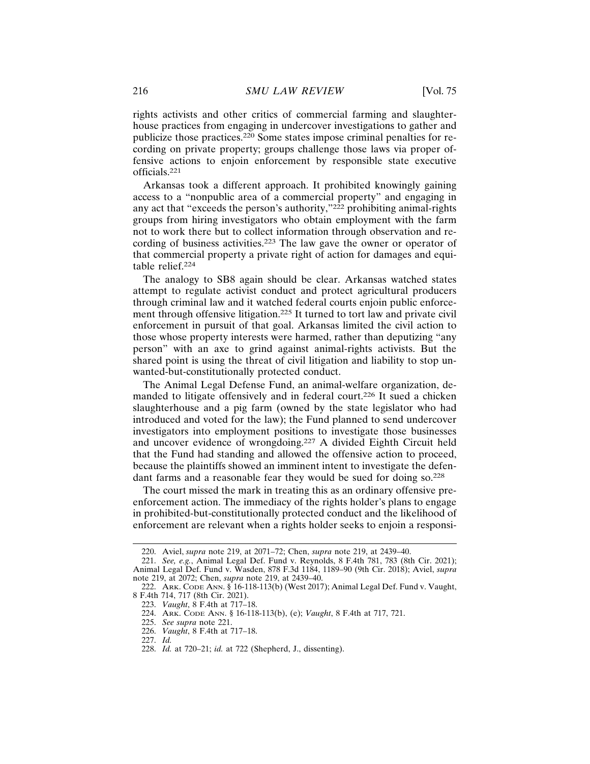rights activists and other critics of commercial farming and slaughterhouse practices from engaging in undercover investigations to gather and publicize those practices.[220] Some states impose criminal penalties for recording on private property; groups challenge those laws via proper offensive actions to enjoin enforcement by responsible state executive officials.[221]

Arkansas took a different approach. It prohibited knowingly gaining access to a "nonpublic area of a commercial property" and engaging in any act that "exceeds the person's authority,"[222] prohibiting animal-rights groups from hiring investigators who obtain employment with the farm not to work there but to collect information through observation and recording of business activities.[223] The law gave the owner or operator of that commercial property a private right of action for damages and equitable relief.[224]

The analogy to SB8 again should be clear. Arkansas watched states attempt to regulate activist conduct and protect agricultural producers through criminal law and it watched federal courts enjoin public enforcement through offensive litigation.[225] It turned to tort law and private civil enforcement in pursuit of that goal. Arkansas limited the civil action to those whose property interests were harmed, rather than deputizing "any person" with an axe to grind against animal-rights activists. But the shared point is using the threat of civil litigation and liability to stop unwanted-but-constitutionally protected conduct.

The Animal Legal Defense Fund, an animal-welfare organization, demanded to litigate offensively and in federal court.[226] It sued a chicken slaughterhouse and a pig farm (owned by the state legislator who had introduced and voted for the law); the Fund planned to send undercover investigators into employment positions to investigate those businesses and uncover evidence of wrongdoing.[227] A divided Eighth Circuit held that the Fund had standing and allowed the offensive action to proceed, because the plaintiffs showed an imminent intent to investigate the defendant farms and a reasonable fear they would be sued for doing so.[228]

The court missed the mark in treating this as an ordinary offensive pre-enforcement action. The immediacy of the rights holder's plans to engage in prohibited-but-constitutionally protected conduct and the likelihood of enforcement are relevant when a rights holder seeks to enjoin a responsi-

---

220. Aviel, *supra* note 219, at 2071–72; Chen, *supra* note 219, at 2439–40.

221. *See, e.g.*, Animal Legal Def. Fund v. Reynolds, 8 F.4th 781, 783 (8th Cir. 2021); Animal Legal Def. Fund v. Wasden, 878 F.3d 1184, 1189–90 (9th Cir. 2018); Aviel, *supra* note 219, at 2072; Chen, *supra* note 219, at 2439–40.

222. ARK. CODE ANN. § 16-118-113(b) (West 2017); Animal Legal Def. Fund v. Vaught, 8 F.4th 714, 717 (8th Cir. 2021).

223. *Vaught*, 8 F.4th at 717–18.

224. ARK. CODE ANN. § 16-118-113(b), (e); *Vaught*, 8 F.4th at 717, 721.

225. *See supra* note 221.

226. *Vaught*, 8 F.4th at 717–18.

227. *Id.*

228. *Id.* at 720–21; *id.* at 722 (Shepherd, J., dissenting).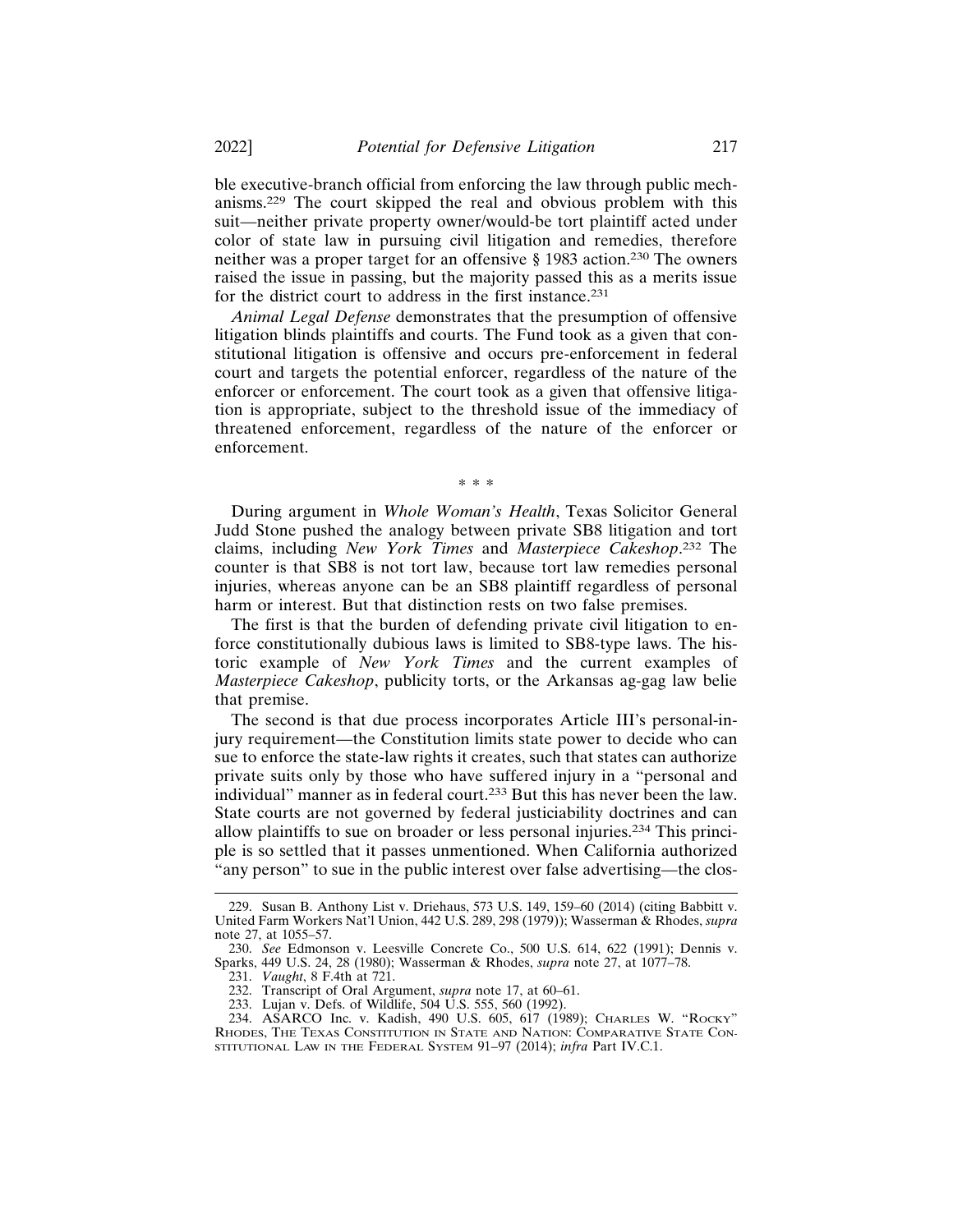ble executive-branch official from enforcing the law through public mechanisms.[229] The court skipped the real and obvious problem with this suit—neither private property owner/would-be tort plaintiff acted under color of state law in pursuing civil litigation and remedies, therefore neither was a proper target for an offensive § 1983 action.[230] The owners raised the issue in passing, but the majority passed this as a merits issue for the district court to address in the first instance.[231]

*Animal Legal Defense* demonstrates that the presumption of offensive litigation blinds plaintiffs and courts. The Fund took as a given that constitutional litigation is offensive and occurs pre-enforcement in federal court and targets the potential enforcer, regardless of the nature of the enforcer or enforcement. The court took as a given that offensive litigation is appropriate, subject to the threshold issue of the immediacy of threatened enforcement, regardless of the nature of the enforcer or enforcement.

\* \* \*

During argument in *Whole Woman's Health*, Texas Solicitor General Judd Stone pushed the analogy between private SB8 litigation and tort claims, including *New York Times* and *Masterpiece Cakeshop*.[232] The counter is that SB8 is not tort law, because tort law remedies personal injuries, whereas anyone can be an SB8 plaintiff regardless of personal harm or interest. But that distinction rests on two false premises.

The first is that the burden of defending private civil litigation to enforce constitutionally dubious laws is limited to SB8-type laws. The historic example of *New York Times* and the current examples of *Masterpiece Cakeshop*, publicity torts, or the Arkansas ag-gag law belie that premise.

The second is that due process incorporates Article III's personal-injury requirement—the Constitution limits state power to decide who can sue to enforce the state-law rights it creates, such that states can authorize private suits only by those who have suffered injury in a "personal and individual" manner as in federal court.[233] But this has never been the law. State courts are not governed by federal justiciability doctrines and can allow plaintiffs to sue on broader or less personal injuries.[234] This principle is so settled that it passes unmentioned. When California authorized "any person" to sue in the public interest over false advertising—the clos-

229. Susan B. Anthony List v. Driehaus, 573 U.S. 149, 159–60 (2014) (citing Babbitt v. United Farm Workers Nat'l Union, 442 U.S. 289, 298 (1979)); Wasserman & Rhodes, *supra* note 27, at 1055–57.

230. *See* Edmonson v. Leesville Concrete Co., 500 U.S. 614, 622 (1991); Dennis v. Sparks, 449 U.S. 24, 28 (1980); Wasserman & Rhodes, *supra* note 27, at 1077–78.

231. *Vaught*, 8 F.4th at 721.

232. Transcript of Oral Argument, *supra* note 17, at 60–61.

233. Lujan v. Defs. of Wildlife, 504 U.S. 555, 560 (1992).

234. ASARCO Inc. v. Kadish, 490 U.S. 605, 617 (1989); CHARLES W. "ROCKY" RHODES, THE TEXAS CONSTITUTION IN STATE AND NATION: COMPARATIVE STATE CONSTITUTIONAL LAW IN THE FEDERAL SYSTEM 91–97 (2014); *infra* Part IV.C.1.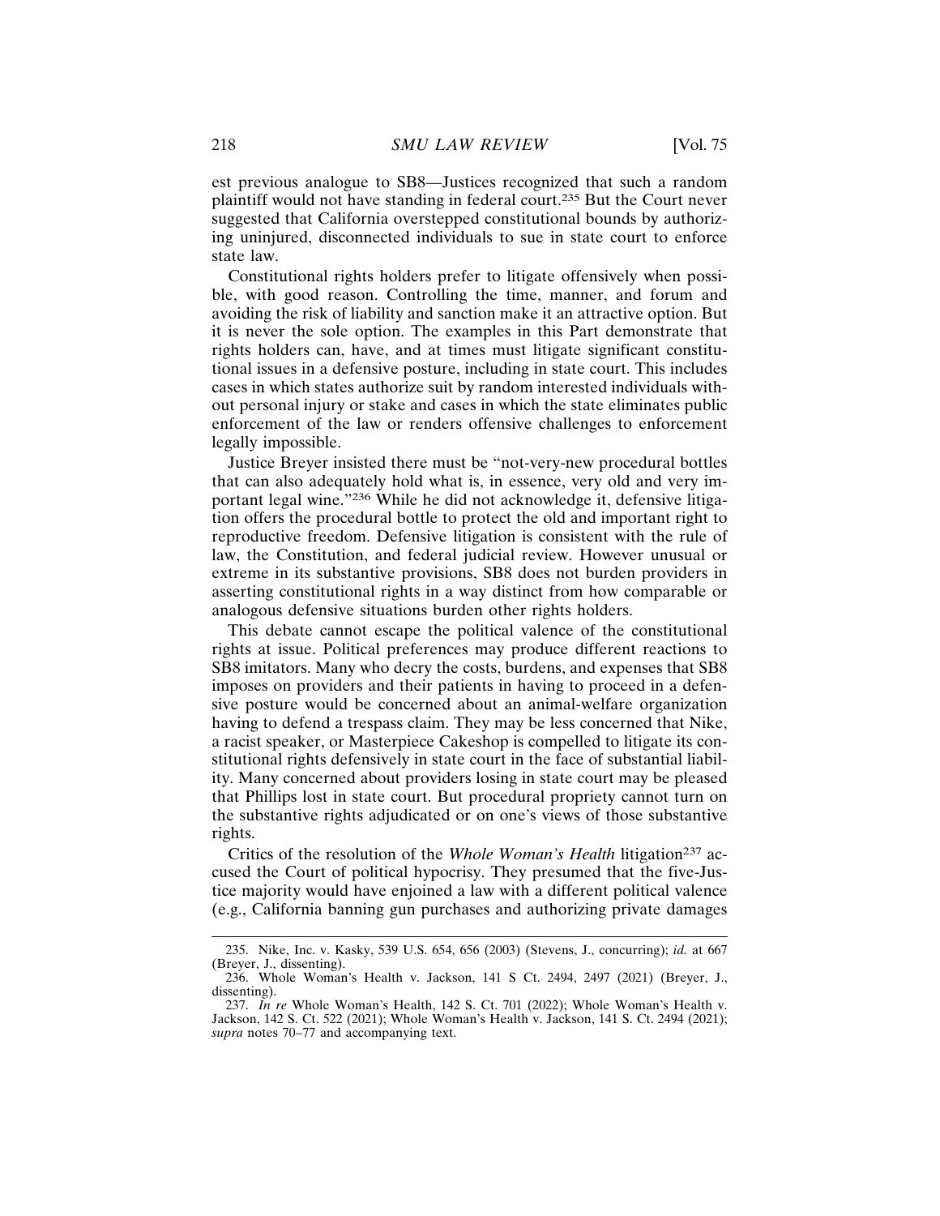est previous analogue to SB8—Justices recognized that such a random plaintiff would not have standing in federal court.[235] But the Court never suggested that California overstepped constitutional bounds by authorizing uninjured, disconnected individuals to sue in state court to enforce state law.

Constitutional rights holders prefer to litigate offensively when possible, with good reason. Controlling the time, manner, and forum and avoiding the risk of liability and sanction make it an attractive option. But it is never the sole option. The examples in this Part demonstrate that rights holders can, have, and at times must litigate significant constitutional issues in a defensive posture, including in state court. This includes cases in which states authorize suit by random interested individuals without personal injury or stake and cases in which the state eliminates public enforcement of the law or renders offensive challenges to enforcement legally impossible.

Justice Breyer insisted there must be "not-very-new procedural bottles that can also adequately hold what is, in essence, very old and very important legal wine."[236] While he did not acknowledge it, defensive litigation offers the procedural bottle to protect the old and important right to reproductive freedom. Defensive litigation is consistent with the rule of law, the Constitution, and federal judicial review. However unusual or extreme in its substantive provisions, SB8 does not burden providers in asserting constitutional rights in a way distinct from how comparable or analogous defensive situations burden other rights holders.

This debate cannot escape the political valence of the constitutional rights at issue. Political preferences may produce different reactions to SB8 imitators. Many who decry the costs, burdens, and expenses that SB8 imposes on providers and their patients in having to proceed in a defensive posture would be concerned about an animal-welfare organization having to defend a trespass claim. They may be less concerned that Nike, a racist speaker, or Masterpiece Cakeshop is compelled to litigate its constitutional rights defensively in state court in the face of substantial liability. Many concerned about providers losing in state court may be pleased that Phillips lost in state court. But procedural propriety cannot turn on the substantive rights adjudicated or on one's views of those substantive rights.

Critics of the resolution of the *Whole Woman's Health* litigation[237] accused the Court of political hypocrisy. They presumed that the five-Justice majority would have enjoined a law with a different political valence (e.g., California banning gun purchases and authorizing private damages

---

235. Nike, Inc. v. Kasky, 539 U.S. 654, 656 (2003) (Stevens, J., concurring); *id.* at 667 (Breyer, J., dissenting).

236. Whole Woman's Health v. Jackson, 141 S Ct. 2494, 2497 (2021) (Breyer, J., dissenting).

237. *In re* Whole Woman's Health, 142 S. Ct. 701 (2022); Whole Woman's Health v. Jackson, 142 S. Ct. 522 (2021); Whole Woman's Health v. Jackson, 141 S. Ct. 2494 (2021); *supra* notes 70–77 and accompanying text.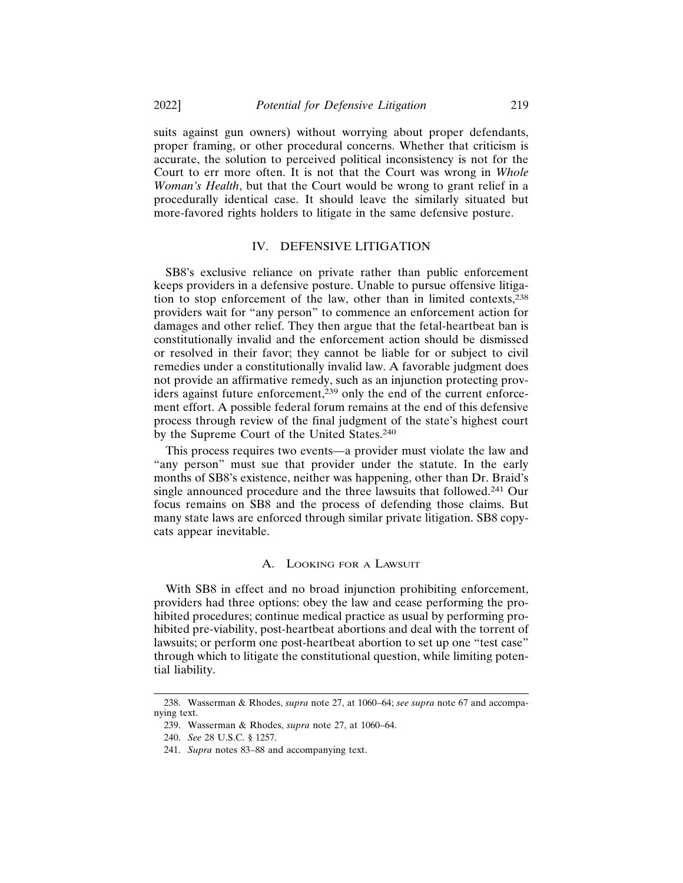suits against gun owners) without worrying about proper defendants, proper framing, or other procedural concerns. Whether that criticism is accurate, the solution to perceived political inconsistency is not for the Court to err more often. It is not that the Court was wrong in *Whole Woman's Health*, but that the Court would be wrong to grant relief in a procedurally identical case. It should leave the similarly situated but more-favored rights holders to litigate in the same defensive posture.

## IV. DEFENSIVE LITIGATION

SB8's exclusive reliance on private rather than public enforcement keeps providers in a defensive posture. Unable to pursue offensive litigation to stop enforcement of the law, other than in limited contexts,[238] providers wait for "any person" to commence an enforcement action for damages and other relief. They then argue that the fetal-heartbeat ban is constitutionally invalid and the enforcement action should be dismissed or resolved in their favor; they cannot be liable for or subject to civil remedies under a constitutionally invalid law. A favorable judgment does not provide an affirmative remedy, such as an injunction protecting providers against future enforcement,[239] only the end of the current enforcement effort. A possible federal forum remains at the end of this defensive process through review of the final judgment of the state's highest court by the Supreme Court of the United States.[240]

This process requires two events—a provider must violate the law and "any person" must sue that provider under the statute. In the early months of SB8's existence, neither was happening, other than Dr. Braid's single announced procedure and the three lawsuits that followed.[241] Our focus remains on SB8 and the process of defending those claims. But many state laws are enforced through similar private litigation. SB8 copycats appear inevitable.

### A. Looking for a Lawsuit

With SB8 in effect and no broad injunction prohibiting enforcement, providers had three options: obey the law and cease performing the prohibited procedures; continue medical practice as usual by performing prohibited pre-viability, post-heartbeat abortions and deal with the torrent of lawsuits; or perform one post-heartbeat abortion to set up one "test case" through which to litigate the constitutional question, while limiting potential liability.

---

238. Wasserman & Rhodes, *supra* note 27, at 1060–64; *see supra* note 67 and accompanying text.

239. Wasserman & Rhodes, *supra* note 27, at 1060–64.

240. *See* 28 U.S.C. § 1257.

241. *Supra* notes 83–88 and accompanying text.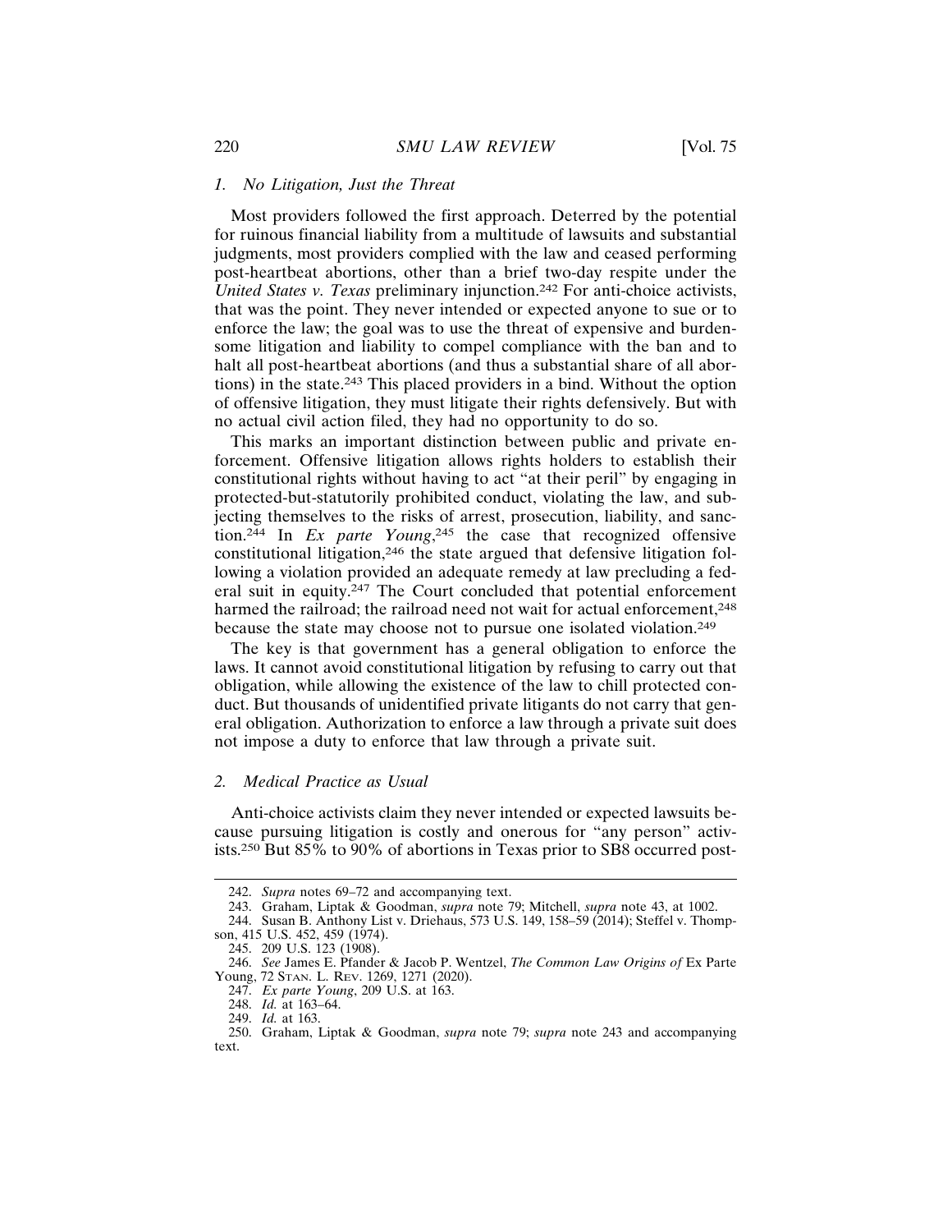### 1. *No Litigation, Just the Threat*

Most providers followed the first approach. Deterred by the potential for ruinous financial liability from a multitude of lawsuits and substantial judgments, most providers complied with the law and ceased performing post-heartbeat abortions, other than a brief two-day respite under the *United States v. Texas* preliminary injunction.[242] For anti-choice activists, that was the point. They never intended or expected anyone to sue or to enforce the law; the goal was to use the threat of expensive and burdensome litigation and liability to compel compliance with the ban and to halt all post-heartbeat abortions (and thus a substantial share of all abortions) in the state.[243] This placed providers in a bind. Without the option of offensive litigation, they must litigate their rights defensively. But with no actual civil action filed, they had no opportunity to do so.

This marks an important distinction between public and private enforcement. Offensive litigation allows rights holders to establish their constitutional rights without having to act "at their peril" by engaging in protected-but-statutorily prohibited conduct, violating the law, and subjecting themselves to the risks of arrest, prosecution, liability, and sanction.[244] In *Ex parte Young*,[245] the case that recognized offensive constitutional litigation,[246] the state argued that defensive litigation following a violation provided an adequate remedy at law precluding a federal suit in equity.[247] The Court concluded that potential enforcement harmed the railroad; the railroad need not wait for actual enforcement,[248] because the state may choose not to pursue one isolated violation.[249]

The key is that government has a general obligation to enforce the laws. It cannot avoid constitutional litigation by refusing to carry out that obligation, while allowing the existence of the law to chill protected conduct. But thousands of unidentified private litigants do not carry that general obligation. Authorization to enforce a law through a private suit does not impose a duty to enforce that law through a private suit.

### 2. *Medical Practice as Usual*

Anti-choice activists claim they never intended or expected lawsuits because pursuing litigation is costly and onerous for "any person" activists.[250] But 85% to 90% of abortions in Texas prior to SB8 occurred post-

---

242. *Supra* notes 69–72 and accompanying text.

243. Graham, Liptak & Goodman, *supra* note 79; Mitchell, *supra* note 43, at 1002.

244. Susan B. Anthony List v. Driehaus, 573 U.S. 149, 158–59 (2014); Steffel v. Thompson, 415 U.S. 452, 459 (1974).

245. 209 U.S. 123 (1908).

246. *See* James E. Pfander & Jacob P. Wentzel, *The Common Law Origins of* Ex Parte Young, 72 STAN. L. REV. 1269, 1271 (2020).

247. *Ex parte Young*, 209 U.S. at 163.

248. *Id.* at 163–64.

249. *Id.* at 163.

250. Graham, Liptak & Goodman, *supra* note 79; *supra* note 243 and accompanying text.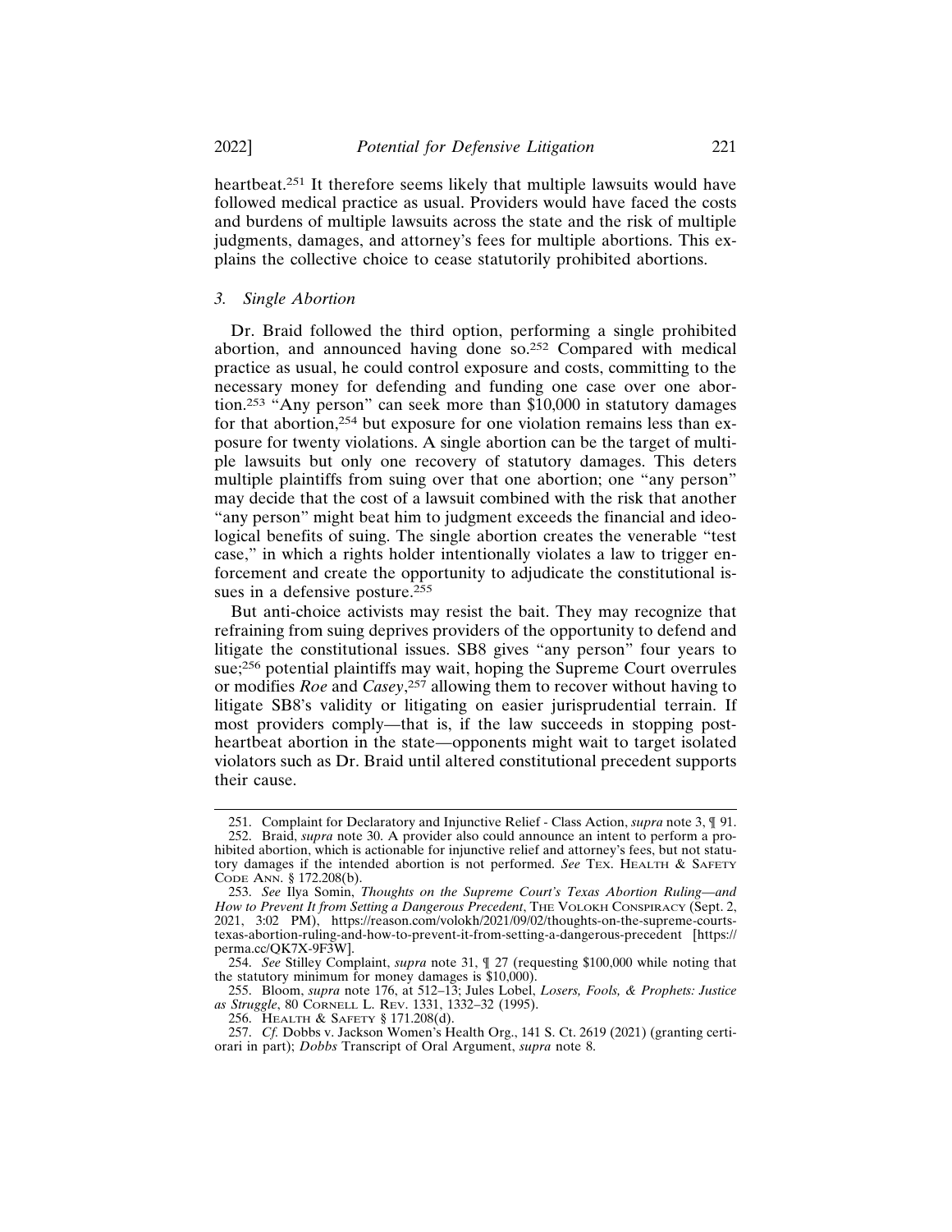heartbeat.[251] It therefore seems likely that multiple lawsuits would have followed medical practice as usual. Providers would have faced the costs and burdens of multiple lawsuits across the state and the risk of multiple judgments, damages, and attorney's fees for multiple abortions. This explains the collective choice to cease statutorily prohibited abortions.

### 3. *Single Abortion*

Dr. Braid followed the third option, performing a single prohibited abortion, and announced having done so.[252] Compared with medical practice as usual, he could control exposure and costs, committing to the necessary money for defending and funding one case over one abortion.[253] "Any person" can seek more than $10,000 in statutory damages for that abortion,[254] but exposure for one violation remains less than exposure for twenty violations. A single abortion can be the target of multiple lawsuits but only one recovery of statutory damages. This deters multiple plaintiffs from suing over that one abortion; one "any person" may decide that the cost of a lawsuit combined with the risk that another "any person" might beat him to judgment exceeds the financial and ideological benefits of suing. The single abortion creates the venerable "test case," in which a rights holder intentionally violates a law to trigger enforcement and create the opportunity to adjudicate the constitutional issues in a defensive posture.[255]

But anti-choice activists may resist the bait. They may recognize that refraining from suing deprives providers of the opportunity to defend and litigate the constitutional issues. SB8 gives "any person" four years to sue;[256] potential plaintiffs may wait, hoping the Supreme Court overrules or modifies *Roe* and *Casey*,[257] allowing them to recover without having to litigate SB8's validity or litigating on easier jurisprudential terrain. If most providers comply—that is, if the law succeeds in stopping post-heartbeat abortion in the state—opponents might wait to target isolated violators such as Dr. Braid until altered constitutional precedent supports their cause.

251. Complaint for Declaratory and Injunctive Relief - Class Action, *supra* note 3, ¶ 91.

252. Braid, *supra* note 30. A provider also could announce an intent to perform a prohibited abortion, which is actionable for injunctive relief and attorney's fees, but not statutory damages if the intended abortion is not performed. *See* TEX. HEALTH & SAFETY CODE ANN. § 172.208(b).

253. *See* Ilya Somin, *Thoughts on the Supreme Court's Texas Abortion Ruling—and How to Prevent It from Setting a Dangerous Precedent*, THE VOLOKH CONSPIRACY (Sept. 2, 2021, 3:02 PM), https://reason.com/volokh/2021/09/02/thoughts-on-the-supreme-courts-texas-abortion-ruling-and-how-to-prevent-it-from-setting-a-dangerous-precedent [https://perma.cc/QK7X-9F3W].

254. *See* Stilley Complaint, *supra* note 31, ¶ 27 (requesting $100,000 while noting that the statutory minimum for money damages is $10,000).

255. Bloom, *supra* note 176, at 512–13; Jules Lobel, *Losers, Fools, & Prophets: Justice as Struggle*, 80 CORNELL L. REV. 1331, 1332–32 (1995).

256. HEALTH & SAFETY § 171.208(d).

257. *Cf.* Dobbs v. Jackson Women's Health Org., 141 S. Ct. 2619 (2021) (granting certiorari in part); *Dobbs* Transcript of Oral Argument, *supra* note 8.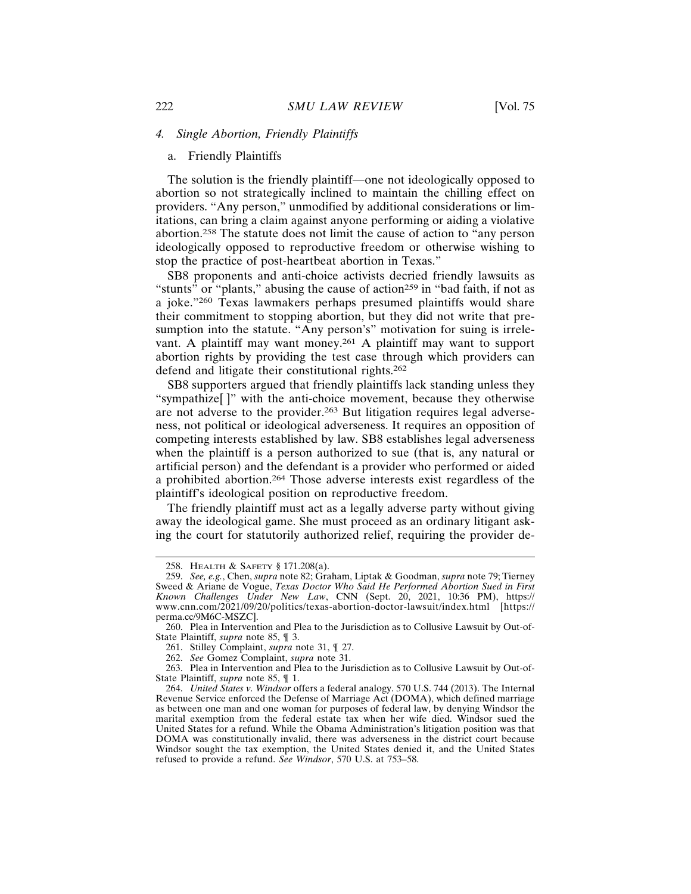#### 4. *Single Abortion, Friendly Plaintiffs*

##### a. Friendly Plaintiffs

The solution is the friendly plaintiff—one not ideologically opposed to abortion so not strategically inclined to maintain the chilling effect on providers. "Any person," unmodified by additional considerations or limitations, can bring a claim against anyone performing or aiding a violative abortion.[258] The statute does not limit the cause of action to "any person ideologically opposed to reproductive freedom or otherwise wishing to stop the practice of post-heartbeat abortion in Texas."

SB8 proponents and anti-choice activists decried friendly lawsuits as "stunts" or "plants," abusing the cause of action[259] in "bad faith, if not as a joke."[260] Texas lawmakers perhaps presumed plaintiffs would share their commitment to stopping abortion, but they did not write that presumption into the statute. "Any person's" motivation for suing is irrelevant. A plaintiff may want money.[261] A plaintiff may want to support abortion rights by providing the test case through which providers can defend and litigate their constitutional rights.[262]

SB8 supporters argued that friendly plaintiffs lack standing unless they "sympathize[ ]" with the anti-choice movement, because they otherwise are not adverse to the provider.[263] But litigation requires legal adverseness, not political or ideological adverseness. It requires an opposition of competing interests established by law. SB8 establishes legal adverseness when the plaintiff is a person authorized to sue (that is, any natural or artificial person) and the defendant is a provider who performed or aided a prohibited abortion.[264] Those adverse interests exist regardless of the plaintiff's ideological position on reproductive freedom.

The friendly plaintiff must act as a legally adverse party without giving away the ideological game. She must proceed as an ordinary litigant asking the court for statutorily authorized relief, requiring the provider de-

---

258. HEALTH & SAFETY § 171.208(a).

259. *See, e.g.*, Chen, *supra* note 82; Graham, Liptak & Goodman, *supra* note 79; Tierney Sweed & Ariane de Vogue, *Texas Doctor Who Said He Performed Abortion Sued in First Known Challenges Under New Law*, CNN (Sept. 20, 2021, 10:36 PM), https://www.cnn.com/2021/09/20/politics/texas-abortion-doctor-lawsuit/index.html [https://perma.cc/9M6C-MSZC].

260. Plea in Intervention and Plea to the Jurisdiction as to Collusive Lawsuit by Out-of-State Plaintiff, *supra* note 85, ¶ 3.

261. Stilley Complaint, *supra* note 31, ¶ 27.

262. *See* Gomez Complaint, *supra* note 31.

263. Plea in Intervention and Plea to the Jurisdiction as to Collusive Lawsuit by Out-of-State Plaintiff, *supra* note 85, ¶ 1.

264. *United States v. Windsor* offers a federal analogy. 570 U.S. 744 (2013). The Internal Revenue Service enforced the Defense of Marriage Act (DOMA), which defined marriage as between one man and one woman for purposes of federal law, by denying Windsor the marital exemption from the federal estate tax when her wife died. Windsor sued the United States for a refund. While the Obama Administration's litigation position was that DOMA was constitutionally invalid, there was adverseness in the district court because Windsor sought the tax exemption, the United States denied it, and the United States refused to provide a refund. *See Windsor*, 570 U.S. at 753–58.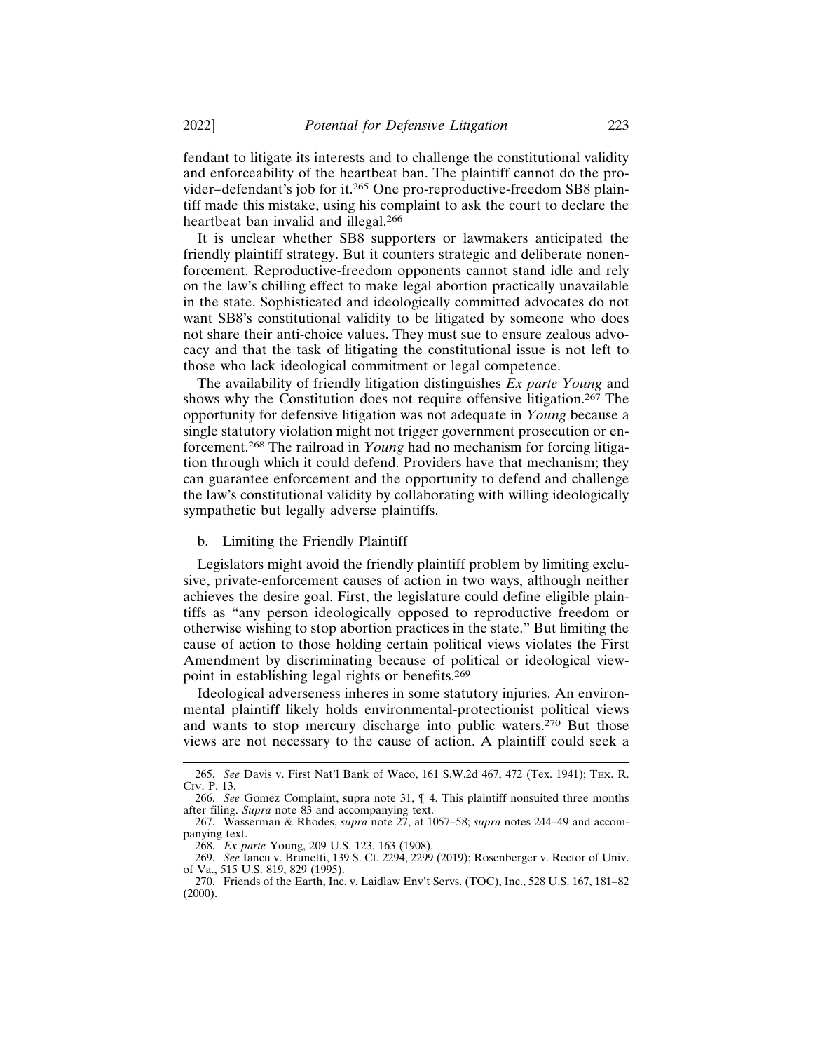fendant to litigate its interests and to challenge the constitutional validity and enforceability of the heartbeat ban. The plaintiff cannot do the provider–defendant's job for it.[265] One pro-reproductive-freedom SB8 plaintiff made this mistake, using his complaint to ask the court to declare the heartbeat ban invalid and illegal.[266]

It is unclear whether SB8 supporters or lawmakers anticipated the friendly plaintiff strategy. But it counters strategic and deliberate nonenforcement. Reproductive-freedom opponents cannot stand idle and rely on the law's chilling effect to make legal abortion practically unavailable in the state. Sophisticated and ideologically committed advocates do not want SB8's constitutional validity to be litigated by someone who does not share their anti-choice values. They must sue to ensure zealous advocacy and that the task of litigating the constitutional issue is not left to those who lack ideological commitment or legal competence.

The availability of friendly litigation distinguishes *Ex parte Young* and shows why the Constitution does not require offensive litigation.[267] The opportunity for defensive litigation was not adequate in *Young* because a single statutory violation might not trigger government prosecution or enforcement.[268] The railroad in *Young* had no mechanism for forcing litigation through which it could defend. Providers have that mechanism; they can guarantee enforcement and the opportunity to defend and challenge the law's constitutional validity by collaborating with willing ideologically sympathetic but legally adverse plaintiffs.

b. Limiting the Friendly Plaintiff

Legislators might avoid the friendly plaintiff problem by limiting exclusive, private-enforcement causes of action in two ways, although neither achieves the desire goal. First, the legislature could define eligible plaintiffs as "any person ideologically opposed to reproductive freedom or otherwise wishing to stop abortion practices in the state." But limiting the cause of action to those holding certain political views violates the First Amendment by discriminating because of political or ideological viewpoint in establishing legal rights or benefits.[269]

Ideological adverseness inheres in some statutory injuries. An environmental plaintiff likely holds environmental-protectionist political views and wants to stop mercury discharge into public waters.[270] But those views are not necessary to the cause of action. A plaintiff could seek a

---

265. *See* Davis v. First Nat'l Bank of Waco, 161 S.W.2d 467, 472 (Tex. 1941); Tex. R. Civ. P. 13.

266. *See* Gomez Complaint, supra note 31, ¶ 4. This plaintiff nonsuited three months after filing. *Supra* note 83 and accompanying text.

267. Wasserman & Rhodes, *supra* note 27, at 1057–58; *supra* notes 244–49 and accompanying text.

268. *Ex parte* Young, 209 U.S. 123, 163 (1908).

269. *See* Iancu v. Brunetti, 139 S. Ct. 2294, 2299 (2019); Rosenberger v. Rector of Univ. of Va., 515 U.S. 819, 829 (1995).

270. Friends of the Earth, Inc. v. Laidlaw Env't Servs. (TOC), Inc., 528 U.S. 167, 181–82 (2000).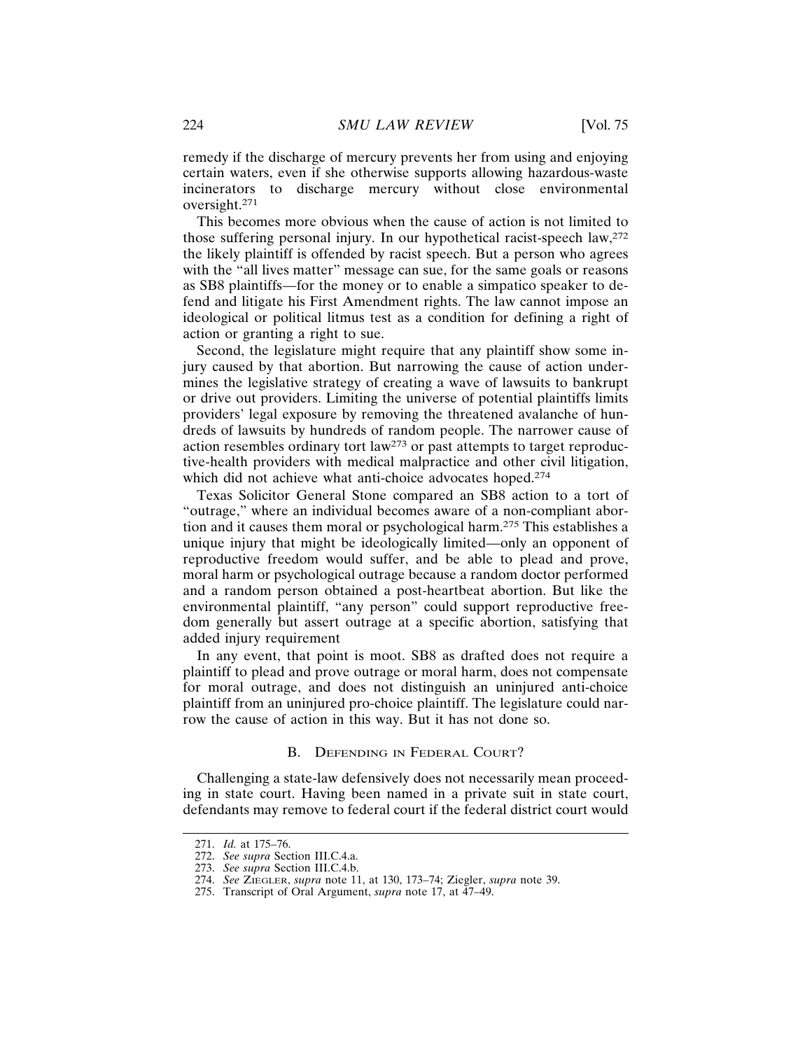remedy if the discharge of mercury prevents her from using and enjoying certain waters, even if she otherwise supports allowing hazardous-waste incinerators to discharge mercury without close environmental oversight.[271]

This becomes more obvious when the cause of action is not limited to those suffering personal injury. In our hypothetical racist-speech law,[272] the likely plaintiff is offended by racist speech. But a person who agrees with the "all lives matter" message can sue, for the same goals or reasons as SB8 plaintiffs—for the money or to enable a simpatico speaker to defend and litigate his First Amendment rights. The law cannot impose an ideological or political litmus test as a condition for defining a right of action or granting a right to sue.

Second, the legislature might require that any plaintiff show some injury caused by that abortion. But narrowing the cause of action undermines the legislative strategy of creating a wave of lawsuits to bankrupt or drive out providers. Limiting the universe of potential plaintiffs limits providers' legal exposure by removing the threatened avalanche of hundreds of lawsuits by hundreds of random people. The narrower cause of action resembles ordinary tort law[273] or past attempts to target reproductive-health providers with medical malpractice and other civil litigation, which did not achieve what anti-choice advocates hoped.[274]

Texas Solicitor General Stone compared an SB8 action to a tort of "outrage," where an individual becomes aware of a non-compliant abortion and it causes them moral or psychological harm.[275] This establishes a unique injury that might be ideologically limited—only an opponent of reproductive freedom would suffer, and be able to plead and prove, moral harm or psychological outrage because a random doctor performed and a random person obtained a post-heartbeat abortion. But like the environmental plaintiff, "any person" could support reproductive freedom generally but assert outrage at a specific abortion, satisfying that added injury requirement

In any event, that point is moot. SB8 as drafted does not require a plaintiff to plead and prove outrage or moral harm, does not compensate for moral outrage, and does not distinguish an uninjured anti-choice plaintiff from an uninjured pro-choice plaintiff. The legislature could narrow the cause of action in this way. But it has not done so.

### B. Defending in Federal Court?

Challenging a state-law defensively does not necessarily mean proceeding in state court. Having been named in a private suit in state court, defendants may remove to federal court if the federal district court would

---

271. *Id.* at 175–76.
272. *See supra* Section III.C.4.a.
273. *See supra* Section III.C.4.b.
274. *See* Ziegler, *supra* note 11, at 130, 173–74; Ziegler, *supra* note 39.
275. Transcript of Oral Argument, *supra* note 17, at 47–49.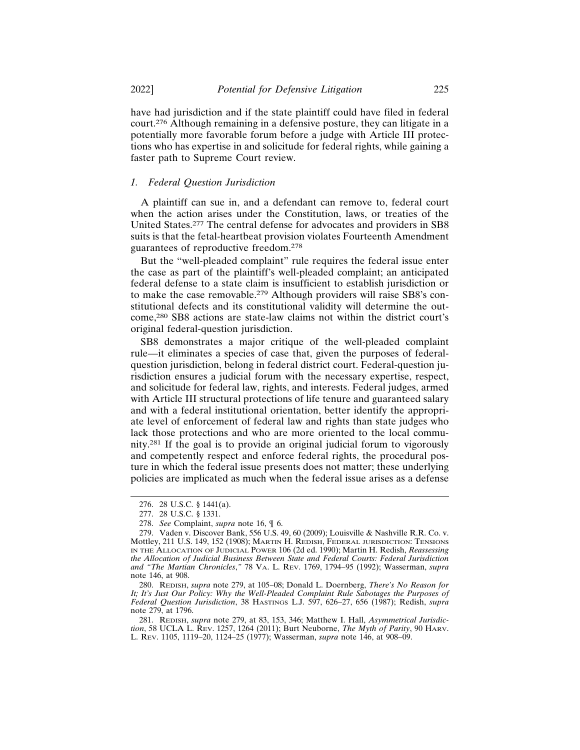have had jurisdiction and if the state plaintiff could have filed in federal court.[276] Although remaining in a defensive posture, they can litigate in a potentially more favorable forum before a judge with Article III protections who has expertise in and solicitude for federal rights, while gaining a faster path to Supreme Court review.

### *1. Federal Question Jurisdiction*

A plaintiff can sue in, and a defendant can remove to, federal court when the action arises under the Constitution, laws, or treaties of the United States.[277] The central defense for advocates and providers in SB8 suits is that the fetal-heartbeat provision violates Fourteenth Amendment guarantees of reproductive freedom.[278]

But the "well-pleaded complaint" rule requires the federal issue enter the case as part of the plaintiff's well-pleaded complaint; an anticipated federal defense to a state claim is insufficient to establish jurisdiction or to make the case removable.[279] Although providers will raise SB8's constitutional defects and its constitutional validity will determine the outcome,[280] SB8 actions are state-law claims not within the district court's original federal-question jurisdiction.

SB8 demonstrates a major critique of the well-pleaded complaint rule—it eliminates a species of case that, given the purposes of federal-question jurisdiction, belong in federal district court. Federal-question jurisdiction ensures a judicial forum with the necessary expertise, respect, and solicitude for federal law, rights, and interests. Federal judges, armed with Article III structural protections of life tenure and guaranteed salary and with a federal institutional orientation, better identify the appropriate level of enforcement of federal law and rights than state judges who lack those protections and who are more oriented to the local community.[281] If the goal is to provide an original judicial forum to vigorously and competently respect and enforce federal rights, the procedural posture in which the federal issue presents does not matter; these underlying policies are implicated as much when the federal issue arises as a defense

---

276. 28 U.S.C. § 1441(a).

277. 28 U.S.C. § 1331.

278. *See* Complaint, *supra* note 16, ¶ 6.

279. Vaden v. Discover Bank, 556 U.S. 49, 60 (2009); Louisville & Nashville R.R. Co. v. Mottley, 211 U.S. 149, 152 (1908); MARTIN H. REDISH, FEDERAL JURISDICTION: TENSIONS IN THE ALLOCATION OF JUDICIAL POWER 106 (2d ed. 1990); Martin H. Redish, *Reassessing the Allocation of Judicial Business Between State and Federal Courts: Federal Jurisdiction and "The Martian Chronicles*,*"* 78 VA. L. REV. 1769, 1794–95 (1992); Wasserman, *supra* note 146, at 908.

280. REDISH, *supra* note 279, at 105–08; Donald L. Doernberg, *There's No Reason for It; It's Just Our Policy: Why the Well-Pleaded Complaint Rule Sabotages the Purposes of Federal Question Jurisdiction*, 38 HASTINGS L.J. 597, 626–27, 656 (1987); Redish, *supra* note 279, at 1796.

281. REDISH, *supra* note 279, at 83, 153, 346; Matthew I. Hall, *Asymmetrical Jurisdiction*, 58 UCLA L. REV. 1257, 1264 (2011); Burt Neuborne, *The Myth of Parity*, 90 HARV. L. REV. 1105, 1119–20, 1124–25 (1977); Wasserman, *supra* note 146, at 908–09.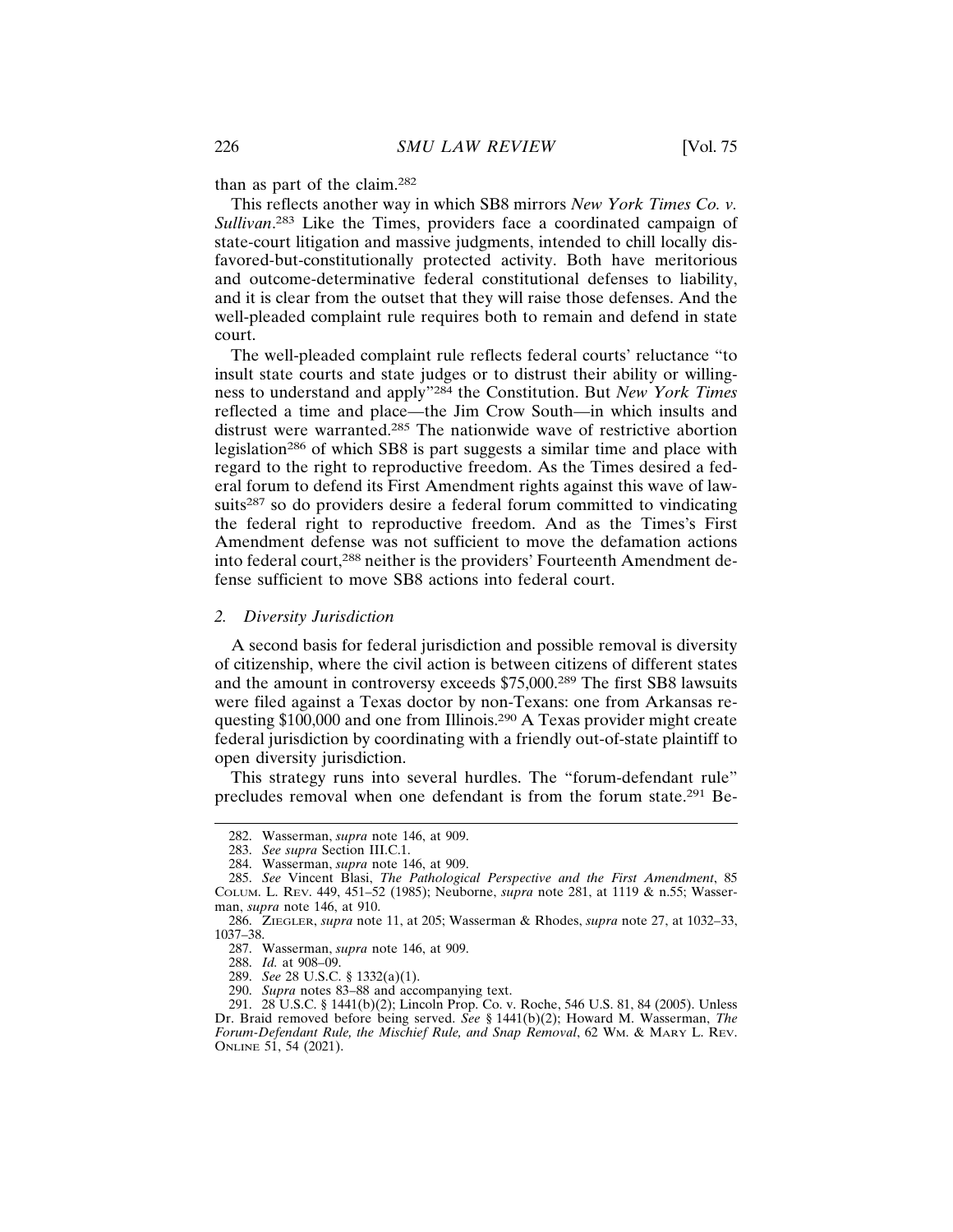than as part of the claim.[282]

This reflects another way in which SB8 mirrors *New York Times Co. v. Sullivan*.[283] Like the Times, providers face a coordinated campaign of state-court litigation and massive judgments, intended to chill locally disfavored-but-constitutionally protected activity. Both have meritorious and outcome-determinative federal constitutional defenses to liability, and it is clear from the outset that they will raise those defenses. And the well-pleaded complaint rule requires both to remain and defend in state court.

The well-pleaded complaint rule reflects federal courts' reluctance "to insult state courts and state judges or to distrust their ability or willingness to understand and apply"[284] the Constitution. But *New York Times* reflected a time and place—the Jim Crow South—in which insults and distrust were warranted.[285] The nationwide wave of restrictive abortion legislation[286] of which SB8 is part suggests a similar time and place with regard to the right to reproductive freedom. As the Times desired a federal forum to defend its First Amendment rights against this wave of lawsuits[287] so do providers desire a federal forum committed to vindicating the federal right to reproductive freedom. And as the Times's First Amendment defense was not sufficient to move the defamation actions into federal court,[288] neither is the providers' Fourteenth Amendment defense sufficient to move SB8 actions into federal court.

### 2. *Diversity Jurisdiction*

A second basis for federal jurisdiction and possible removal is diversity of citizenship, where the civil action is between citizens of different states and the amount in controversy exceeds $75,000.[289] The first SB8 lawsuits were filed against a Texas doctor by non-Texans: one from Arkansas requesting $100,000 and one from Illinois.[290] A Texas provider might create federal jurisdiction by coordinating with a friendly out-of-state plaintiff to open diversity jurisdiction.

This strategy runs into several hurdles. The "forum-defendant rule" precludes removal when one defendant is from the forum state.[291] Be-

---

282. Wasserman, *supra* note 146, at 909.

283. *See supra* Section III.C.1.

284. Wasserman, *supra* note 146, at 909.

285. *See* Vincent Blasi, *The Pathological Perspective and the First Amendment*, 85 COLUM. L. REV. 449, 451–52 (1985); Neuborne, *supra* note 281, at 1119 & n.55; Wasserman, *supra* note 146, at 910.

286. ZIEGLER, *supra* note 11, at 205; Wasserman & Rhodes, *supra* note 27, at 1032–33, 1037–38.

287. Wasserman, *supra* note 146, at 909.

288. *Id.* at 908–09.

289. *See* 28 U.S.C. § 1332(a)(1).

290. *Supra* notes 83–88 and accompanying text.

291. 28 U.S.C. § 1441(b)(2); Lincoln Prop. Co. v. Roche, 546 U.S. 81, 84 (2005). Unless Dr. Braid removed before being served. *See* § 1441(b)(2); Howard M. Wasserman, *The Forum-Defendant Rule, the Mischief Rule, and Snap Removal*, 62 WM. & MARY L. REV. ONLINE 51, 54 (2021).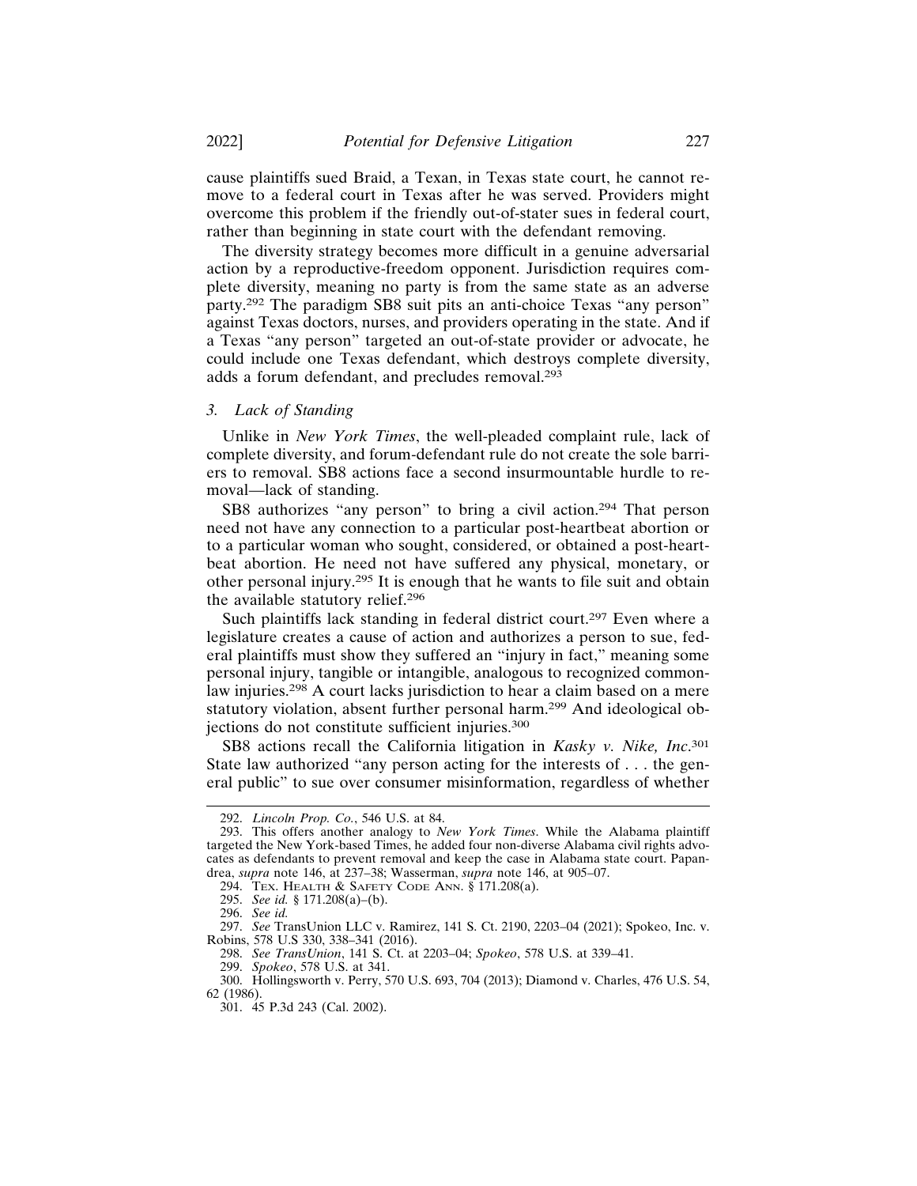cause plaintiffs sued Braid, a Texan, in Texas state court, he cannot remove to a federal court in Texas after he was served. Providers might overcome this problem if the friendly out-of-stater sues in federal court, rather than beginning in state court with the defendant removing.

The diversity strategy becomes more difficult in a genuine adversarial action by a reproductive-freedom opponent. Jurisdiction requires complete diversity, meaning no party is from the same state as an adverse party.[292] The paradigm SB8 suit pits an anti-choice Texas "any person" against Texas doctors, nurses, and providers operating in the state. And if a Texas "any person" targeted an out-of-state provider or advocate, he could include one Texas defendant, which destroys complete diversity, adds a forum defendant, and precludes removal.[293]

### 3. *Lack of Standing*

Unlike in *New York Times*, the well-pleaded complaint rule, lack of complete diversity, and forum-defendant rule do not create the sole barriers to removal. SB8 actions face a second insurmountable hurdle to removal—lack of standing.

SB8 authorizes "any person" to bring a civil action.[294] That person need not have any connection to a particular post-heartbeat abortion or to a particular woman who sought, considered, or obtained a post-heartbeat abortion. He need not have suffered any physical, monetary, or other personal injury.[295] It is enough that he wants to file suit and obtain the available statutory relief.[296]

Such plaintiffs lack standing in federal district court.[297] Even where a legislature creates a cause of action and authorizes a person to sue, federal plaintiffs must show they suffered an "injury in fact," meaning some personal injury, tangible or intangible, analogous to recognized common-law injuries.[298] A court lacks jurisdiction to hear a claim based on a mere statutory violation, absent further personal harm.[299] And ideological objections do not constitute sufficient injuries.[300]

SB8 actions recall the California litigation in *Kasky v. Nike, Inc*.[301] State law authorized "any person acting for the interests of . . . the general public" to sue over consumer misinformation, regardless of whether

---

292. *Lincoln Prop. Co.*, 546 U.S. at 84.

293. This offers another analogy to *New York Times*. While the Alabama plaintiff targeted the New York-based Times, he added four non-diverse Alabama civil rights advocates as defendants to prevent removal and keep the case in Alabama state court. Papandrea, *supra* note 146, at 237–38; Wasserman, *supra* note 146, at 905–07.

294. Tex. Health & Safety Code Ann. § 171.208(a).

295. *See id.* § 171.208(a)–(b).

296. *See id.*

297. *See* TransUnion LLC v. Ramirez, 141 S. Ct. 2190, 2203–04 (2021); Spokeo, Inc. v. Robins, 578 U.S 330, 338–341 (2016).

298. *See TransUnion*, 141 S. Ct. at 2203–04; *Spokeo*, 578 U.S. at 339–41.

299. *Spokeo*, 578 U.S. at 341.

300. Hollingsworth v. Perry, 570 U.S. 693, 704 (2013); Diamond v. Charles, 476 U.S. 54, 62 (1986).

301. 45 P.3d 243 (Cal. 2002).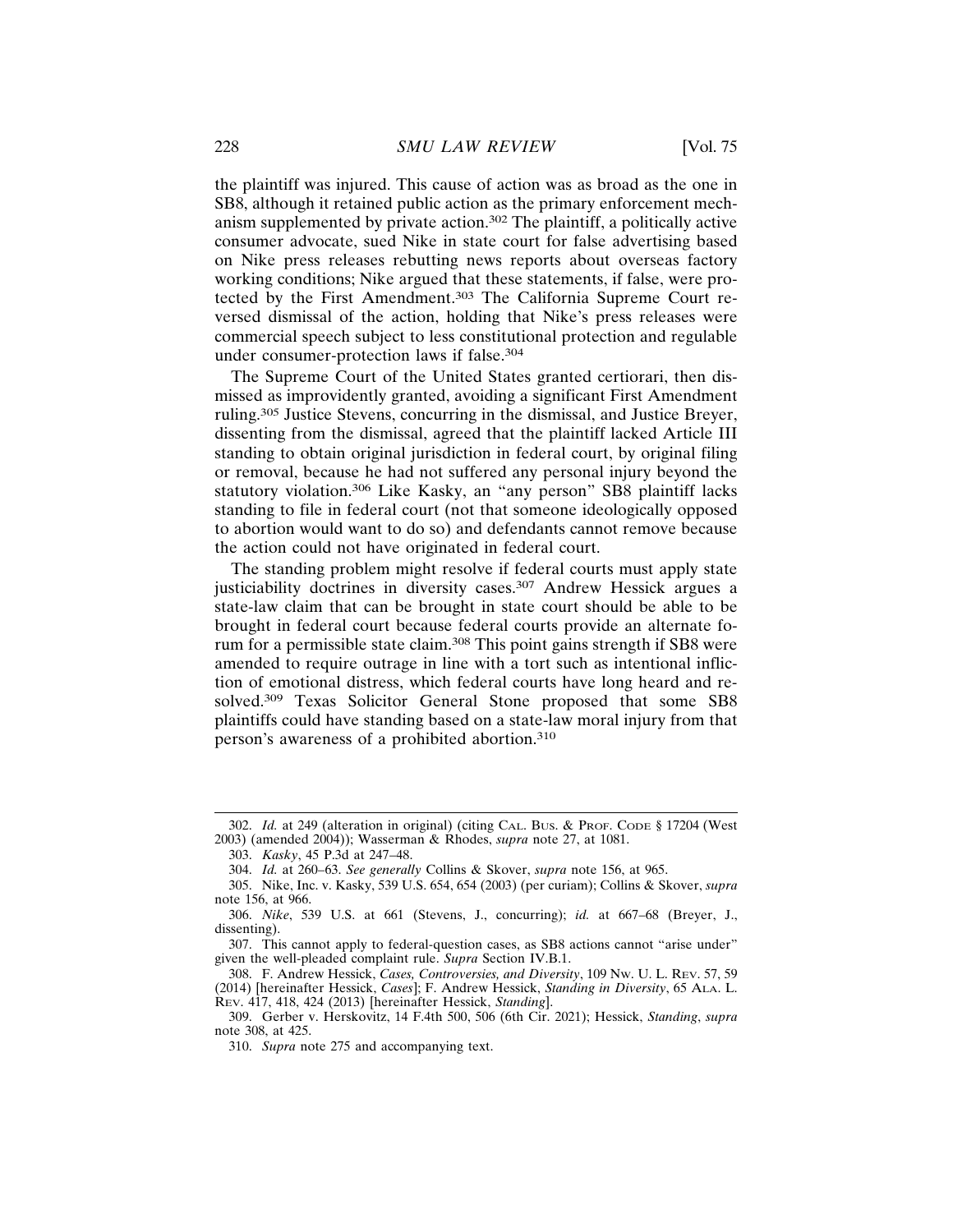the plaintiff was injured. This cause of action was as broad as the one in SB8, although it retained public action as the primary enforcement mechanism supplemented by private action.[302] The plaintiff, a politically active consumer advocate, sued Nike in state court for false advertising based on Nike press releases rebutting news reports about overseas factory working conditions; Nike argued that these statements, if false, were protected by the First Amendment.[303] The California Supreme Court reversed dismissal of the action, holding that Nike's press releases were commercial speech subject to less constitutional protection and regulable under consumer-protection laws if false.[304]

The Supreme Court of the United States granted certiorari, then dismissed as improvidently granted, avoiding a significant First Amendment ruling.[305] Justice Stevens, concurring in the dismissal, and Justice Breyer, dissenting from the dismissal, agreed that the plaintiff lacked Article III standing to obtain original jurisdiction in federal court, by original filing or removal, because he had not suffered any personal injury beyond the statutory violation.[306] Like Kasky, an "any person" SB8 plaintiff lacks standing to file in federal court (not that someone ideologically opposed to abortion would want to do so) and defendants cannot remove because the action could not have originated in federal court.

The standing problem might resolve if federal courts must apply state justiciability doctrines in diversity cases.[307] Andrew Hessick argues a state-law claim that can be brought in state court should be able to be brought in federal court because federal courts provide an alternate forum for a permissible state claim.[308] This point gains strength if SB8 were amended to require outrage in line with a tort such as intentional infliction of emotional distress, which federal courts have long heard and resolved.[309] Texas Solicitor General Stone proposed that some SB8 plaintiffs could have standing based on a state-law moral injury from that person's awareness of a prohibited abortion.[310]

---

302. *Id.* at 249 (alteration in original) (citing CAL. BUS. & PROF. CODE § 17204 (West 2003) (amended 2004)); Wasserman & Rhodes, *supra* note 27, at 1081.

303. *Kasky*, 45 P.3d at 247–48.

304. *Id.* at 260–63. *See generally* Collins & Skover, *supra* note 156, at 965.

305. Nike, Inc. v. Kasky, 539 U.S. 654, 654 (2003) (per curiam); Collins & Skover, *supra* note 156, at 966.

306. *Nike*, 539 U.S. at 661 (Stevens, J., concurring); *id.* at 667–68 (Breyer, J., dissenting).

307. This cannot apply to federal-question cases, as SB8 actions cannot "arise under" given the well-pleaded complaint rule. *Supra* Section IV.B.1.

308. F. Andrew Hessick, *Cases, Controversies, and Diversity*, 109 NW. U. L. REV. 57, 59 (2014) [hereinafter Hessick, *Cases*]; F. Andrew Hessick, *Standing in Diversity*, 65 ALA. L. REV. 417, 418, 424 (2013) [hereinafter Hessick, *Standing*].

309. Gerber v. Herskovitz, 14 F.4th 500, 506 (6th Cir. 2021); Hessick, *Standing*, *supra* note 308, at 425.

310. *Supra* note 275 and accompanying text.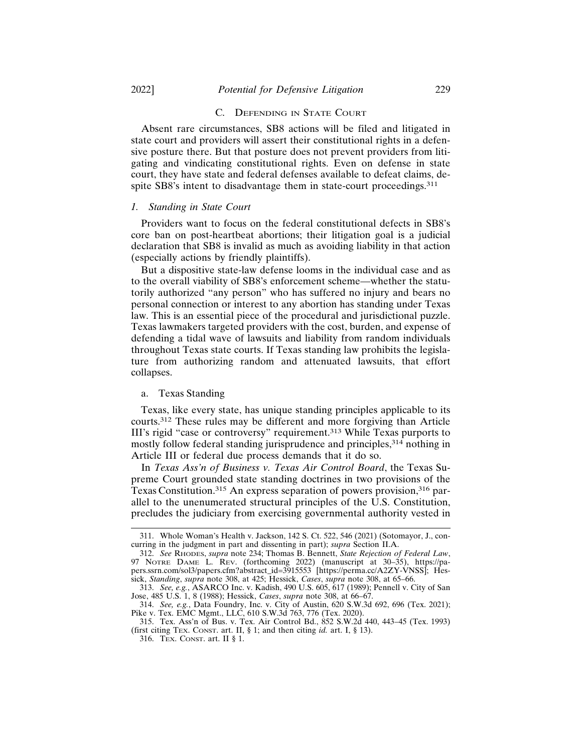### C. Defending in State Court

Absent rare circumstances, SB8 actions will be filed and litigated in state court and providers will assert their constitutional rights in a defensive posture there. But that posture does not prevent providers from litigating and vindicating constitutional rights. Even on defense in state court, they have state and federal defenses available to defeat claims, despite SB8's intent to disadvantage them in state-court proceedings.[311]

#### *1. Standing in State Court*

Providers want to focus on the federal constitutional defects in SB8's core ban on post-heartbeat abortions; their litigation goal is a judicial declaration that SB8 is invalid as much as avoiding liability in that action (especially actions by friendly plaintiffs).

But a dispositive state-law defense looms in the individual case and as to the overall viability of SB8's enforcement scheme—whether the statutorily authorized "any person" who has suffered no injury and bears no personal connection or interest to any abortion has standing under Texas law. This is an essential piece of the procedural and jurisdictional puzzle. Texas lawmakers targeted providers with the cost, burden, and expense of defending a tidal wave of lawsuits and liability from random individuals throughout Texas state courts. If Texas standing law prohibits the legislature from authorizing random and attenuated lawsuits, that effort collapses.

##### a. Texas Standing

Texas, like every state, has unique standing principles applicable to its courts.[312] These rules may be different and more forgiving than Article III's rigid "case or controversy" requirement.[313] While Texas purports to mostly follow federal standing jurisprudence and principles,[314] nothing in Article III or federal due process demands that it do so.

In *Texas Ass'n of Business v. Texas Air Control Board*, the Texas Supreme Court grounded state standing doctrines in two provisions of the Texas Constitution.[315] An express separation of powers provision,[316] parallel to the unenumerated structural principles of the U.S. Constitution, precludes the judiciary from exercising governmental authority vested in

---

311. Whole Woman's Health v. Jackson, 142 S. Ct. 522, 546 (2021) (Sotomayor, J., concurring in the judgment in part and dissenting in part); *supra* Section II.A.

312. *See* Rhodes, *supra* note 234; Thomas B. Bennett, *State Rejection of Federal Law*, 97 Notre Dame L. Rev. (forthcoming 2022) (manuscript at 30–35), https://papers.ssrn.com/sol3/papers.cfm?abstract_id=3915553 [https://perma.cc/A2ZY-VNSS]; Hessick, *Standing*, *supra* note 308, at 425; Hessick, *Cases*, *supra* note 308, at 65–66.

313. *See, e.g.*, ASARCO Inc. v. Kadish, 490 U.S. 605, 617 (1989); Pennell v. City of San Jose, 485 U.S. 1, 8 (1988); Hessick, *Cases*, *supra* note 308, at 66–67.

314. *See, e.g.*, Data Foundry, Inc. v. City of Austin, 620 S.W.3d 692, 696 (Tex. 2021); Pike v. Tex. EMC Mgmt., LLC, 610 S.W.3d 763, 776 (Tex. 2020).

315. Tex. Ass'n of Bus. v. Tex. Air Control Bd., 852 S.W.2d 440, 443–45 (Tex. 1993) (first citing Tex. Const. art. II, § 1; and then citing *id.* art. I, § 13).

316. Tex. Const. art. II § 1.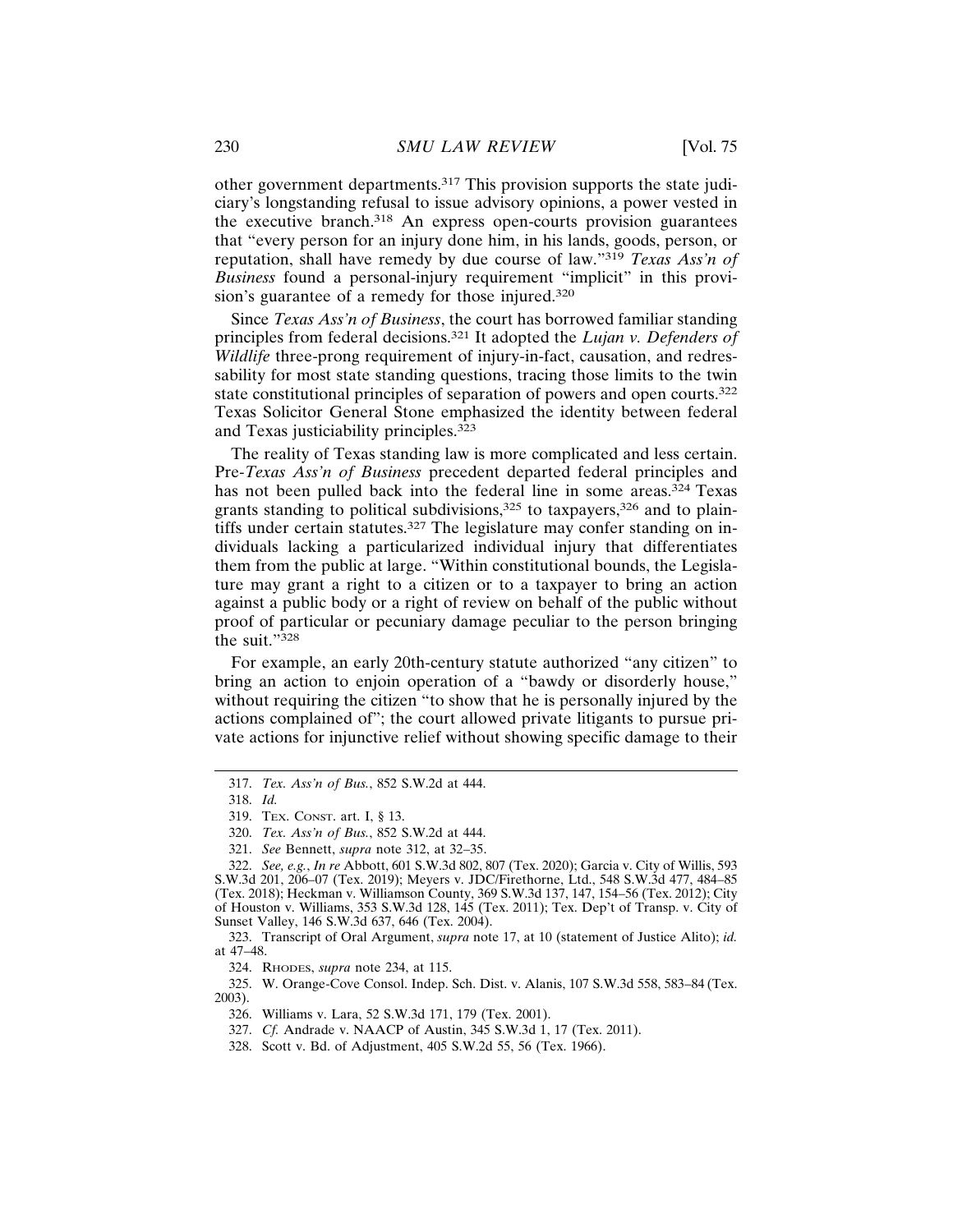other government departments.[317] This provision supports the state judiciary's longstanding refusal to issue advisory opinions, a power vested in the executive branch.[318] An express open-courts provision guarantees that "every person for an injury done him, in his lands, goods, person, or reputation, shall have remedy by due course of law."[319] *Texas Ass'n of Business* found a personal-injury requirement "implicit" in this provision's guarantee of a remedy for those injured.[320]

Since *Texas Ass'n of Business*, the court has borrowed familiar standing principles from federal decisions.[321] It adopted the *Lujan v. Defenders of Wildlife* three-prong requirement of injury-in-fact, causation, and redressability for most state standing questions, tracing those limits to the twin state constitutional principles of separation of powers and open courts.[322] Texas Solicitor General Stone emphasized the identity between federal and Texas justiciability principles.[323]

The reality of Texas standing law is more complicated and less certain. Pre-*Texas Ass'n of Business* precedent departed federal principles and has not been pulled back into the federal line in some areas.[324] Texas grants standing to political subdivisions,[325] to taxpayers,[326] and to plaintiffs under certain statutes.[327] The legislature may confer standing on individuals lacking a particularized individual injury that differentiates them from the public at large. "Within constitutional bounds, the Legislature may grant a right to a citizen or to a taxpayer to bring an action against a public body or a right of review on behalf of the public without proof of particular or pecuniary damage peculiar to the person bringing the suit."[328]

For example, an early 20th-century statute authorized "any citizen" to bring an action to enjoin operation of a "bawdy or disorderly house," without requiring the citizen "to show that he is personally injured by the actions complained of"; the court allowed private litigants to pursue private actions for injunctive relief without showing specific damage to their

---

317. *Tex. Ass'n of Bus.*, 852 S.W.2d at 444.

318. *Id.*

319. TEX. CONST. art. I, § 13.

320. *Tex. Ass'n of Bus.*, 852 S.W.2d at 444.

321. *See* Bennett, *supra* note 312, at 32–35.

322. *See, e.g.*, *In re* Abbott, 601 S.W.3d 802, 807 (Tex. 2020); Garcia v. City of Willis, 593 S.W.3d 201, 206–07 (Tex. 2019); Meyers v. JDC/Firethorne, Ltd., 548 S.W.3d 477, 484–85 (Tex. 2018); Heckman v. Williamson County, 369 S.W.3d 137, 147, 154–56 (Tex. 2012); City of Houston v. Williams, 353 S.W.3d 128, 145 (Tex. 2011); Tex. Dep't of Transp. v. City of Sunset Valley, 146 S.W.3d 637, 646 (Tex. 2004).

323. Transcript of Oral Argument, *supra* note 17, at 10 (statement of Justice Alito); *id.* at 47–48.

324. RHODES, *supra* note 234, at 115.

325. W. Orange-Cove Consol. Indep. Sch. Dist. v. Alanis, 107 S.W.3d 558, 583–84 (Tex. 2003).

326. Williams v. Lara, 52 S.W.3d 171, 179 (Tex. 2001).

327. *Cf.* Andrade v. NAACP of Austin, 345 S.W.3d 1, 17 (Tex. 2011).

328. Scott v. Bd. of Adjustment, 405 S.W.2d 55, 56 (Tex. 1966).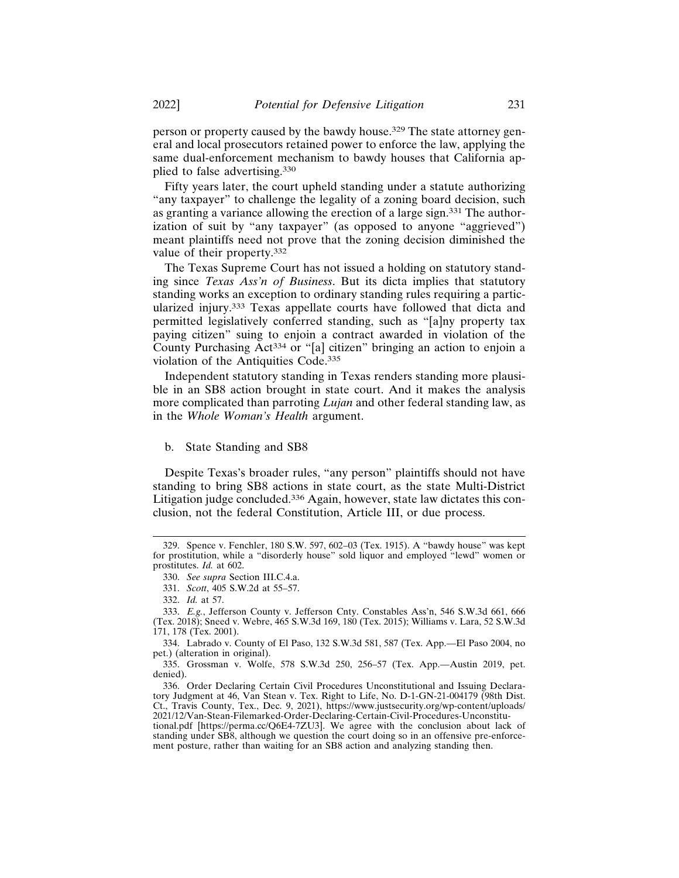person or property caused by the bawdy house.[329] The state attorney general and local prosecutors retained power to enforce the law, applying the same dual-enforcement mechanism to bawdy houses that California applied to false advertising.[330]

Fifty years later, the court upheld standing under a statute authorizing "any taxpayer" to challenge the legality of a zoning board decision, such as granting a variance allowing the erection of a large sign.[331] The authorization of suit by "any taxpayer" (as opposed to anyone "aggrieved") meant plaintiffs need not prove that the zoning decision diminished the value of their property.[332]

The Texas Supreme Court has not issued a holding on statutory standing since *Texas Ass'n of Business*. But its dicta implies that statutory standing works an exception to ordinary standing rules requiring a particularized injury.[333] Texas appellate courts have followed that dicta and permitted legislatively conferred standing, such as "[a]ny property tax paying citizen" suing to enjoin a contract awarded in violation of the County Purchasing Act[334] or "[a] citizen" bringing an action to enjoin a violation of the Antiquities Code.[335]

Independent statutory standing in Texas renders standing more plausible in an SB8 action brought in state court. And it makes the analysis more complicated than parroting *Lujan* and other federal standing law, as in the *Whole Woman's Health* argument.

b. State Standing and SB8

Despite Texas's broader rules, "any person" plaintiffs should not have standing to bring SB8 actions in state court, as the state Multi-District Litigation judge concluded.[336] Again, however, state law dictates this conclusion, not the federal Constitution, Article III, or due process.

---

329. Spence v. Fenchler, 180 S.W. 597, 602–03 (Tex. 1915). A "bawdy house" was kept for prostitution, while a "disorderly house" sold liquor and employed "lewd" women or prostitutes. *Id.* at 602.

330. *See supra* Section III.C.4.a.

331. *Scott*, 405 S.W.2d at 55–57.

332. *Id.* at 57.

333. *E.g.*, Jefferson County v. Jefferson Cnty. Constables Ass'n, 546 S.W.3d 661, 666 (Tex. 2018); Sneed v. Webre, 465 S.W.3d 169, 180 (Tex. 2015); Williams v. Lara, 52 S.W.3d 171, 178 (Tex. 2001).

334. Labrado v. County of El Paso, 132 S.W.3d 581, 587 (Tex. App.—El Paso 2004, no pet.) (alteration in original).

335. Grossman v. Wolfe, 578 S.W.3d 250, 256–57 (Tex. App.—Austin 2019, pet. denied).

336. Order Declaring Certain Civil Procedures Unconstitutional and Issuing Declaratory Judgment at 46, Van Stean v. Tex. Right to Life, No. D-1-GN-21-004179 (98th Dist. Ct., Travis County, Tex., Dec. 9, 2021), https://www.justsecurity.org/wp-content/uploads/2021/12/Van-Stean-Filemarked-Order-Declaring-Certain-Civil-Procedures-Unconstitutional.pdf [https://perma.cc/Q6E4-7ZU3]. We agree with the conclusion about lack of standing under SB8, although we question the court doing so in an offensive pre-enforcement posture, rather than waiting for an SB8 action and analyzing standing then.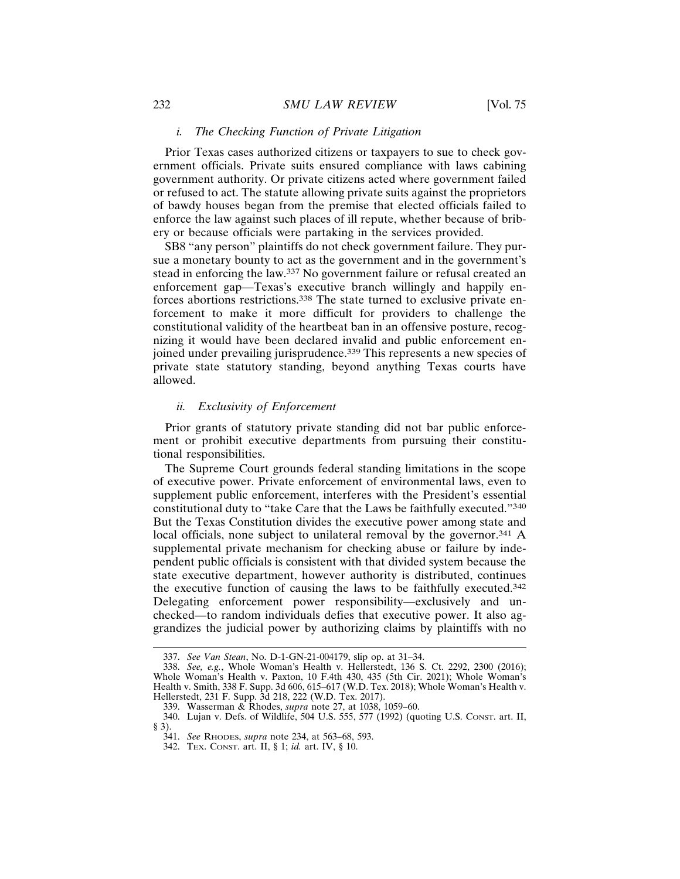#### *i. The Checking Function of Private Litigation*

Prior Texas cases authorized citizens or taxpayers to sue to check government officials. Private suits ensured compliance with laws cabining government authority. Or private citizens acted where government failed or refused to act. The statute allowing private suits against the proprietors of bawdy houses began from the premise that elected officials failed to enforce the law against such places of ill repute, whether because of bribery or because officials were partaking in the services provided.

SB8 "any person" plaintiffs do not check government failure. They pursue a monetary bounty to act as the government and in the government's stead in enforcing the law.[337] No government failure or refusal created an enforcement gap—Texas's executive branch willingly and happily enforces abortions restrictions.[338] The state turned to exclusive private enforcement to make it more difficult for providers to challenge the constitutional validity of the heartbeat ban in an offensive posture, recognizing it would have been declared invalid and public enforcement enjoined under prevailing jurisprudence.[339] This represents a new species of private state statutory standing, beyond anything Texas courts have allowed.

#### *ii. Exclusivity of Enforcement*

Prior grants of statutory private standing did not bar public enforcement or prohibit executive departments from pursuing their constitutional responsibilities.

The Supreme Court grounds federal standing limitations in the scope of executive power. Private enforcement of environmental laws, even to supplement public enforcement, interferes with the President's essential constitutional duty to "take Care that the Laws be faithfully executed."[340] But the Texas Constitution divides the executive power among state and local officials, none subject to unilateral removal by the governor.[341] A supplemental private mechanism for checking abuse or failure by independent public officials is consistent with that divided system because the state executive department, however authority is distributed, continues the executive function of causing the laws to be faithfully executed.[342] Delegating enforcement power responsibility—exclusively and unchecked—to random individuals defies that executive power. It also aggrandizes the judicial power by authorizing claims by plaintiffs with no

---

337. *See Van Stean*, No. D-1-GN-21-004179, slip op. at 31–34.

338. *See, e.g.*, Whole Woman's Health v. Hellerstedt, 136 S. Ct. 2292, 2300 (2016); Whole Woman's Health v. Paxton, 10 F.4th 430, 435 (5th Cir. 2021); Whole Woman's Health v. Smith, 338 F. Supp. 3d 606, 615–617 (W.D. Tex. 2018); Whole Woman's Health v. Hellerstedt, 231 F. Supp. 3d 218, 222 (W.D. Tex. 2017).

339. Wasserman & Rhodes, *supra* note 27, at 1038, 1059–60.

340. Lujan v. Defs. of Wildlife, 504 U.S. 555, 577 (1992) (quoting U.S. CONST. art. II, § 3).

341. *See* RHODES, *supra* note 234, at 563–68, 593.

342. TEX. CONST. art. II, § 1; *id.* art. IV, § 10.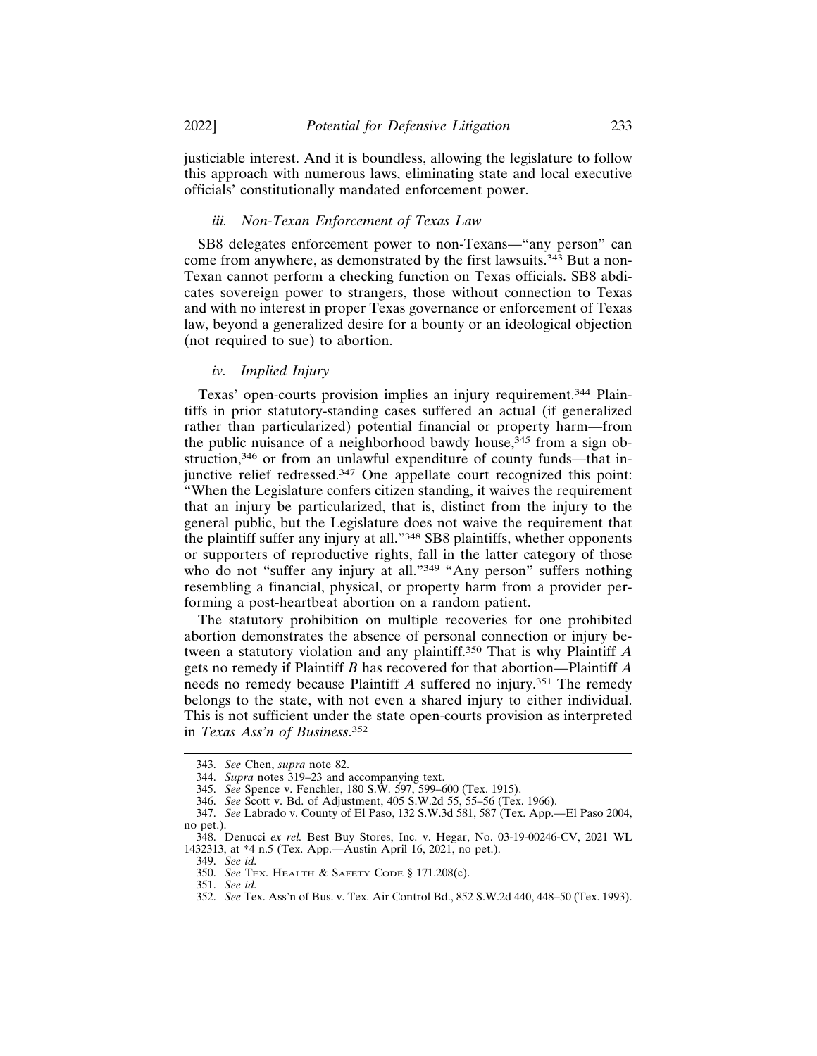justiciable interest. And it is boundless, allowing the legislature to follow this approach with numerous laws, eliminating state and local executive officials' constitutionally mandated enforcement power.

#### *iii. Non-Texan Enforcement of Texas Law*

SB8 delegates enforcement power to non-Texans—"any person" can come from anywhere, as demonstrated by the first lawsuits.[343] But a non-Texan cannot perform a checking function on Texas officials. SB8 abdicates sovereign power to strangers, those without connection to Texas and with no interest in proper Texas governance or enforcement of Texas law, beyond a generalized desire for a bounty or an ideological objection (not required to sue) to abortion.

#### *iv. Implied Injury*

Texas' open-courts provision implies an injury requirement.[344] Plaintiffs in prior statutory-standing cases suffered an actual (if generalized rather than particularized) potential financial or property harm—from the public nuisance of a neighborhood bawdy house,[345] from a sign obstruction,[346] or from an unlawful expenditure of county funds—that injunctive relief redressed.[347] One appellate court recognized this point: "When the Legislature confers citizen standing, it waives the requirement that an injury be particularized, that is, distinct from the injury to the general public, but the Legislature does not waive the requirement that the plaintiff suffer any injury at all."[348] SB8 plaintiffs, whether opponents or supporters of reproductive rights, fall in the latter category of those who do not "suffer any injury at all."[349] "Any person" suffers nothing resembling a financial, physical, or property harm from a provider performing a post-heartbeat abortion on a random patient.

The statutory prohibition on multiple recoveries for one prohibited abortion demonstrates the absence of personal connection or injury between a statutory violation and any plaintiff.[350] That is why Plaintiff *A* gets no remedy if Plaintiff *B* has recovered for that abortion—Plaintiff *A* needs no remedy because Plaintiff *A* suffered no injury.[351] The remedy belongs to the state, with not even a shared injury to either individual. This is not sufficient under the state open-courts provision as interpreted in *Texas Ass'n of Business*.[352]

---

343. *See* Chen, *supra* note 82.

344. *Supra* notes 319–23 and accompanying text.

345. *See* Spence v. Fenchler, 180 S.W. 597, 599–600 (Tex. 1915).

346. *See* Scott v. Bd. of Adjustment, 405 S.W.2d 55, 55–56 (Tex. 1966).

347. *See* Labrado v. County of El Paso, 132 S.W.3d 581, 587 (Tex. App.—El Paso 2004, no pet.).

348. Denucci *ex rel.* Best Buy Stores, Inc. v. Hegar, No. 03-19-00246-CV, 2021 WL 1432313, at *4 n.5 (Tex. App.—Austin April 16, 2021, no pet.).

349. *See id.*

350. *See* TEX. HEALTH & SAFETY CODE § 171.208(c).

351. *See id.*

352. *See* Tex. Ass'n of Bus. v. Tex. Air Control Bd., 852 S.W.2d 440, 448–50 (Tex. 1993).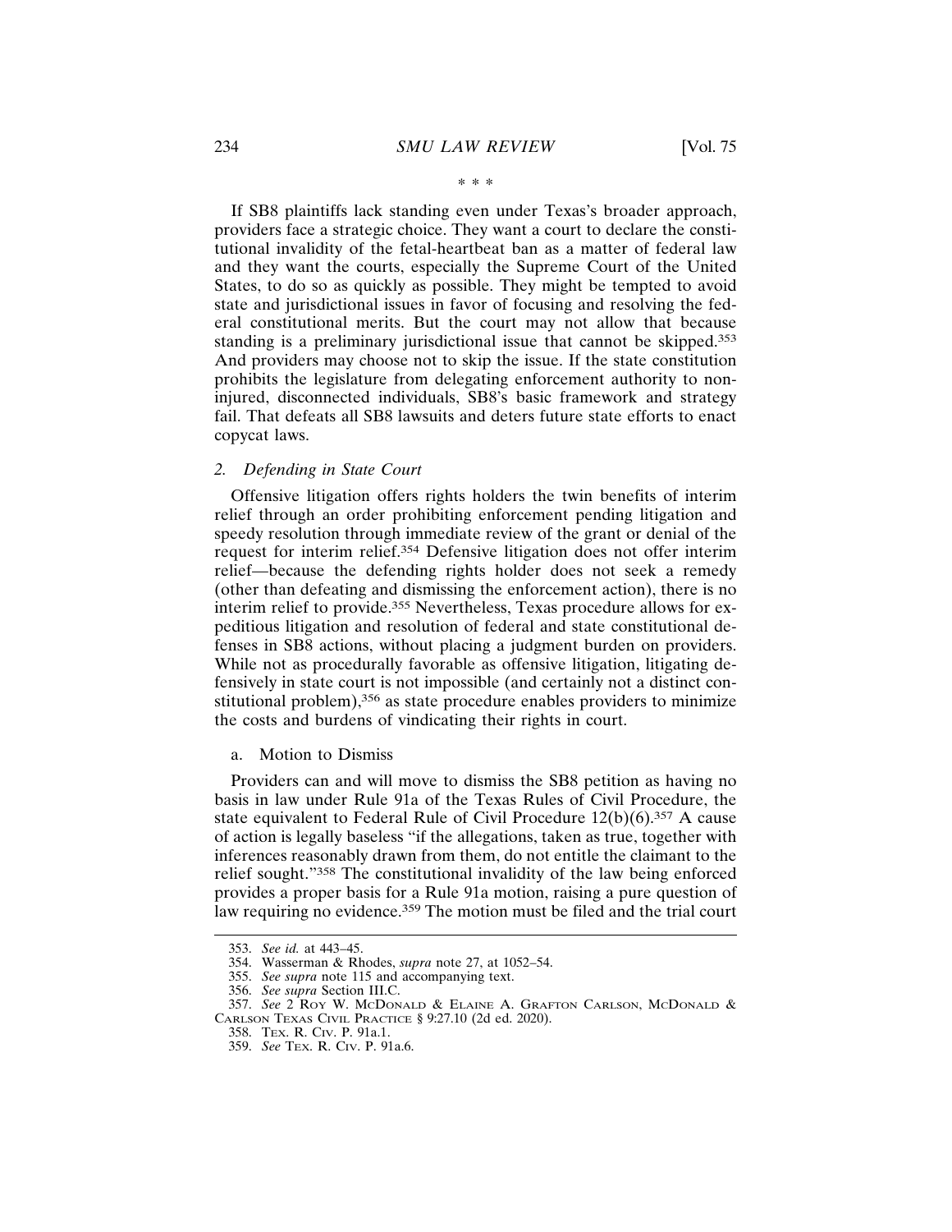\* \* \*

If SB8 plaintiffs lack standing even under Texas's broader approach, providers face a strategic choice. They want a court to declare the constitutional invalidity of the fetal-heartbeat ban as a matter of federal law and they want the courts, especially the Supreme Court of the United States, to do so as quickly as possible. They might be tempted to avoid state and jurisdictional issues in favor of focusing and resolving the federal constitutional merits. But the court may not allow that because standing is a preliminary jurisdictional issue that cannot be skipped.[353] And providers may choose not to skip the issue. If the state constitution prohibits the legislature from delegating enforcement authority to non-injured, disconnected individuals, SB8's basic framework and strategy fail. That defeats all SB8 lawsuits and deters future state efforts to enact copycat laws.

### 2. *Defending in State Court*

Offensive litigation offers rights holders the twin benefits of interim relief through an order prohibiting enforcement pending litigation and speedy resolution through immediate review of the grant or denial of the request for interim relief.[354] Defensive litigation does not offer interim relief—because the defending rights holder does not seek a remedy (other than defeating and dismissing the enforcement action), there is no interim relief to provide.[355] Nevertheless, Texas procedure allows for expeditious litigation and resolution of federal and state constitutional defenses in SB8 actions, without placing a judgment burden on providers. While not as procedurally favorable as offensive litigation, litigating defensively in state court is not impossible (and certainly not a distinct constitutional problem),[356] as state procedure enables providers to minimize the costs and burdens of vindicating their rights in court.

#### a. Motion to Dismiss

Providers can and will move to dismiss the SB8 petition as having no basis in law under Rule 91a of the Texas Rules of Civil Procedure, the state equivalent to Federal Rule of Civil Procedure 12(b)(6).[357] A cause of action is legally baseless "if the allegations, taken as true, together with inferences reasonably drawn from them, do not entitle the claimant to the relief sought."[358] The constitutional invalidity of the law being enforced provides a proper basis for a Rule 91a motion, raising a pure question of law requiring no evidence.[359] The motion must be filed and the trial court

---

353. *See id.* at 443–45.

354. Wasserman & Rhodes, *supra* note 27, at 1052–54.

355. *See supra* note 115 and accompanying text.

356. *See supra* Section III.C.

357. *See* 2 Roy W. McDonald & Elaine A. Grafton Carlson, McDonald & Carlson Texas Civil Practice § 9:27.10 (2d ed. 2020).

358. Tex. R. Civ. P. 91a.1.

359. *See* Tex. R. Civ. P. 91a.6.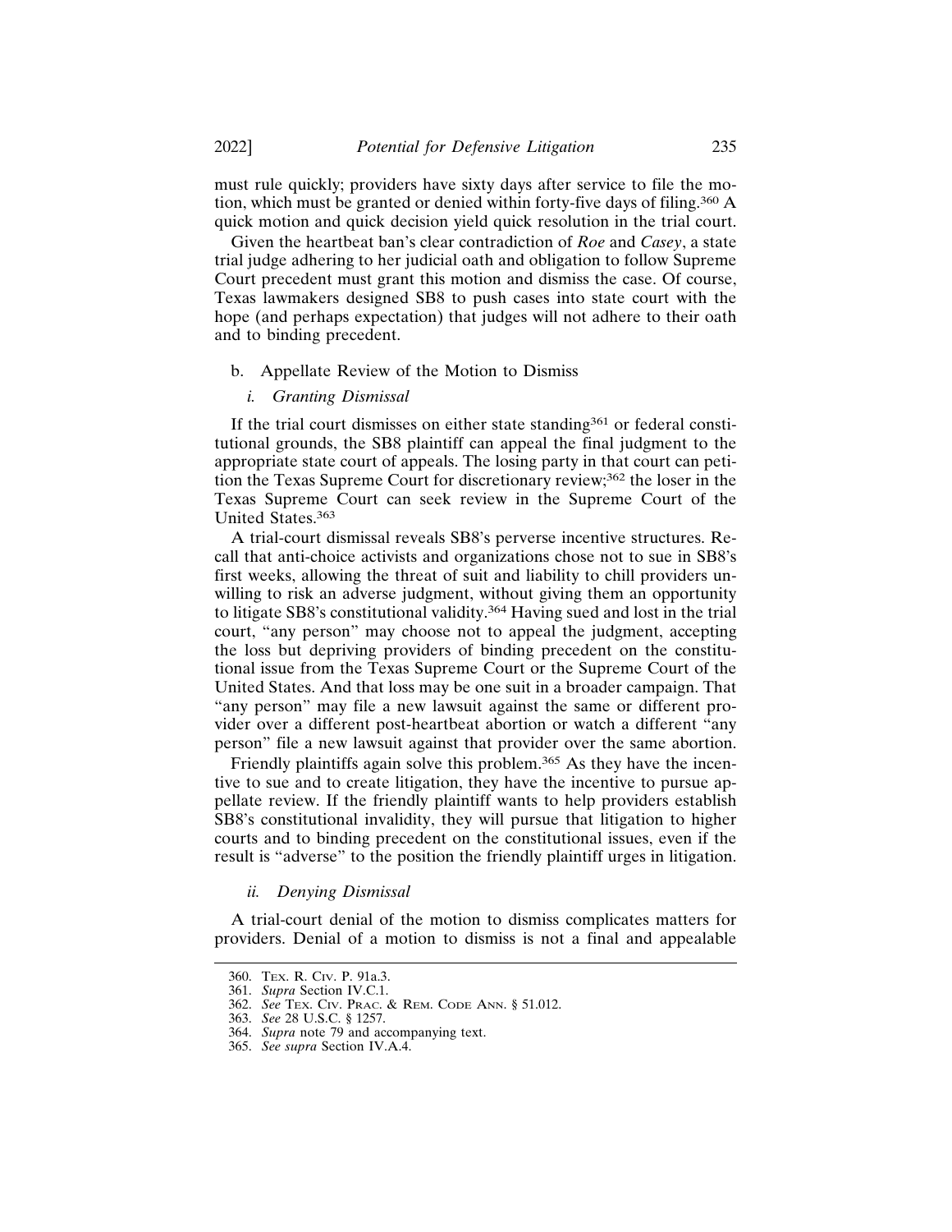must rule quickly; providers have sixty days after service to file the motion, which must be granted or denied within forty-five days of filing.[360] A quick motion and quick decision yield quick resolution in the trial court.

Given the heartbeat ban's clear contradiction of *Roe* and *Casey*, a state trial judge adhering to her judicial oath and obligation to follow Supreme Court precedent must grant this motion and dismiss the case. Of course, Texas lawmakers designed SB8 to push cases into state court with the hope (and perhaps expectation) that judges will not adhere to their oath and to binding precedent.

b. Appellate Review of the Motion to Dismiss

*i. Granting Dismissal*

If the trial court dismisses on either state standing[361] or federal constitutional grounds, the SB8 plaintiff can appeal the final judgment to the appropriate state court of appeals. The losing party in that court can petition the Texas Supreme Court for discretionary review;[362] the loser in the Texas Supreme Court can seek review in the Supreme Court of the United States.[363]

A trial-court dismissal reveals SB8's perverse incentive structures. Recall that anti-choice activists and organizations chose not to sue in SB8's first weeks, allowing the threat of suit and liability to chill providers unwilling to risk an adverse judgment, without giving them an opportunity to litigate SB8's constitutional validity.[364] Having sued and lost in the trial court, "any person" may choose not to appeal the judgment, accepting the loss but depriving providers of binding precedent on the constitutional issue from the Texas Supreme Court or the Supreme Court of the United States. And that loss may be one suit in a broader campaign. That "any person" may file a new lawsuit against the same or different provider over a different post-heartbeat abortion or watch a different "any person" file a new lawsuit against that provider over the same abortion.

Friendly plaintiffs again solve this problem.[365] As they have the incentive to sue and to create litigation, they have the incentive to pursue appellate review. If the friendly plaintiff wants to help providers establish SB8's constitutional invalidity, they will pursue that litigation to higher courts and to binding precedent on the constitutional issues, even if the result is "adverse" to the position the friendly plaintiff urges in litigation.

*ii. Denying Dismissal*

A trial-court denial of the motion to dismiss complicates matters for providers. Denial of a motion to dismiss is not a final and appealable

360. TEX. R. CIV. P. 91a.3.
361. *Supra* Section IV.C.1.
362. *See* TEX. CIV. PRAC. & REM. CODE ANN. § 51.012.
363. *See* 28 U.S.C. § 1257.
364. *Supra* note 79 and accompanying text.
365. *See supra* Section IV.A.4.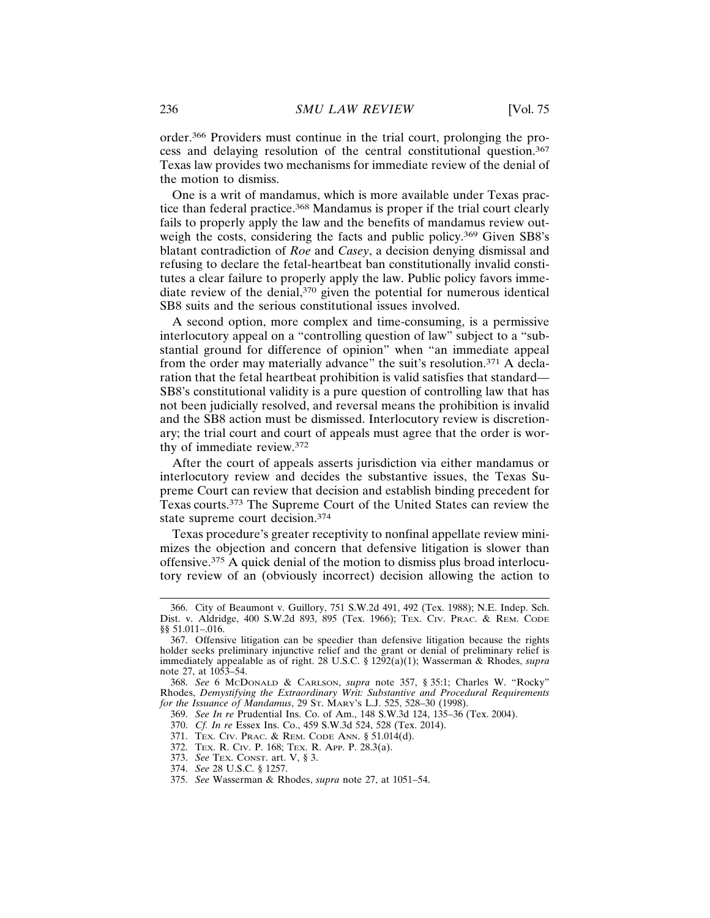order.[366] Providers must continue in the trial court, prolonging the process and delaying resolution of the central constitutional question.[367] Texas law provides two mechanisms for immediate review of the denial of the motion to dismiss.

One is a writ of mandamus, which is more available under Texas practice than federal practice.[368] Mandamus is proper if the trial court clearly fails to properly apply the law and the benefits of mandamus review outweigh the costs, considering the facts and public policy.[369] Given SB8's blatant contradiction of *Roe* and *Casey*, a decision denying dismissal and refusing to declare the fetal-heartbeat ban constitutionally invalid constitutes a clear failure to properly apply the law. Public policy favors immediate review of the denial,[370] given the potential for numerous identical SB8 suits and the serious constitutional issues involved.

A second option, more complex and time-consuming, is a permissive interlocutory appeal on a "controlling question of law" subject to a "substantial ground for difference of opinion" when "an immediate appeal from the order may materially advance" the suit's resolution.[371] A declaration that the fetal heartbeat prohibition is valid satisfies that standard—SB8's constitutional validity is a pure question of controlling law that has not been judicially resolved, and reversal means the prohibition is invalid and the SB8 action must be dismissed. Interlocutory review is discretionary; the trial court and court of appeals must agree that the order is worthy of immediate review.[372]

After the court of appeals asserts jurisdiction via either mandamus or interlocutory review and decides the substantive issues, the Texas Supreme Court can review that decision and establish binding precedent for Texas courts.[373] The Supreme Court of the United States can review the state supreme court decision.[374]

Texas procedure's greater receptivity to nonfinal appellate review minimizes the objection and concern that defensive litigation is slower than offensive.[375] A quick denial of the motion to dismiss plus broad interlocutory review of an (obviously incorrect) decision allowing the action to

---

366. City of Beaumont v. Guillory, 751 S.W.2d 491, 492 (Tex. 1988); N.E. Indep. Sch. Dist. v. Aldridge, 400 S.W.2d 893, 895 (Tex. 1966); TEX. CIV. PRAC. & REM. CODE §§ 51.011–.016.

367. Offensive litigation can be speedier than defensive litigation because the rights holder seeks preliminary injunctive relief and the grant or denial of preliminary relief is immediately appealable as of right. 28 U.S.C. § 1292(a)(1); Wasserman & Rhodes, *supra* note 27, at 1053–54.

368. *See* 6 MCDONALD & CARLSON, *supra* note 357, § 35:1; Charles W. "Rocky" Rhodes, *Demystifying the Extraordinary Writ: Substantive and Procedural Requirements for the Issuance of Mandamus*, 29 ST. MARY'S L.J. 525, 528–30 (1998).

369. *See In re* Prudential Ins. Co. of Am., 148 S.W.3d 124, 135–36 (Tex. 2004).

370. *Cf. In re* Essex Ins. Co., 459 S.W.3d 524, 528 (Tex. 2014).

371. TEX. CIV. PRAC. & REM. CODE ANN. § 51.014(d).

372. TEX. R. CIV. P. 168; TEX. R. APP. P. 28.3(a).

373. *See* TEX. CONST. art. V, § 3.

374. *See* 28 U.S.C. § 1257.

375. *See* Wasserman & Rhodes, *supra* note 27, at 1051–54.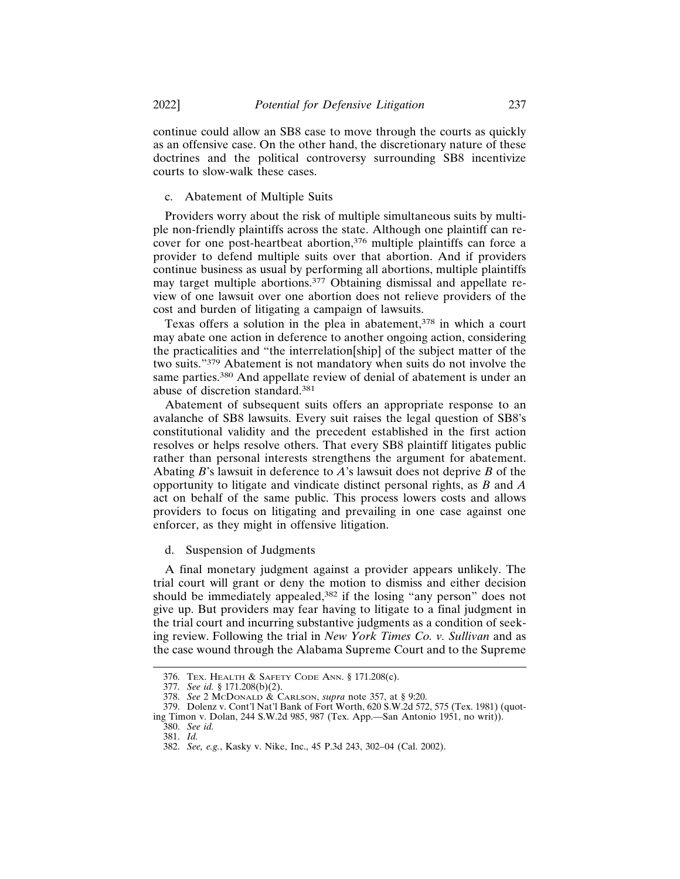continue could allow an SB8 case to move through the courts as quickly as an offensive case. On the other hand, the discretionary nature of these doctrines and the political controversy surrounding SB8 incentivize courts to slow-walk these cases.

### c. Abatement of Multiple Suits

Providers worry about the risk of multiple simultaneous suits by multiple non-friendly plaintiffs across the state. Although one plaintiff can recover for one post-heartbeat abortion,[376] multiple plaintiffs can force a provider to defend multiple suits over that abortion. And if providers continue business as usual by performing all abortions, multiple plaintiffs may target multiple abortions.[377] Obtaining dismissal and appellate review of one lawsuit over one abortion does not relieve providers of the cost and burden of litigating a campaign of lawsuits.

Texas offers a solution in the plea in abatement,[378] in which a court may abate one action in deference to another ongoing action, considering the practicalities and "the interrelation[ship] of the subject matter of the two suits."[379] Abatement is not mandatory when suits do not involve the same parties.[380] And appellate review of denial of abatement is under an abuse of discretion standard.[381]

Abatement of subsequent suits offers an appropriate response to an avalanche of SB8 lawsuits. Every suit raises the legal question of SB8's constitutional validity and the precedent established in the first action resolves or helps resolve others. That every SB8 plaintiff litigates public rather than personal interests strengthens the argument for abatement. Abating *B*'s lawsuit in deference to *A*'s lawsuit does not deprive *B* of the opportunity to litigate and vindicate distinct personal rights, as *B* and *A* act on behalf of the same public. This process lowers costs and allows providers to focus on litigating and prevailing in one case against one enforcer, as they might in offensive litigation.

### d. Suspension of Judgments

A final monetary judgment against a provider appears unlikely. The trial court will grant or deny the motion to dismiss and either decision should be immediately appealed,[382] if the losing "any person" does not give up. But providers may fear having to litigate to a final judgment in the trial court and incurring substantive judgments as a condition of seeking review. Following the trial in *New York Times Co. v. Sullivan* and as the case wound through the Alabama Supreme Court and to the Supreme

---

376. Tex. Health & Safety Code Ann. § 171.208(c).

377. *See id.* § 171.208(b)(2).

378. *See* 2 McDonald & Carlson, *supra* note 357, at § 9:20.

379. Dolenz v. Cont'l Nat'l Bank of Fort Worth, 620 S.W.2d 572, 575 (Tex. 1981) (quoting Timon v. Dolan, 244 S.W.2d 985, 987 (Tex. App.—San Antonio 1951, no writ)).

380. *See id.*

381. *Id.*

382. *See, e.g.*, Kasky v. Nike, Inc., 45 P.3d 243, 302–04 (Cal. 2002).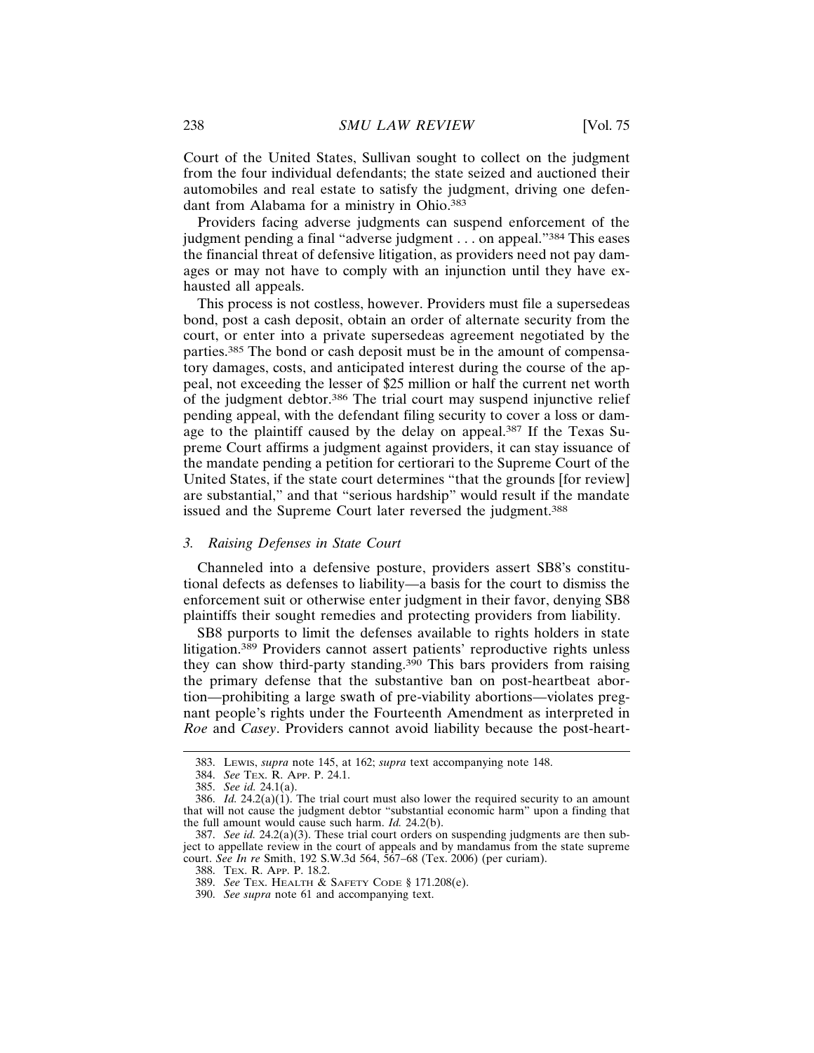Court of the United States, Sullivan sought to collect on the judgment from the four individual defendants; the state seized and auctioned their automobiles and real estate to satisfy the judgment, driving one defendant from Alabama for a ministry in Ohio.[383]

Providers facing adverse judgments can suspend enforcement of the judgment pending a final "adverse judgment . . . on appeal."[384] This eases the financial threat of defensive litigation, as providers need not pay damages or may not have to comply with an injunction until they have exhausted all appeals.

This process is not costless, however. Providers must file a supersedeas bond, post a cash deposit, obtain an order of alternate security from the court, or enter into a private supersedeas agreement negotiated by the parties.[385] The bond or cash deposit must be in the amount of compensatory damages, costs, and anticipated interest during the course of the appeal, not exceeding the lesser of $25 million or half the current net worth of the judgment debtor.[386] The trial court may suspend injunctive relief pending appeal, with the defendant filing security to cover a loss or damage to the plaintiff caused by the delay on appeal.[387] If the Texas Supreme Court affirms a judgment against providers, it can stay issuance of the mandate pending a petition for certiorari to the Supreme Court of the United States, if the state court determines "that the grounds [for review] are substantial," and that "serious hardship" would result if the mandate issued and the Supreme Court later reversed the judgment.[388]

### *3. Raising Defenses in State Court*

Channeled into a defensive posture, providers assert SB8's constitutional defects as defenses to liability—a basis for the court to dismiss the enforcement suit or otherwise enter judgment in their favor, denying SB8 plaintiffs their sought remedies and protecting providers from liability.

SB8 purports to limit the defenses available to rights holders in state litigation.[389] Providers cannot assert patients' reproductive rights unless they can show third-party standing.[390] This bars providers from raising the primary defense that the substantive ban on post-heartbeat abortion—prohibiting a large swath of pre-viability abortions—violates pregnant people's rights under the Fourteenth Amendment as interpreted in *Roe* and *Casey*. Providers cannot avoid liability because the post-heart-

---

383. LEWIS, *supra* note 145, at 162; *supra* text accompanying note 148.

384. *See* TEX. R. APP. P. 24.1.

385. *See id.* 24.1(a).

386. *Id.* 24.2(a)(1). The trial court must also lower the required security to an amount that will not cause the judgment debtor "substantial economic harm" upon a finding that the full amount would cause such harm. *Id.* 24.2(b).

387. *See id.* 24.2(a)(3). These trial court orders on suspending judgments are then subject to appellate review in the court of appeals and by mandamus from the state supreme court. *See In re* Smith, 192 S.W.3d 564, 567–68 (Tex. 2006) (per curiam).

388. TEX. R. APP. P. 18.2.

389. *See* TEX. HEALTH & SAFETY CODE § 171.208(e).

390. *See supra* note 61 and accompanying text.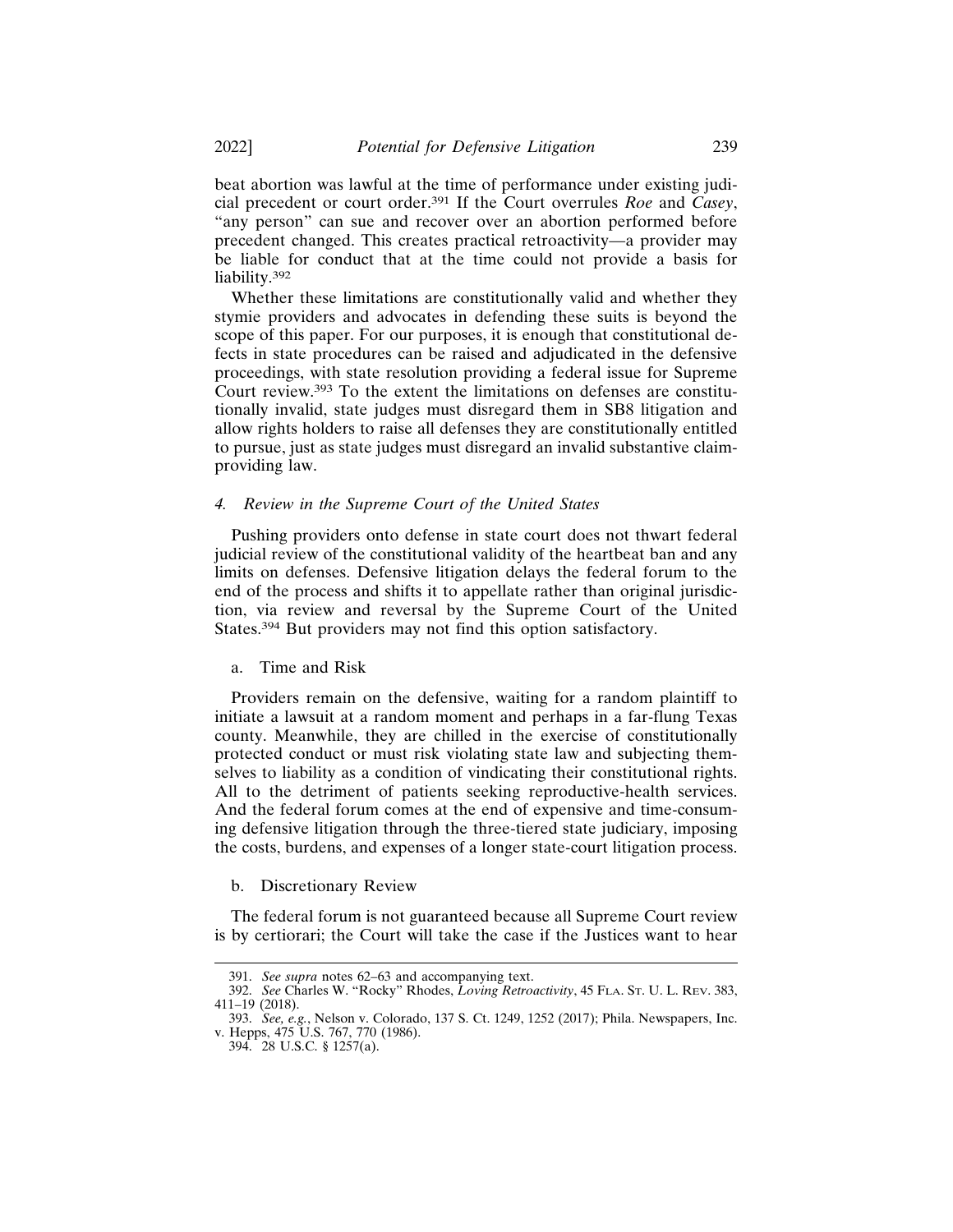beat abortion was lawful at the time of performance under existing judicial precedent or court order.[391] If the Court overrules *Roe* and *Casey*, "any person" can sue and recover over an abortion performed before precedent changed. This creates practical retroactivity—a provider may be liable for conduct that at the time could not provide a basis for liability.[392]

Whether these limitations are constitutionally valid and whether they stymie providers and advocates in defending these suits is beyond the scope of this paper. For our purposes, it is enough that constitutional defects in state procedures can be raised and adjudicated in the defensive proceedings, with state resolution providing a federal issue for Supreme Court review.[393] To the extent the limitations on defenses are constitutionally invalid, state judges must disregard them in SB8 litigation and allow rights holders to raise all defenses they are constitutionally entitled to pursue, just as state judges must disregard an invalid substantive claim-providing law.

#### *4. Review in the Supreme Court of the United States*

Pushing providers onto defense in state court does not thwart federal judicial review of the constitutional validity of the heartbeat ban and any limits on defenses. Defensive litigation delays the federal forum to the end of the process and shifts it to appellate rather than original jurisdiction, via review and reversal by the Supreme Court of the United States.[394] But providers may not find this option satisfactory.

##### a. Time and Risk

Providers remain on the defensive, waiting for a random plaintiff to initiate a lawsuit at a random moment and perhaps in a far-flung Texas county. Meanwhile, they are chilled in the exercise of constitutionally protected conduct or must risk violating state law and subjecting themselves to liability as a condition of vindicating their constitutional rights. All to the detriment of patients seeking reproductive-health services. And the federal forum comes at the end of expensive and time-consuming defensive litigation through the three-tiered state judiciary, imposing the costs, burdens, and expenses of a longer state-court litigation process.

##### b. Discretionary Review

The federal forum is not guaranteed because all Supreme Court review is by certiorari; the Court will take the case if the Justices want to hear

---

391. *See supra* notes 62–63 and accompanying text.

392. *See* Charles W. "Rocky" Rhodes, *Loving Retroactivity*, 45 FLA. ST. U. L. REV. 383, 411–19 (2018).

393. *See, e.g.*, Nelson v. Colorado, 137 S. Ct. 1249, 1252 (2017); Phila. Newspapers, Inc. v. Hepps, 475 U.S. 767, 770 (1986).

394. 28 U.S.C. § 1257(a).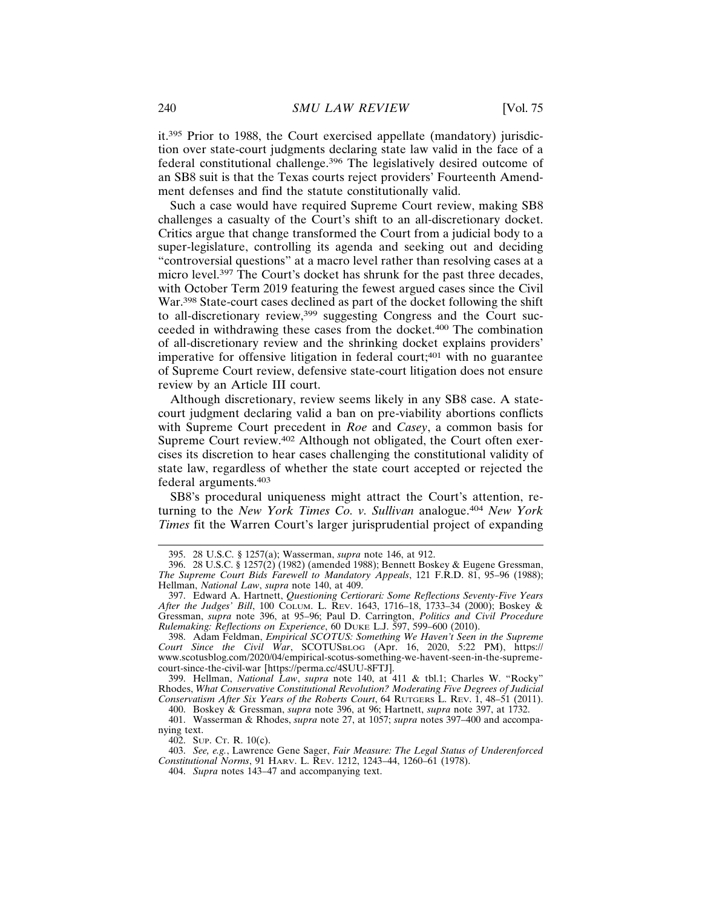it.[395] Prior to 1988, the Court exercised appellate (mandatory) jurisdiction over state-court judgments declaring state law valid in the face of a federal constitutional challenge.[396] The legislatively desired outcome of an SB8 suit is that the Texas courts reject providers' Fourteenth Amendment defenses and find the statute constitutionally valid.

Such a case would have required Supreme Court review, making SB8 challenges a casualty of the Court's shift to an all-discretionary docket. Critics argue that change transformed the Court from a judicial body to a super-legislature, controlling its agenda and seeking out and deciding "controversial questions" at a macro level rather than resolving cases at a micro level.[397] The Court's docket has shrunk for the past three decades, with October Term 2019 featuring the fewest argued cases since the Civil War.[398] State-court cases declined as part of the docket following the shift to all-discretionary review,[399] suggesting Congress and the Court succeeded in withdrawing these cases from the docket.[400] The combination of all-discretionary review and the shrinking docket explains providers' imperative for offensive litigation in federal court;[401] with no guarantee of Supreme Court review, defensive state-court litigation does not ensure review by an Article III court.

Although discretionary, review seems likely in any SB8 case. A state-court judgment declaring valid a ban on pre-viability abortions conflicts with Supreme Court precedent in *Roe* and *Casey*, a common basis for Supreme Court review.[402] Although not obligated, the Court often exercises its discretion to hear cases challenging the constitutional validity of state law, regardless of whether the state court accepted or rejected the federal arguments.[403]

SB8's procedural uniqueness might attract the Court's attention, returning to the *New York Times Co. v. Sullivan* analogue.[404] *New York Times* fit the Warren Court's larger jurisprudential project of expanding

---

395. 28 U.S.C. § 1257(a); Wasserman, *supra* note 146, at 912.

396. 28 U.S.C. § 1257(2) (1982) (amended 1988); Bennett Boskey & Eugene Gressman, *The Supreme Court Bids Farewell to Mandatory Appeals*, 121 F.R.D. 81, 95–96 (1988); Hellman, *National Law*, *supra* note 140, at 409.

397. Edward A. Hartnett, *Questioning Certiorari: Some Reflections Seventy-Five Years After the Judges' Bill*, 100 COLUM. L. REV. 1643, 1716–18, 1733–34 (2000); Boskey & Gressman, *supra* note 396, at 95–96; Paul D. Carrington, *Politics and Civil Procedure Rulemaking: Reflections on Experience*, 60 DUKE L.J. 597, 599–600 (2010).

398. Adam Feldman, *Empirical SCOTUS: Something We Haven't Seen in the Supreme Court Since the Civil War*, SCOTUSBLOG (Apr. 16, 2020, 5:22 PM), https://www.scotusblog.com/2020/04/empirical-scotus-something-we-havent-seen-in-the-supreme-court-since-the-civil-war [https://perma.cc/4SUU-8FTJ].

399. Hellman, *National Law*, *supra* note 140, at 411 & tbl.1; Charles W. "Rocky" Rhodes, *What Conservative Constitutional Revolution? Moderating Five Degrees of Judicial Conservatism After Six Years of the Roberts Court*, 64 RUTGERS L. REV. 1, 48–51 (2011).

400. Boskey & Gressman, *supra* note 396, at 96; Hartnett, *supra* note 397, at 1732.

401. Wasserman & Rhodes, *supra* note 27, at 1057; *supra* notes 397–400 and accompanying text.

402. SUP. CT. R. 10(c).

403. *See, e.g.*, Lawrence Gene Sager, *Fair Measure: The Legal Status of Underenforced Constitutional Norms*, 91 HARV. L. REV. 1212, 1243–44, 1260–61 (1978).

404. *Supra* notes 143–47 and accompanying text.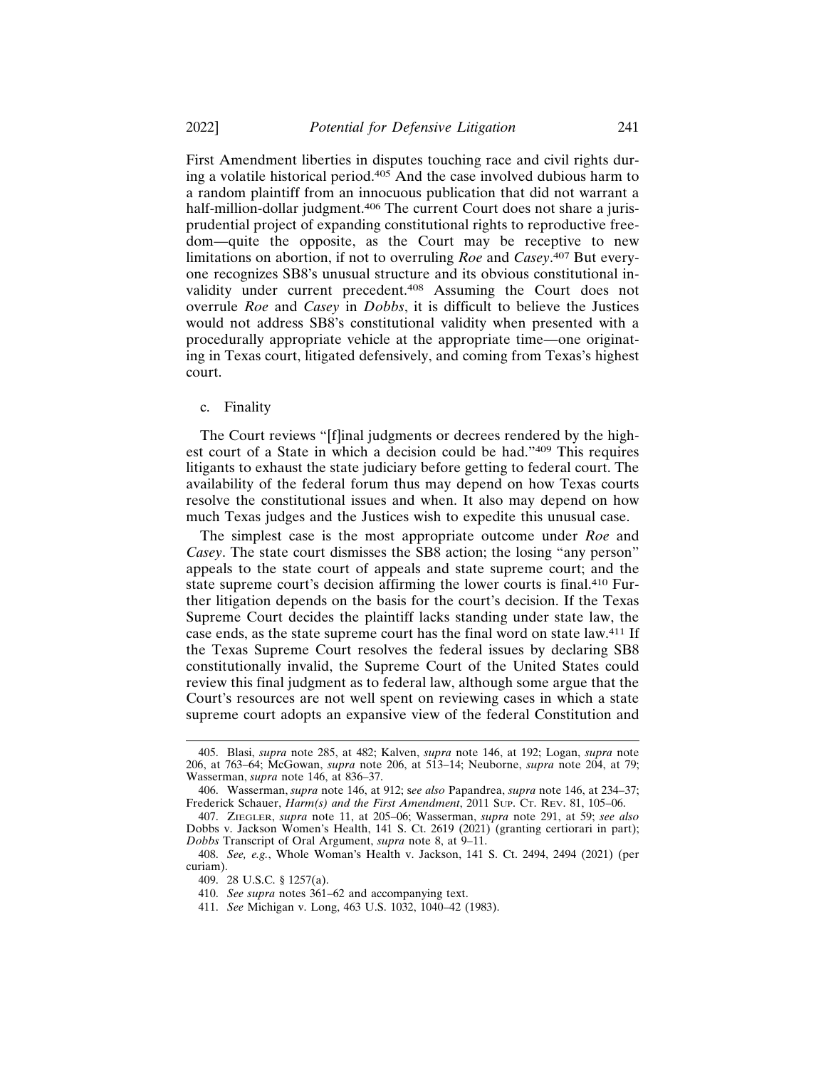First Amendment liberties in disputes touching race and civil rights during a volatile historical period.[405] And the case involved dubious harm to a random plaintiff from an innocuous publication that did not warrant a half-million-dollar judgment.[406] The current Court does not share a jurisprudential project of expanding constitutional rights to reproductive freedom—quite the opposite, as the Court may be receptive to new limitations on abortion, if not to overruling *Roe* and *Casey*.[407] But everyone recognizes SB8's unusual structure and its obvious constitutional invalidity under current precedent.[408] Assuming the Court does not overrule *Roe* and *Casey* in *Dobbs*, it is difficult to believe the Justices would not address SB8's constitutional validity when presented with a procedurally appropriate vehicle at the appropriate time—one originating in Texas court, litigated defensively, and coming from Texas's highest court.

c. Finality

The Court reviews "[f]inal judgments or decrees rendered by the highest court of a State in which a decision could be had."[409] This requires litigants to exhaust the state judiciary before getting to federal court. The availability of the federal forum thus may depend on how Texas courts resolve the constitutional issues and when. It also may depend on how much Texas judges and the Justices wish to expedite this unusual case.

The simplest case is the most appropriate outcome under *Roe* and *Casey*. The state court dismisses the SB8 action; the losing "any person" appeals to the state court of appeals and state supreme court; and the state supreme court's decision affirming the lower courts is final.[410] Further litigation depends on the basis for the court's decision. If the Texas Supreme Court decides the plaintiff lacks standing under state law, the case ends, as the state supreme court has the final word on state law.[411] If the Texas Supreme Court resolves the federal issues by declaring SB8 constitutionally invalid, the Supreme Court of the United States could review this final judgment as to federal law, although some argue that the Court's resources are not well spent on reviewing cases in which a state supreme court adopts an expansive view of the federal Constitution and

---

405. Blasi, *supra* note 285, at 482; Kalven, *supra* note 146, at 192; Logan, *supra* note 206, at 763–64; McGowan, *supra* note 206, at 513–14; Neuborne, *supra* note 204, at 79; Wasserman, *supra* note 146, at 836–37.

406. Wasserman, *supra* note 146, at 912; *see also* Papandrea, *supra* note 146, at 234–37; Frederick Schauer, *Harm(s) and the First Amendment*, 2011 SUP. CT. REV. 81, 105–06.

407. ZIEGLER, *supra* note 11, at 205–06; Wasserman, *supra* note 291, at 59; *see also* Dobbs v. Jackson Women's Health, 141 S. Ct. 2619 (2021) (granting certiorari in part); *Dobbs* Transcript of Oral Argument, *supra* note 8, at 9–11.

408. *See, e.g.*, Whole Woman's Health v. Jackson, 141 S. Ct. 2494, 2494 (2021) (per curiam).

409. 28 U.S.C. § 1257(a).

410. *See supra* notes 361–62 and accompanying text.

411. *See* Michigan v. Long, 463 U.S. 1032, 1040–42 (1983).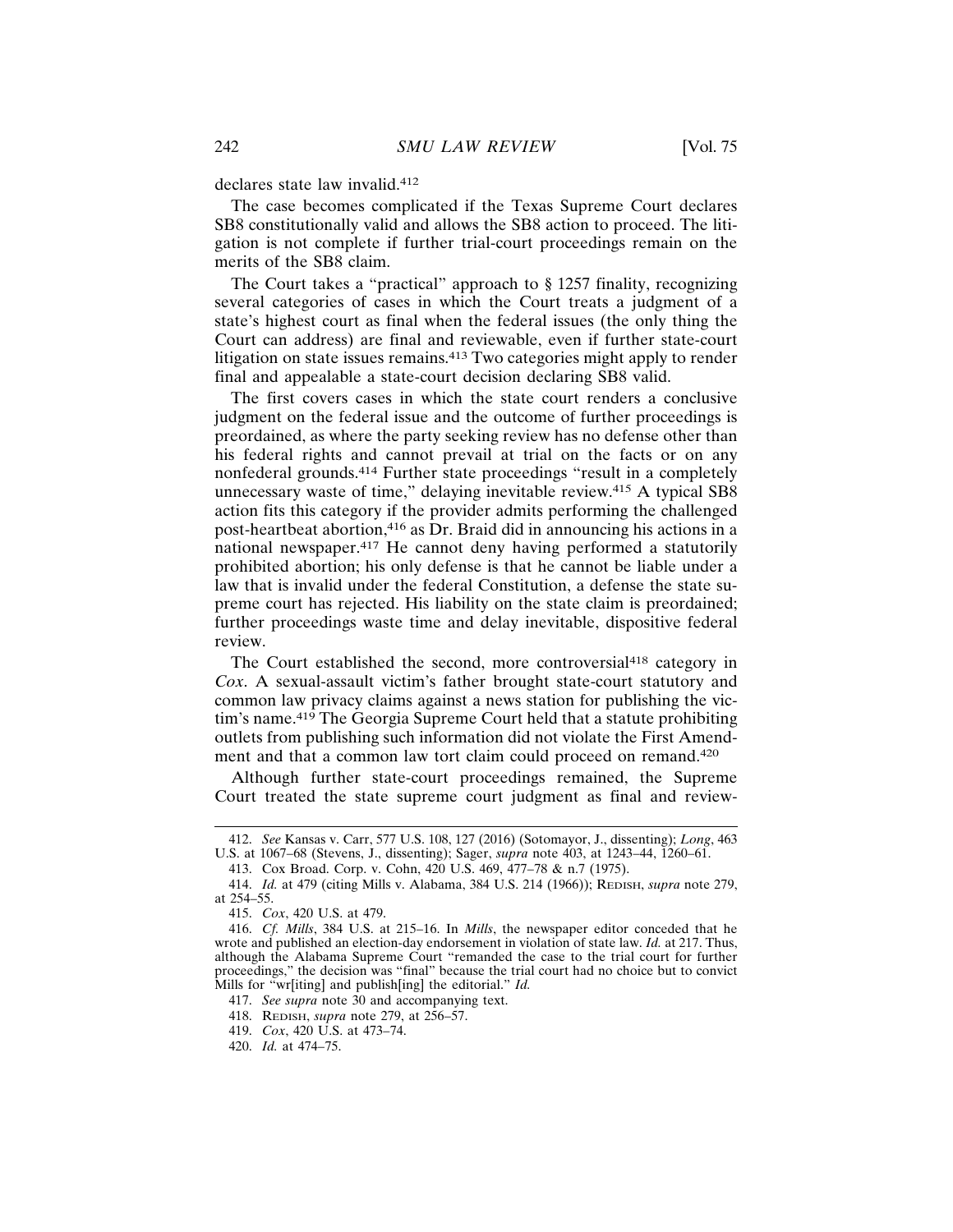declares state law invalid.[412]

The case becomes complicated if the Texas Supreme Court declares SB8 constitutionally valid and allows the SB8 action to proceed. The litigation is not complete if further trial-court proceedings remain on the merits of the SB8 claim.

The Court takes a "practical" approach to § 1257 finality, recognizing several categories of cases in which the Court treats a judgment of a state's highest court as final when the federal issues (the only thing the Court can address) are final and reviewable, even if further state-court litigation on state issues remains.[413] Two categories might apply to render final and appealable a state-court decision declaring SB8 valid.

The first covers cases in which the state court renders a conclusive judgment on the federal issue and the outcome of further proceedings is preordained, as where the party seeking review has no defense other than his federal rights and cannot prevail at trial on the facts or on any nonfederal grounds.[414] Further state proceedings "result in a completely unnecessary waste of time," delaying inevitable review.[415] A typical SB8 action fits this category if the provider admits performing the challenged post-heartbeat abortion,[416] as Dr. Braid did in announcing his actions in a national newspaper.[417] He cannot deny having performed a statutorily prohibited abortion; his only defense is that he cannot be liable under a law that is invalid under the federal Constitution, a defense the state supreme court has rejected. His liability on the state claim is preordained; further proceedings waste time and delay inevitable, dispositive federal review.

The Court established the second, more controversial[418] category in *Cox*. A sexual-assault victim's father brought state-court statutory and common law privacy claims against a news station for publishing the victim's name.[419] The Georgia Supreme Court held that a statute prohibiting outlets from publishing such information did not violate the First Amendment and that a common law tort claim could proceed on remand.[420]

Although further state-court proceedings remained, the Supreme Court treated the state supreme court judgment as final and review-

---

412. *See* Kansas v. Carr, 577 U.S. 108, 127 (2016) (Sotomayor, J., dissenting); *Long*, 463 U.S. at 1067–68 (Stevens, J., dissenting); Sager, *supra* note 403, at 1243–44, 1260–61.

413. Cox Broad. Corp. v. Cohn, 420 U.S. 469, 477–78 & n.7 (1975).

414. *Id.* at 479 (citing Mills v. Alabama, 384 U.S. 214 (1966)); REDISH, *supra* note 279, at 254–55.

415. *Cox*, 420 U.S. at 479.

416. *Cf. Mills*, 384 U.S. at 215–16. In *Mills*, the newspaper editor conceded that he wrote and published an election-day endorsement in violation of state law. *Id.* at 217. Thus, although the Alabama Supreme Court "remanded the case to the trial court for further proceedings," the decision was "final" because the trial court had no choice but to convict Mills for "wr[iting] and publish[ing] the editorial." *Id.*

417. *See supra* note 30 and accompanying text.

418. REDISH, *supra* note 279, at 256–57.

419. *Cox*, 420 U.S. at 473–74.

420. *Id.* at 474–75.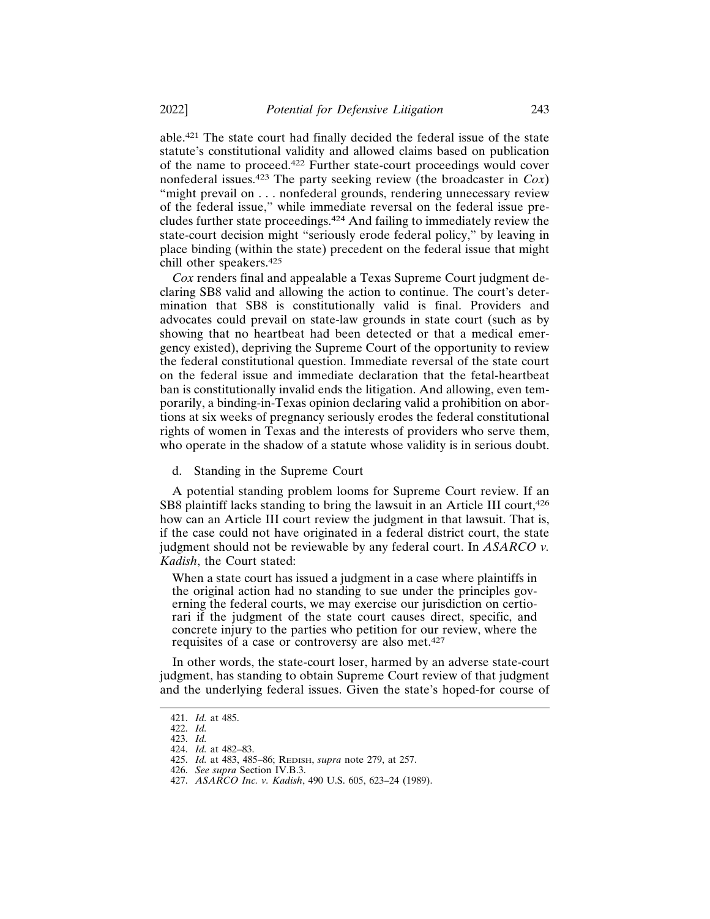able.[421] The state court had finally decided the federal issue of the state statute's constitutional validity and allowed claims based on publication of the name to proceed.[422] Further state-court proceedings would cover nonfederal issues.[423] The party seeking review (the broadcaster in *Cox*) "might prevail on . . . nonfederal grounds, rendering unnecessary review of the federal issue," while immediate reversal on the federal issue precludes further state proceedings.[424] And failing to immediately review the state-court decision might "seriously erode federal policy," by leaving in place binding (within the state) precedent on the federal issue that might chill other speakers.[425]

*Cox* renders final and appealable a Texas Supreme Court judgment declaring SB8 valid and allowing the action to continue. The court's determination that SB8 is constitutionally valid is final. Providers and advocates could prevail on state-law grounds in state court (such as by showing that no heartbeat had been detected or that a medical emergency existed), depriving the Supreme Court of the opportunity to review the federal constitutional question. Immediate reversal of the state court on the federal issue and immediate declaration that the fetal-heartbeat ban is constitutionally invalid ends the litigation. And allowing, even temporarily, a binding-in-Texas opinion declaring valid a prohibition on abortions at six weeks of pregnancy seriously erodes the federal constitutional rights of women in Texas and the interests of providers who serve them, who operate in the shadow of a statute whose validity is in serious doubt.

d. Standing in the Supreme Court

A potential standing problem looms for Supreme Court review. If an SB8 plaintiff lacks standing to bring the lawsuit in an Article III court,[426] how can an Article III court review the judgment in that lawsuit. That is, if the case could not have originated in a federal district court, the state judgment should not be reviewable by any federal court. In *ASARCO v. Kadish*, the Court stated:

> When a state court has issued a judgment in a case where plaintiffs in the original action had no standing to sue under the principles governing the federal courts, we may exercise our jurisdiction on certiorari if the judgment of the state court causes direct, specific, and concrete injury to the parties who petition for our review, where the requisites of a case or controversy are also met.[427]

In other words, the state-court loser, harmed by an adverse state-court judgment, has standing to obtain Supreme Court review of that judgment and the underlying federal issues. Given the state's hoped-for course of

---

421. *Id.* at 485.
422. *Id.*
423. *Id.*
424. *Id.* at 482–83.
425. *Id.* at 483, 485–86; Redish, *supra* note 279, at 257.
426. *See supra* Section IV.B.3.
427. *ASARCO Inc. v. Kadish*, 490 U.S. 605, 623–24 (1989).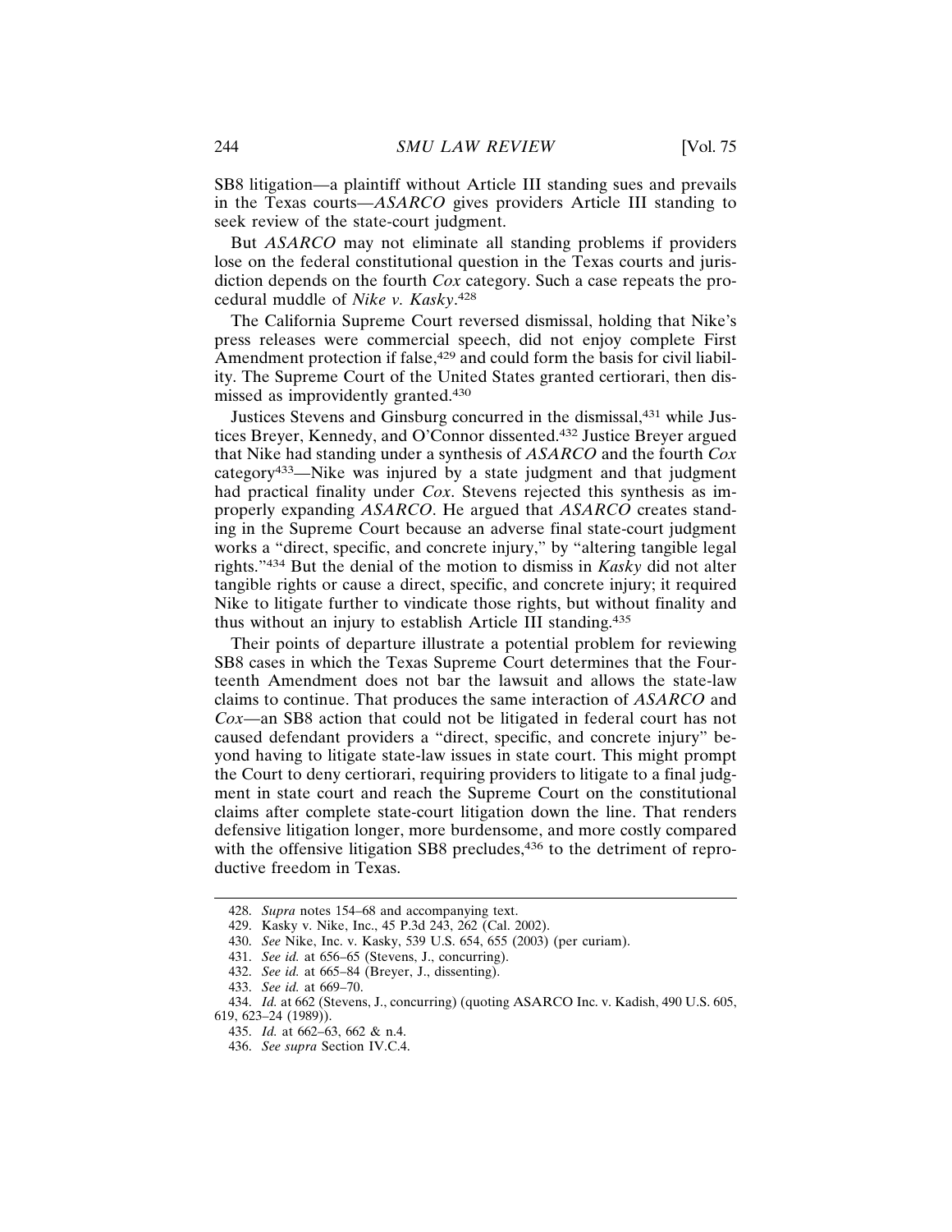SB8 litigation—a plaintiff without Article III standing sues and prevails in the Texas courts—*ASARCO* gives providers Article III standing to seek review of the state-court judgment.

But *ASARCO* may not eliminate all standing problems if providers lose on the federal constitutional question in the Texas courts and jurisdiction depends on the fourth *Cox* category. Such a case repeats the procedural muddle of *Nike v. Kasky*.[428]

The California Supreme Court reversed dismissal, holding that Nike's press releases were commercial speech, did not enjoy complete First Amendment protection if false,[429] and could form the basis for civil liability. The Supreme Court of the United States granted certiorari, then dismissed as improvidently granted.[430]

Justices Stevens and Ginsburg concurred in the dismissal,[431] while Justices Breyer, Kennedy, and O'Connor dissented.[432] Justice Breyer argued that Nike had standing under a synthesis of *ASARCO* and the fourth *Cox* category[433]—Nike was injured by a state judgment and that judgment had practical finality under *Cox*. Stevens rejected this synthesis as improperly expanding *ASARCO*. He argued that *ASARCO* creates standing in the Supreme Court because an adverse final state-court judgment works a "direct, specific, and concrete injury," by "altering tangible legal rights."[434] But the denial of the motion to dismiss in *Kasky* did not alter tangible rights or cause a direct, specific, and concrete injury; it required Nike to litigate further to vindicate those rights, but without finality and thus without an injury to establish Article III standing.[435]

Their points of departure illustrate a potential problem for reviewing SB8 cases in which the Texas Supreme Court determines that the Fourteenth Amendment does not bar the lawsuit and allows the state-law claims to continue. That produces the same interaction of *ASARCO* and *Cox*—an SB8 action that could not be litigated in federal court has not caused defendant providers a "direct, specific, and concrete injury" beyond having to litigate state-law issues in state court. This might prompt the Court to deny certiorari, requiring providers to litigate to a final judgment in state court and reach the Supreme Court on the constitutional claims after complete state-court litigation down the line. That renders defensive litigation longer, more burdensome, and more costly compared with the offensive litigation SB8 precludes,[436] to the detriment of reproductive freedom in Texas.

---

428. *Supra* notes 154–68 and accompanying text.

429. Kasky v. Nike, Inc., 45 P.3d 243, 262 (Cal. 2002).

430. *See* Nike, Inc. v. Kasky, 539 U.S. 654, 655 (2003) (per curiam).

431. *See id.* at 656–65 (Stevens, J., concurring).

432. *See id.* at 665–84 (Breyer, J., dissenting).

433. *See id.* at 669–70.

434. *Id.* at 662 (Stevens, J., concurring) (quoting ASARCO Inc. v. Kadish, 490 U.S. 605, 619, 623–24 (1989)).

435. *Id.* at 662–63, 662 & n.4.

436. *See supra* Section IV.C.4.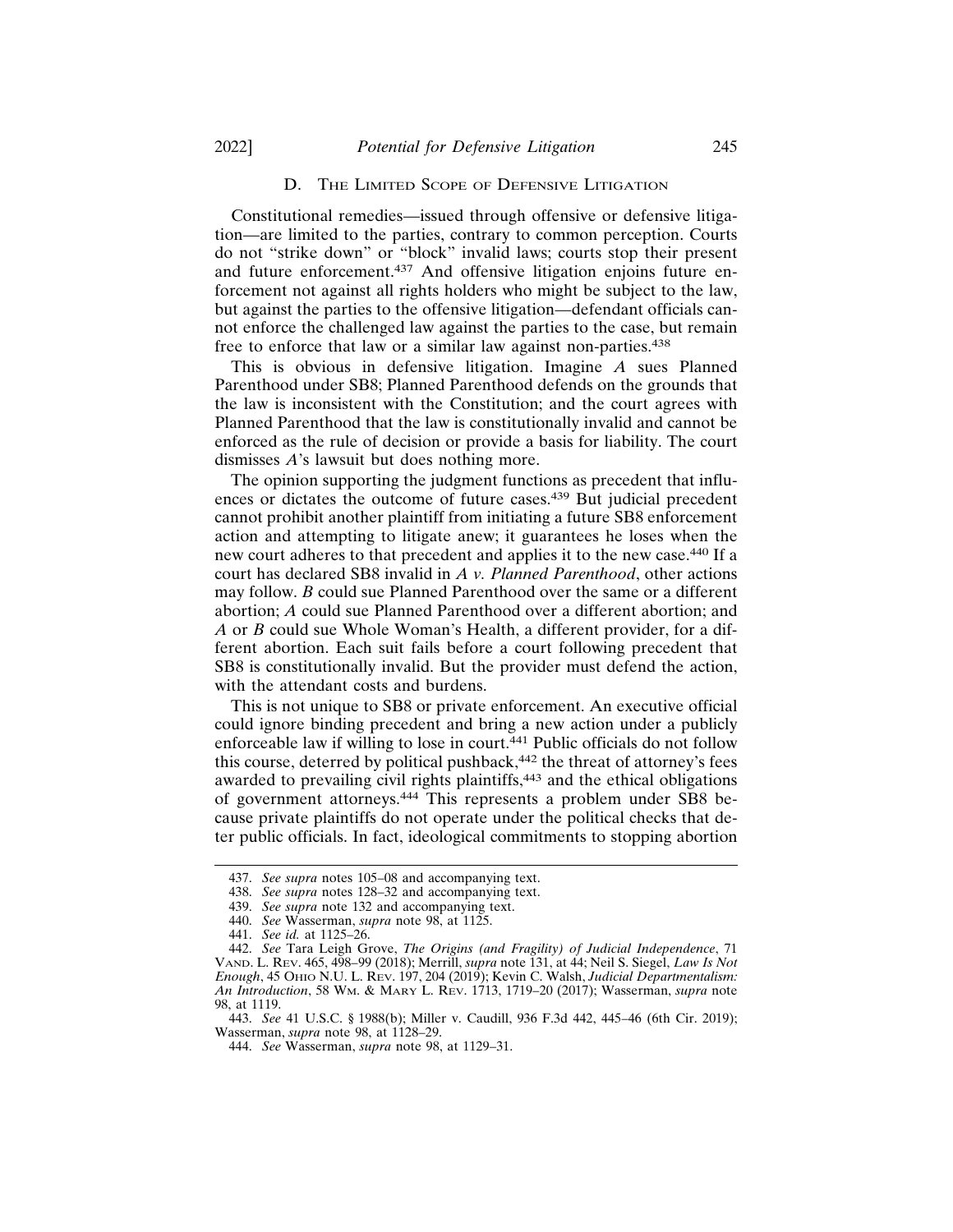### D. The Limited Scope of Defensive Litigation

Constitutional remedies—issued through offensive or defensive litigation—are limited to the parties, contrary to common perception. Courts do not "strike down" or "block" invalid laws; courts stop their present and future enforcement.[437] And offensive litigation enjoins future enforcement not against all rights holders who might be subject to the law, but against the parties to the offensive litigation—defendant officials cannot enforce the challenged law against the parties to the case, but remain free to enforce that law or a similar law against non-parties.[438]

This is obvious in defensive litigation. Imagine *A* sues Planned Parenthood under SB8; Planned Parenthood defends on the grounds that the law is inconsistent with the Constitution; and the court agrees with Planned Parenthood that the law is constitutionally invalid and cannot be enforced as the rule of decision or provide a basis for liability. The court dismisses *A*'s lawsuit but does nothing more.

The opinion supporting the judgment functions as precedent that influences or dictates the outcome of future cases.[439] But judicial precedent cannot prohibit another plaintiff from initiating a future SB8 enforcement action and attempting to litigate anew; it guarantees he loses when the new court adheres to that precedent and applies it to the new case.[440] If a court has declared SB8 invalid in *A v. Planned Parenthood*, other actions may follow. *B* could sue Planned Parenthood over the same or a different abortion; *A* could sue Planned Parenthood over a different abortion; and *A* or *B* could sue Whole Woman's Health, a different provider, for a different abortion. Each suit fails before a court following precedent that SB8 is constitutionally invalid. But the provider must defend the action, with the attendant costs and burdens.

This is not unique to SB8 or private enforcement. An executive official could ignore binding precedent and bring a new action under a publicly enforceable law if willing to lose in court.[441] Public officials do not follow this course, deterred by political pushback,[442] the threat of attorney's fees awarded to prevailing civil rights plaintiffs,[443] and the ethical obligations of government attorneys.[444] This represents a problem under SB8 because private plaintiffs do not operate under the political checks that deter public officials. In fact, ideological commitments to stopping abortion

---

437. *See supra* notes 105–08 and accompanying text.

438. *See supra* notes 128–32 and accompanying text.

439. *See supra* note 132 and accompanying text.

440. *See* Wasserman, *supra* note 98, at 1125.

441. *See id.* at 1125–26.

442. *See* Tara Leigh Grove, *The Origins (and Fragility) of Judicial Independence*, 71 Vand. L. Rev. 465, 498–99 (2018); Merrill, *supra* note 131, at 44; Neil S. Siegel, *Law Is Not Enough*, 45 Ohio N.U. L. Rev. 197, 204 (2019); Kevin C. Walsh, *Judicial Departmentalism: An Introduction*, 58 Wm. & Mary L. Rev. 1713, 1719–20 (2017); Wasserman, *supra* note 98, at 1119.

443. *See* 41 U.S.C. § 1988(b); Miller v. Caudill, 936 F.3d 442, 445–46 (6th Cir. 2019); Wasserman, *supra* note 98, at 1128–29.

444. *See* Wasserman, *supra* note 98, at 1129–31.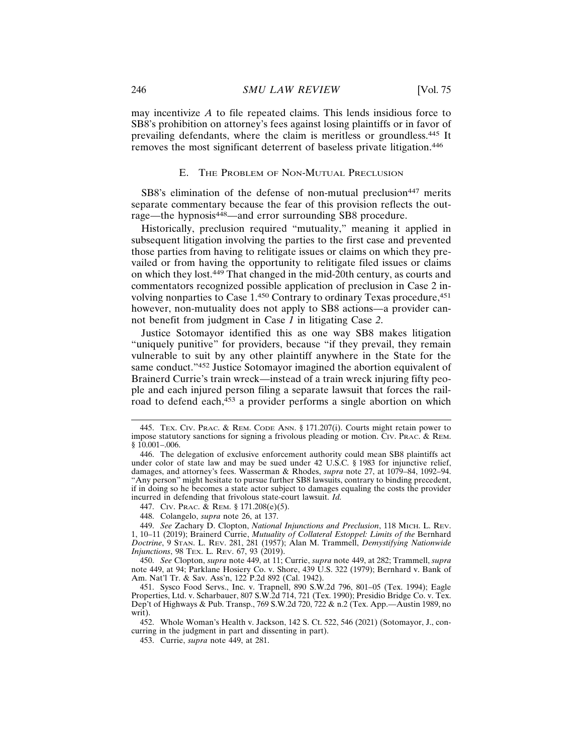may incentivize *A* to file repeated claims. This lends insidious force to SB8's prohibition on attorney's fees against losing plaintiffs or in favor of prevailing defendants, where the claim is meritless or groundless.[445] It removes the most significant deterrent of baseless private litigation.[446]

### E. The Problem of Non-Mutual Preclusion

SB8's elimination of the defense of non-mutual preclusion[447] merits separate commentary because the fear of this provision reflects the outrage—the hypnosis[448]—and error surrounding SB8 procedure.

Historically, preclusion required "mutuality," meaning it applied in subsequent litigation involving the parties to the first case and prevented those parties from having to relitigate issues or claims on which they prevailed or from having the opportunity to relitigate filed issues or claims on which they lost.[449] That changed in the mid-20th century, as courts and commentators recognized possible application of preclusion in Case 2 involving nonparties to Case 1.[450] Contrary to ordinary Texas procedure,[451] however, non-mutuality does not apply to SB8 actions—a provider cannot benefit from judgment in Case *1* in litigating Case *2*.

Justice Sotomayor identified this as one way SB8 makes litigation "uniquely punitive" for providers, because "if they prevail, they remain vulnerable to suit by any other plaintiff anywhere in the State for the same conduct."[452] Justice Sotomayor imagined the abortion equivalent of Brainerd Currie's train wreck—instead of a train wreck injuring fifty people and each injured person filing a separate lawsuit that forces the railroad to defend each,[453] a provider performs a single abortion on which

---

445. Tex. Civ. Prac. & Rem. Code Ann. § 171.207(i). Courts might retain power to impose statutory sanctions for signing a frivolous pleading or motion. Civ. Prac. & Rem. § 10.001–.006.

446. The delegation of exclusive enforcement authority could mean SB8 plaintiffs act under color of state law and may be sued under 42 U.S.C. § 1983 for injunctive relief, damages, and attorney's fees. Wasserman & Rhodes, *supra* note 27, at 1079–84, 1092–94. "Any person" might hesitate to pursue further SB8 lawsuits, contrary to binding precedent, if in doing so he becomes a state actor subject to damages equaling the costs the provider incurred in defending that frivolous state-court lawsuit. *Id.*

447. Civ. Prac. & Rem. § 171.208(e)(5).

448. Colangelo, *supra* note 26, at 137.

449. *See* Zachary D. Clopton, *National Injunctions and Preclusion*, 118 Mich. L. Rev. 1, 10–11 (2019); Brainerd Currie, *Mutuality of Collateral Estoppel: Limits of the* Bernhard *Doctrine*, 9 Stan. L. Rev. 281, 281 (1957); Alan M. Trammell, *Demystifying Nationwide Injunctions*, 98 Tex. L. Rev. 67, 93 (2019).

450. *See* Clopton, *supra* note 449, at 11; Currie, *supra* note 449, at 282; Trammell, *supra* note 449, at 94; Parklane Hosiery Co. v. Shore, 439 U.S. 322 (1979); Bernhard v. Bank of Am. Nat'l Tr. & Sav. Ass'n, 122 P.2d 892 (Cal. 1942).

451. Sysco Food Servs., Inc. v. Trapnell, 890 S.W.2d 796, 801–05 (Tex. 1994); Eagle Properties, Ltd. v. Scharbauer, 807 S.W.2d 714, 721 (Tex. 1990); Presidio Bridge Co. v. Tex. Dep't of Highways & Pub. Transp., 769 S.W.2d 720, 722 & n.2 (Tex. App.—Austin 1989, no writ).

452. Whole Woman's Health v. Jackson, 142 S. Ct. 522, 546 (2021) (Sotomayor, J., concurring in the judgment in part and dissenting in part).

453. Currie, *supra* note 449, at 281.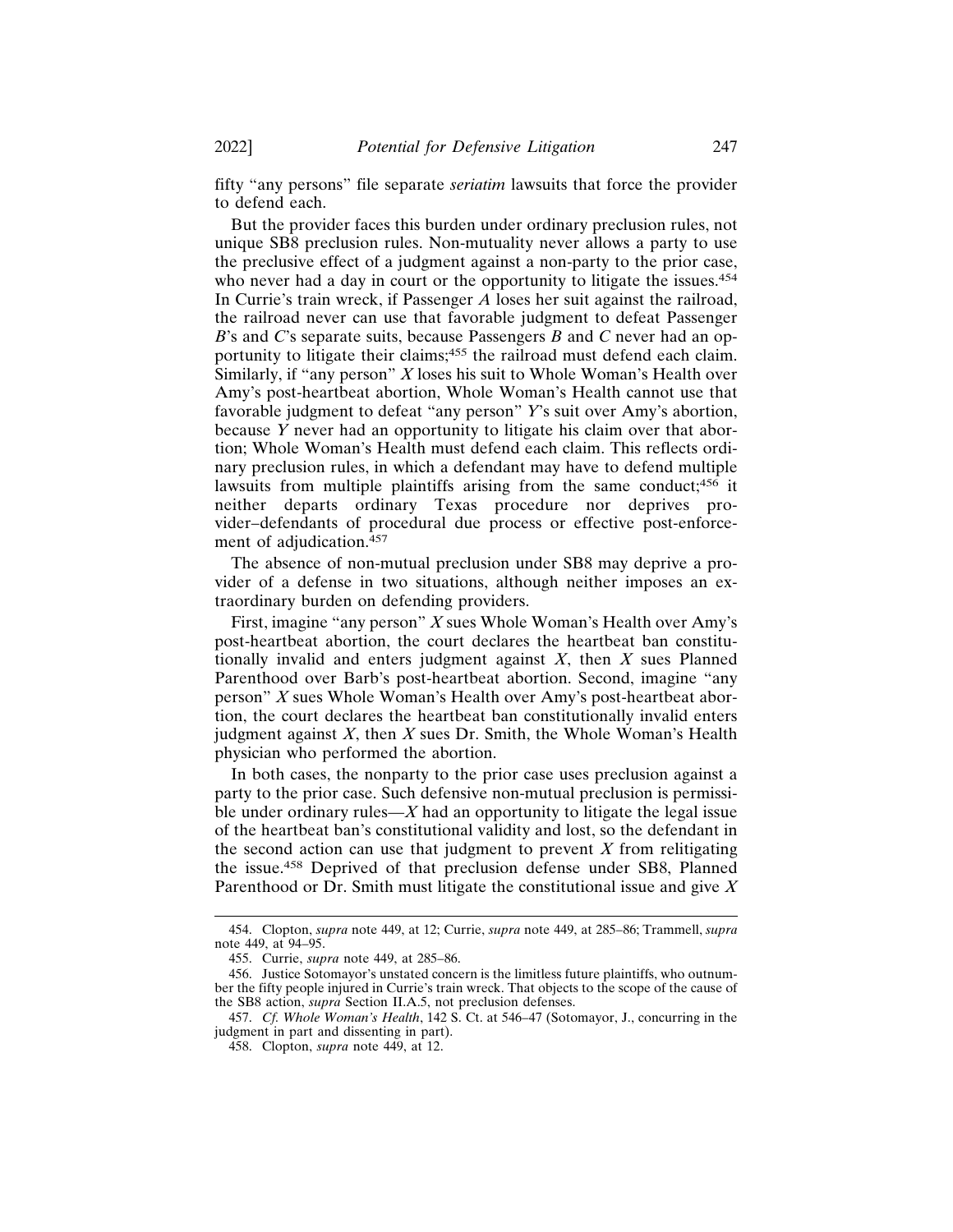fifty "any persons" file separate *seriatim* lawsuits that force the provider to defend each.

But the provider faces this burden under ordinary preclusion rules, not unique SB8 preclusion rules. Non-mutuality never allows a party to use the preclusive effect of a judgment against a non-party to the prior case, who never had a day in court or the opportunity to litigate the issues.[454] In Currie's train wreck, if Passenger *A* loses her suit against the railroad, the railroad never can use that favorable judgment to defeat Passenger *B*'s and *C*'s separate suits, because Passengers *B* and *C* never had an opportunity to litigate their claims;[455] the railroad must defend each claim. Similarly, if "any person" *X* loses his suit to Whole Woman's Health over Amy's post-heartbeat abortion, Whole Woman's Health cannot use that favorable judgment to defeat "any person" *Y*'s suit over Amy's abortion, because *Y* never had an opportunity to litigate his claim over that abortion; Whole Woman's Health must defend each claim. This reflects ordinary preclusion rules, in which a defendant may have to defend multiple lawsuits from multiple plaintiffs arising from the same conduct;[456] it neither departs ordinary Texas procedure nor deprives provider–defendants of procedural due process or effective post-enforcement of adjudication.[457]

The absence of non-mutual preclusion under SB8 may deprive a provider of a defense in two situations, although neither imposes an extraordinary burden on defending providers.

First, imagine "any person" *X* sues Whole Woman's Health over Amy's post-heartbeat abortion, the court declares the heartbeat ban constitutionally invalid and enters judgment against *X*, then *X* sues Planned Parenthood over Barb's post-heartbeat abortion. Second, imagine "any person" *X* sues Whole Woman's Health over Amy's post-heartbeat abortion, the court declares the heartbeat ban constitutionally invalid enters judgment against *X*, then *X* sues Dr. Smith, the Whole Woman's Health physician who performed the abortion.

In both cases, the nonparty to the prior case uses preclusion against a party to the prior case. Such defensive non-mutual preclusion is permissible under ordinary rules—*X* had an opportunity to litigate the legal issue of the heartbeat ban's constitutional validity and lost, so the defendant in the second action can use that judgment to prevent *X* from relitigating the issue.[458] Deprived of that preclusion defense under SB8, Planned Parenthood or Dr. Smith must litigate the constitutional issue and give *X*

454. Clopton, *supra* note 449, at 12; Currie, *supra* note 449, at 285–86; Trammell, *supra* note 449, at 94–95.

455. Currie, *supra* note 449, at 285–86.

456. Justice Sotomayor's unstated concern is the limitless future plaintiffs, who outnumber the fifty people injured in Currie's train wreck. That objects to the scope of the cause of the SB8 action, *supra* Section II.A.5, not preclusion defenses.

457. *Cf. Whole Woman's Health*, 142 S. Ct. at 546–47 (Sotomayor, J., concurring in the judgment in part and dissenting in part).

458. Clopton, *supra* note 449, at 12.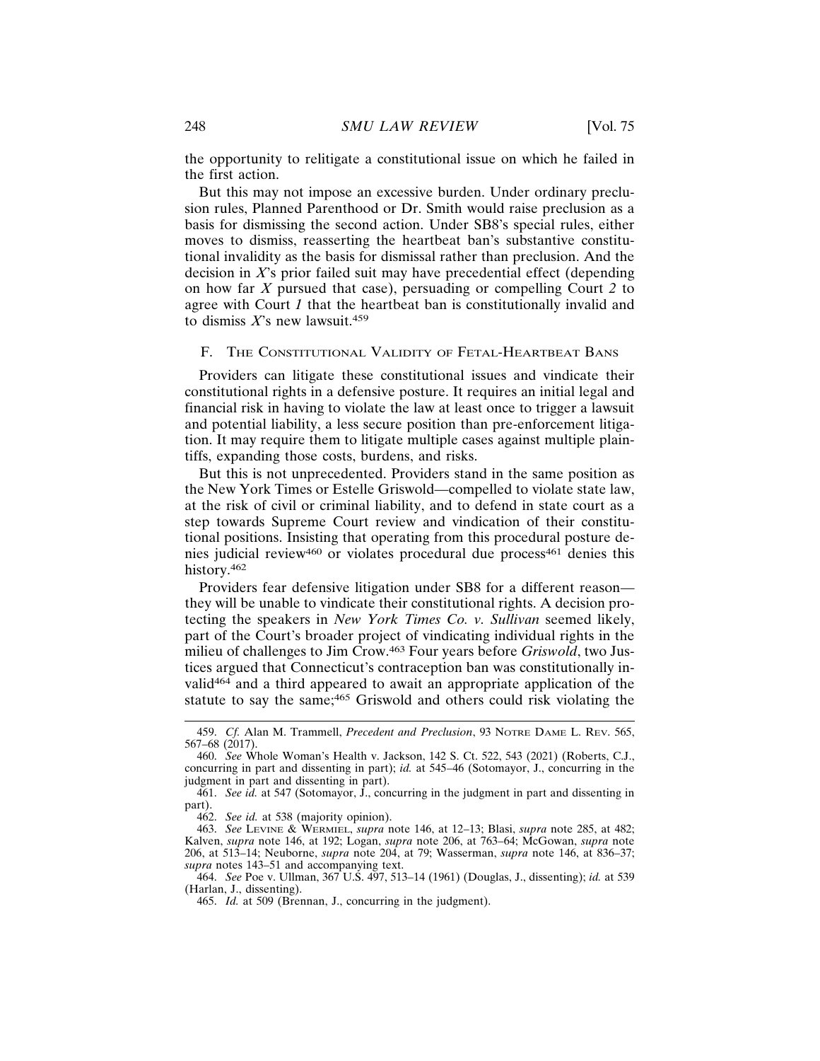the opportunity to relitigate a constitutional issue on which he failed in the first action.

But this may not impose an excessive burden. Under ordinary preclusion rules, Planned Parenthood or Dr. Smith would raise preclusion as a basis for dismissing the second action. Under SB8's special rules, either moves to dismiss, reasserting the heartbeat ban's substantive constitutional invalidity as the basis for dismissal rather than preclusion. And the decision in *X*'s prior failed suit may have precedential effect (depending on how far *X* pursued that case), persuading or compelling Court *2* to agree with Court *1* that the heartbeat ban is constitutionally invalid and to dismiss *X*'s new lawsuit.[459]

### F. The Constitutional Validity of Fetal-Heartbeat Bans

Providers can litigate these constitutional issues and vindicate their constitutional rights in a defensive posture. It requires an initial legal and financial risk in having to violate the law at least once to trigger a lawsuit and potential liability, a less secure position than pre-enforcement litigation. It may require them to litigate multiple cases against multiple plaintiffs, expanding those costs, burdens, and risks.

But this is not unprecedented. Providers stand in the same position as the New York Times or Estelle Griswold—compelled to violate state law, at the risk of civil or criminal liability, and to defend in state court as a step towards Supreme Court review and vindication of their constitutional positions. Insisting that operating from this procedural posture denies judicial review[460] or violates procedural due process[461] denies this history.[462]

Providers fear defensive litigation under SB8 for a different reason—they will be unable to vindicate their constitutional rights. A decision protecting the speakers in *New York Times Co. v. Sullivan* seemed likely, part of the Court's broader project of vindicating individual rights in the milieu of challenges to Jim Crow.[463] Four years before *Griswold*, two Justices argued that Connecticut's contraception ban was constitutionally invalid[464] and a third appeared to await an appropriate application of the statute to say the same;[465] Griswold and others could risk violating the

---

459. *Cf.* Alan M. Trammell, *Precedent and Preclusion*, 93 Notre Dame L. Rev. 565, 567–68 (2017).

460. *See* Whole Woman's Health v. Jackson, 142 S. Ct. 522, 543 (2021) (Roberts, C.J., concurring in part and dissenting in part); *id.* at 545–46 (Sotomayor, J., concurring in the judgment in part and dissenting in part).

461. *See id.* at 547 (Sotomayor, J., concurring in the judgment in part and dissenting in part).

462. *See id.* at 538 (majority opinion).

463. *See* Levine & Wermiel, *supra* note 146, at 12–13; Blasi, *supra* note 285, at 482; Kalven, *supra* note 146, at 192; Logan, *supra* note 206, at 763–64; McGowan, *supra* note 206, at 513–14; Neuborne, *supra* note 204, at 79; Wasserman, *supra* note 146, at 836–37; *supra* notes 143–51 and accompanying text.

464. *See* Poe v. Ullman, 367 U.S. 497, 513–14 (1961) (Douglas, J., dissenting); *id.* at 539 (Harlan, J., dissenting).

465. *Id.* at 509 (Brennan, J., concurring in the judgment).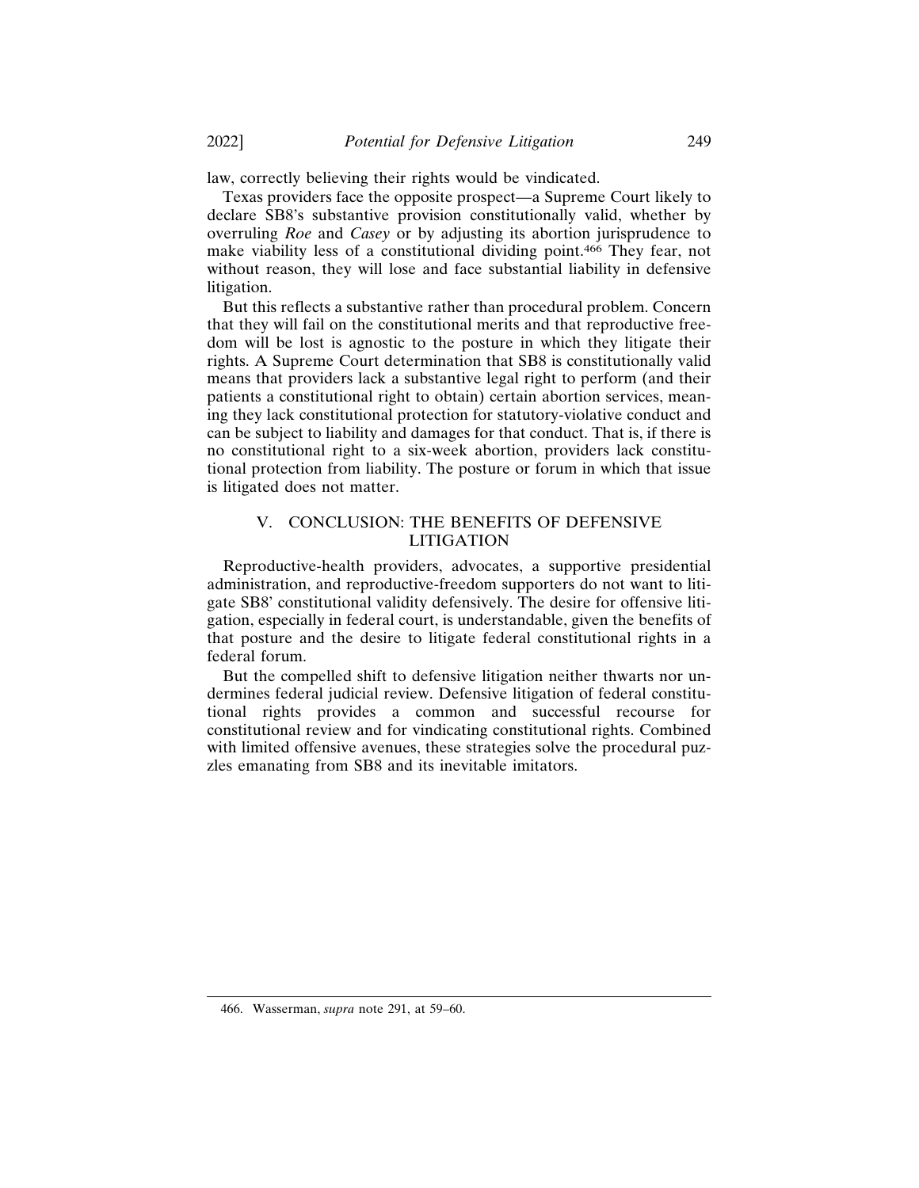law, correctly believing their rights would be vindicated.

Texas providers face the opposite prospect—a Supreme Court likely to declare SB8's substantive provision constitutionally valid, whether by overruling *Roe* and *Casey* or by adjusting its abortion jurisprudence to make viability less of a constitutional dividing point.[466] They fear, not without reason, they will lose and face substantial liability in defensive litigation.

But this reflects a substantive rather than procedural problem. Concern that they will fail on the constitutional merits and that reproductive freedom will be lost is agnostic to the posture in which they litigate their rights. A Supreme Court determination that SB8 is constitutionally valid means that providers lack a substantive legal right to perform (and their patients a constitutional right to obtain) certain abortion services, meaning they lack constitutional protection for statutory-violative conduct and can be subject to liability and damages for that conduct. That is, if there is no constitutional right to a six-week abortion, providers lack constitutional protection from liability. The posture or forum in which that issue is litigated does not matter.

## V. CONCLUSION: THE BENEFITS OF DEFENSIVE LITIGATION

Reproductive-health providers, advocates, a supportive presidential administration, and reproductive-freedom supporters do not want to litigate SB8' constitutional validity defensively. The desire for offensive litigation, especially in federal court, is understandable, given the benefits of that posture and the desire to litigate federal constitutional rights in a federal forum.

But the compelled shift to defensive litigation neither thwarts nor undermines federal judicial review. Defensive litigation of federal constitutional rights provides a common and successful recourse for constitutional review and for vindicating constitutional rights. Combined with limited offensive avenues, these strategies solve the procedural puzzles emanating from SB8 and its inevitable imitators.

466. Wasserman, *supra* note 291, at 59–60.